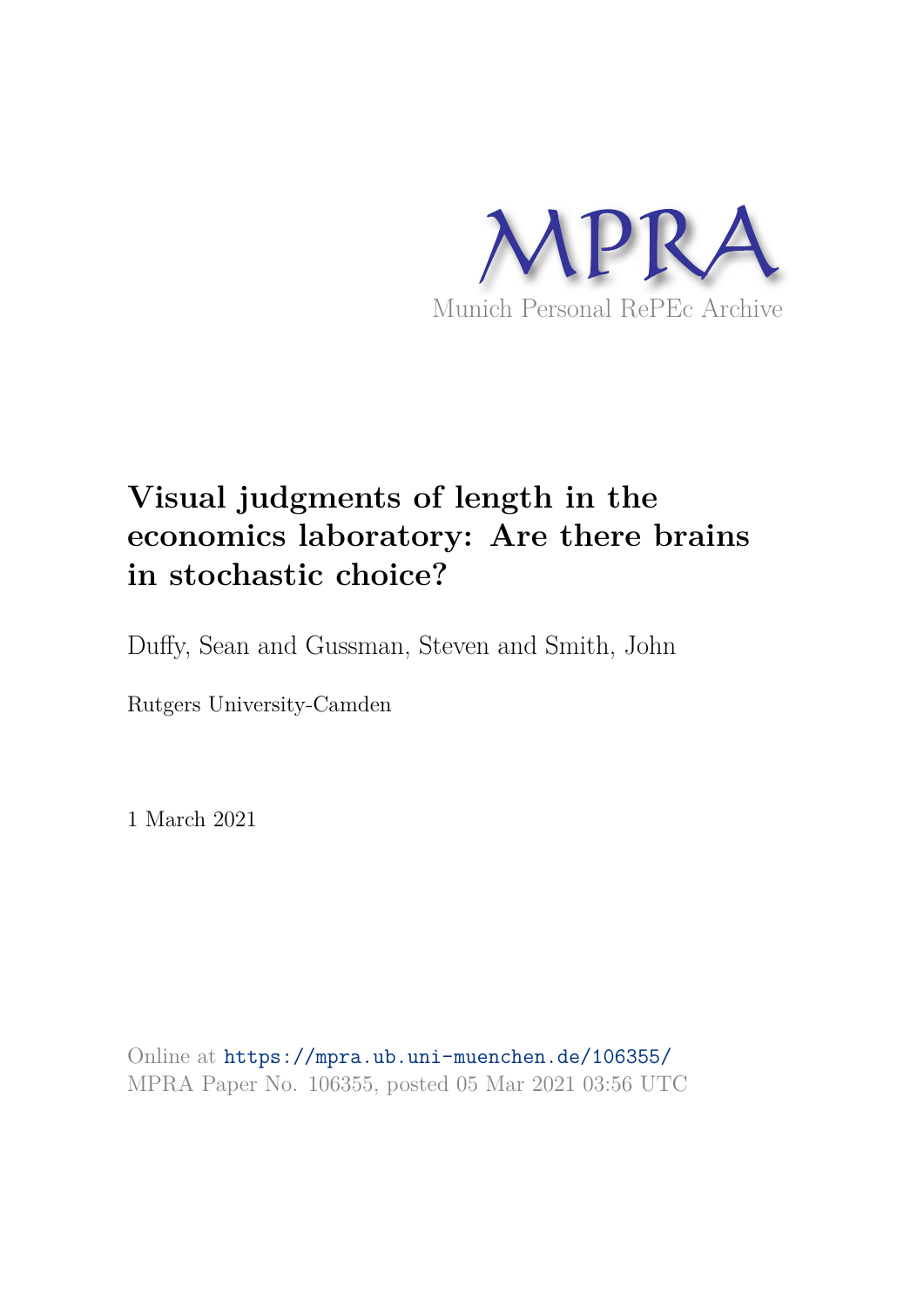MPRA

Munich Personal RePEc Archive

# Visual judgments of length in the economics laboratory: Are there brains in stochastic choice?

Duffy, Sean and Gussman, Steven and Smith, John

Rutgers University-Camden

1 March 2021

Online at https://mpra.ub.uni-muenchen.de/106355/
MPRA Paper No. 106355, posted 05 Mar 2021 03:56 UTC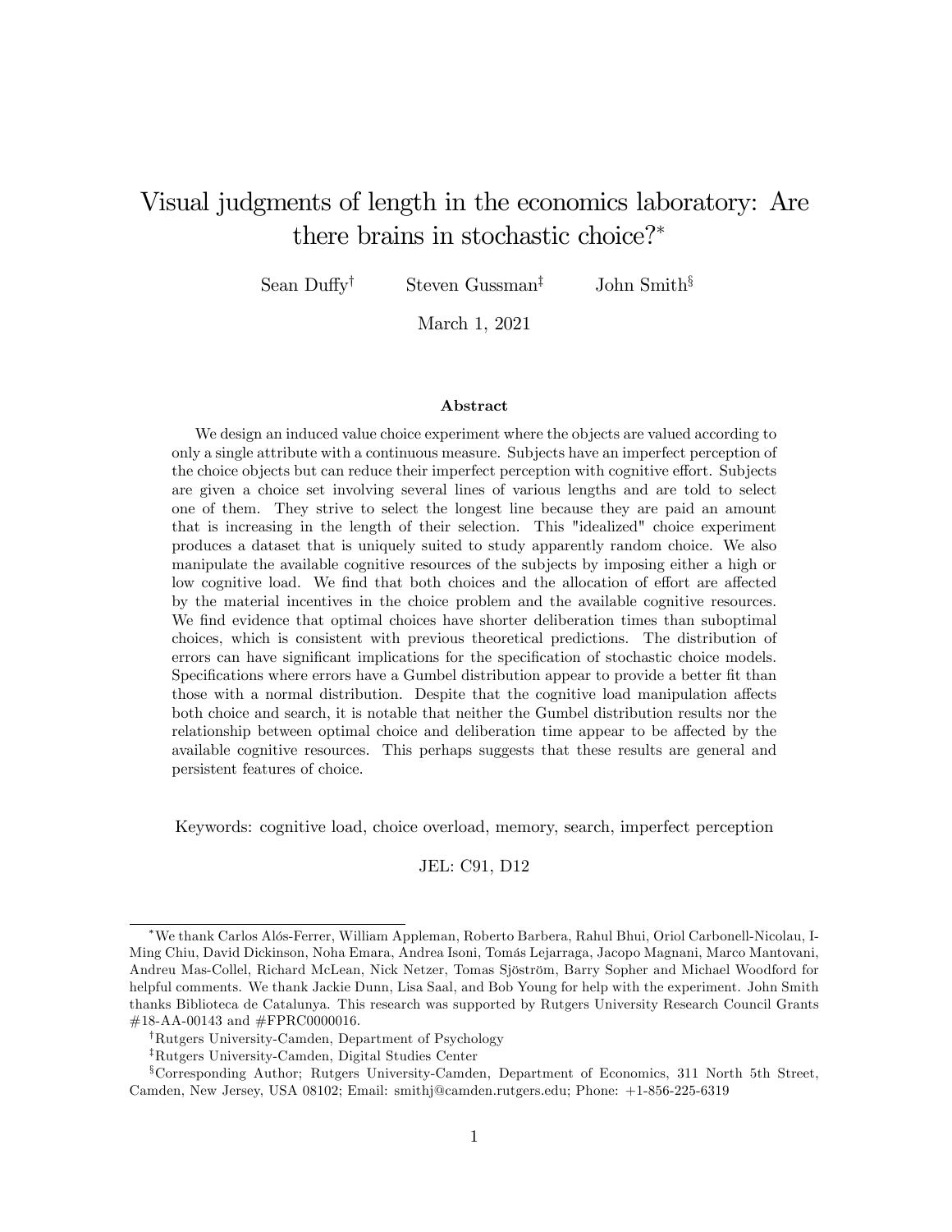# Visual judgments of length in the economics laboratory: Are there brains in stochastic choice?*

Sean Duffy[†] Steven Gussman[‡] John Smith[§]

March 1, 2021

### Abstract

We design an induced value choice experiment where the objects are valued according to only a single attribute with a continuous measure. Subjects have an imperfect perception of the choice objects but can reduce their imperfect perception with cognitive effort. Subjects are given a choice set involving several lines of various lengths and are told to select one of them. They strive to select the longest line because they are paid an amount that is increasing in the length of their selection. This "idealized" choice experiment produces a dataset that is uniquely suited to study apparently random choice. We also manipulate the available cognitive resources of the subjects by imposing either a high or low cognitive load. We find that both choices and the allocation of effort are affected by the material incentives in the choice problem and the available cognitive resources. We find evidence that optimal choices have shorter deliberation times than suboptimal choices, which is consistent with previous theoretical predictions. The distribution of errors can have significant implications for the specification of stochastic choice models. Specifications where errors have a Gumbel distribution appear to provide a better fit than those with a normal distribution. Despite that the cognitive load manipulation affects both choice and search, it is notable that neither the Gumbel distribution results nor the relationship between optimal choice and deliberation time appear to be affected by the available cognitive resources. This perhaps suggests that these results are general and persistent features of choice.

Keywords: cognitive load, choice overload, memory, search, imperfect perception

JEL: C91, D12

---

*We thank Carlos Alós-Ferrer, William Appleman, Roberto Barbera, Rahul Bhui, Oriol Carbonell-Nicolau, I-Ming Chiu, David Dickinson, Noha Emara, Andrea Isoni, Tomás Lejarraga, Jacopo Magnani, Marco Mantovani, Andreu Mas-Collel, Richard McLean, Nick Netzer, Tomas Sjöström, Barry Sopher and Michael Woodford for helpful comments. We thank Jackie Dunn, Lisa Saal, and Bob Young for help with the experiment. John Smith thanks Biblioteca de Catalunya. This research was supported by Rutgers University Research Council Grants #18-AA-00143 and #FPRC0000016.

[†]Rutgers University-Camden, Department of Psychology

[‡]Rutgers University-Camden, Digital Studies Center

[§]Corresponding Author; Rutgers University-Camden, Department of Economics, 311 North 5th Street, Camden, New Jersey, USA 08102; Email: smithj@camden.rutgers.edu; Phone: +1-856-225-6319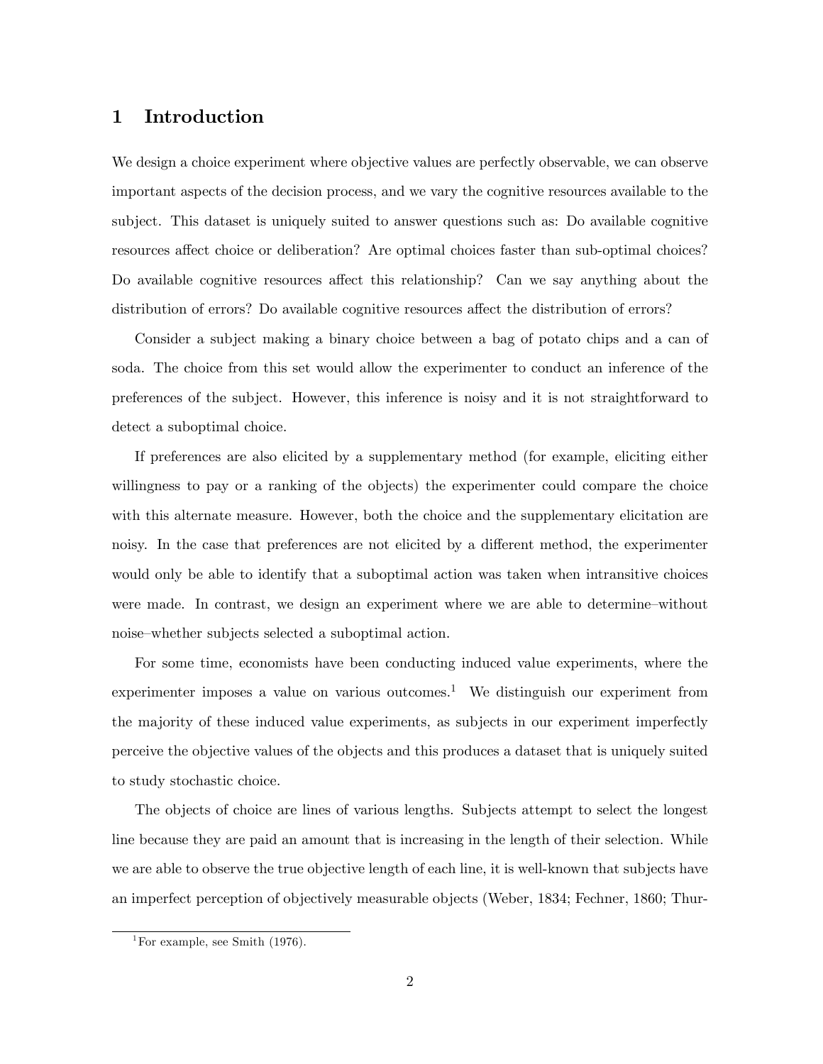# 1 Introduction

We design a choice experiment where objective values are perfectly observable, we can observe important aspects of the decision process, and we vary the cognitive resources available to the subject. This dataset is uniquely suited to answer questions such as: Do available cognitive resources affect choice or deliberation? Are optimal choices faster than sub-optimal choices? Do available cognitive resources affect this relationship? Can we say anything about the distribution of errors? Do available cognitive resources affect the distribution of errors?

Consider a subject making a binary choice between a bag of potato chips and a can of soda. The choice from this set would allow the experimenter to conduct an inference of the preferences of the subject. However, this inference is noisy and it is not straightforward to detect a suboptimal choice.

If preferences are also elicited by a supplementary method (for example, eliciting either willingness to pay or a ranking of the objects) the experimenter could compare the choice with this alternate measure. However, both the choice and the supplementary elicitation are noisy. In the case that preferences are not elicited by a different method, the experimenter would only be able to identify that a suboptimal action was taken when intransitive choices were made. In contrast, we design an experiment where we are able to determine–without noise–whether subjects selected a suboptimal action.

For some time, economists have been conducting induced value experiments, where the experimenter imposes a value on various outcomes.[1] We distinguish our experiment from the majority of these induced value experiments, as subjects in our experiment imperfectly perceive the objective values of the objects and this produces a dataset that is uniquely suited to study stochastic choice.

The objects of choice are lines of various lengths. Subjects attempt to select the longest line because they are paid an amount that is increasing in the length of their selection. While we are able to observe the true objective length of each line, it is well-known that subjects have an imperfect perception of objectively measurable objects (Weber, 1834; Fechner, 1860; Thur-

[1] For example, see Smith (1976).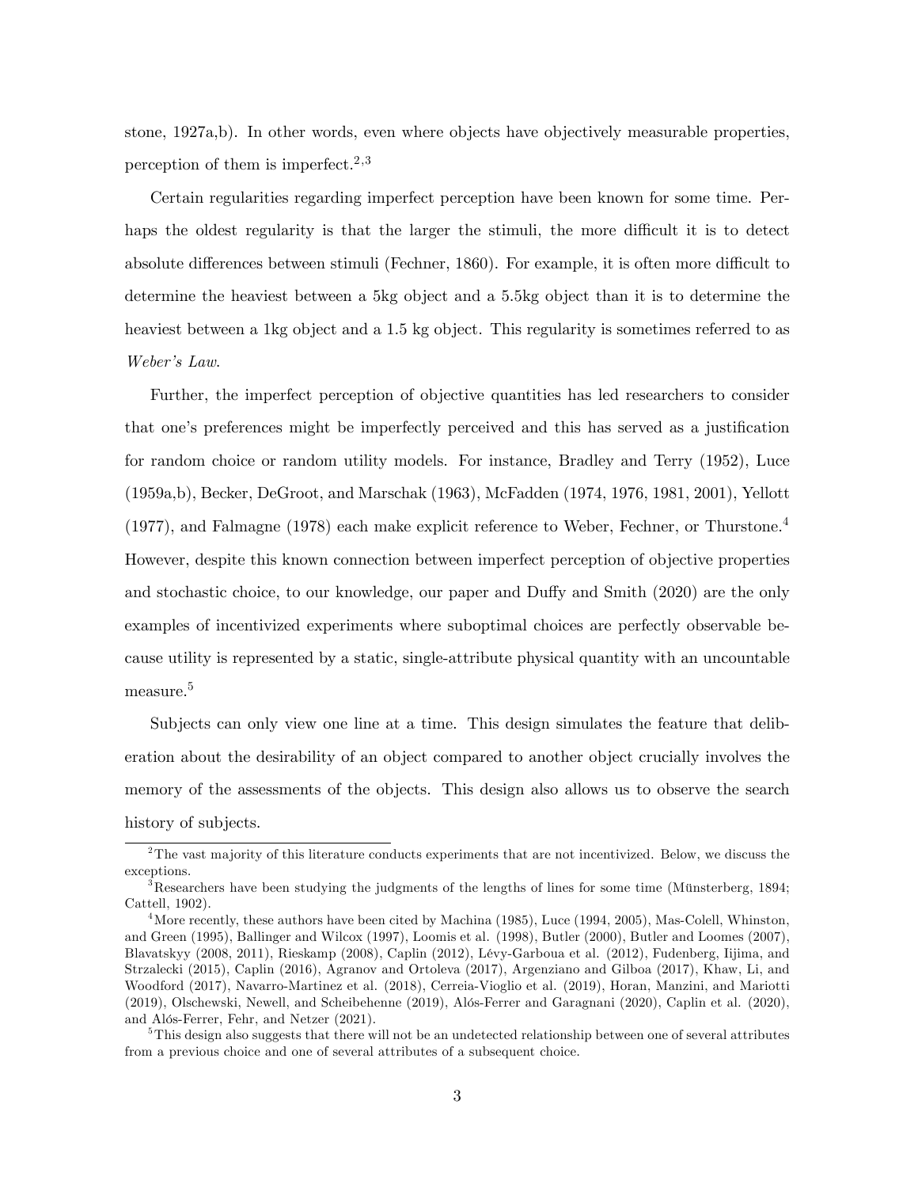stone, 1927a,b). In other words, even where objects have objectively measurable properties, perception of them is imperfect.[2,3]

Certain regularities regarding imperfect perception have been known for some time. Perhaps the oldest regularity is that the larger the stimuli, the more difficult it is to detect absolute differences between stimuli (Fechner, 1860). For example, it is often more difficult to determine the heaviest between a 5kg object and a 5.5kg object than it is to determine the heaviest between a 1kg object and a 1.5 kg object. This regularity is sometimes referred to as *Weber's Law*.

Further, the imperfect perception of objective quantities has led researchers to consider that one's preferences might be imperfectly perceived and this has served as a justification for random choice or random utility models. For instance, Bradley and Terry (1952), Luce (1959a,b), Becker, DeGroot, and Marschak (1963), McFadden (1974, 1976, 1981, 2001), Yellott (1977), and Falmagne (1978) each make explicit reference to Weber, Fechner, or Thurstone.[4] However, despite this known connection between imperfect perception of objective properties and stochastic choice, to our knowledge, our paper and Duffy and Smith (2020) are the only examples of incentivized experiments where suboptimal choices are perfectly observable because utility is represented by a static, single-attribute physical quantity with an uncountable measure.[5]

Subjects can only view one line at a time. This design simulates the feature that deliberation about the desirability of an object compared to another object crucially involves the memory of the assessments of the objects. This design also allows us to observe the search history of subjects.

---

[2] The vast majority of this literature conducts experiments that are not incentivized. Below, we discuss the exceptions.

[3] Researchers have been studying the judgments of the lengths of lines for some time (Münsterberg, 1894; Cattell, 1902).

[4] More recently, these authors have been cited by Machina (1985), Luce (1994, 2005), Mas-Colell, Whinston, and Green (1995), Ballinger and Wilcox (1997), Loomis et al. (1998), Butler (2000), Butler and Loomes (2007), Blavatskyy (2008, 2011), Rieskamp (2008), Caplin (2012), Lévy-Garboua et al. (2012), Fudenberg, Iijima, and Strzalecki (2015), Caplin (2016), Agranov and Ortoleva (2017), Argenziano and Gilboa (2017), Khaw, Li, and Woodford (2017), Navarro-Martinez et al. (2018), Cerreia-Vioglio et al. (2019), Horan, Manzini, and Mariotti (2019), Olschewski, Newell, and Scheibehenne (2019), Alós-Ferrer and Garagnani (2020), Caplin et al. (2020), and Alós-Ferrer, Fehr, and Netzer (2021).

[5] This design also suggests that there will not be an undetected relationship between one of several attributes from a previous choice and one of several attributes of a subsequent choice.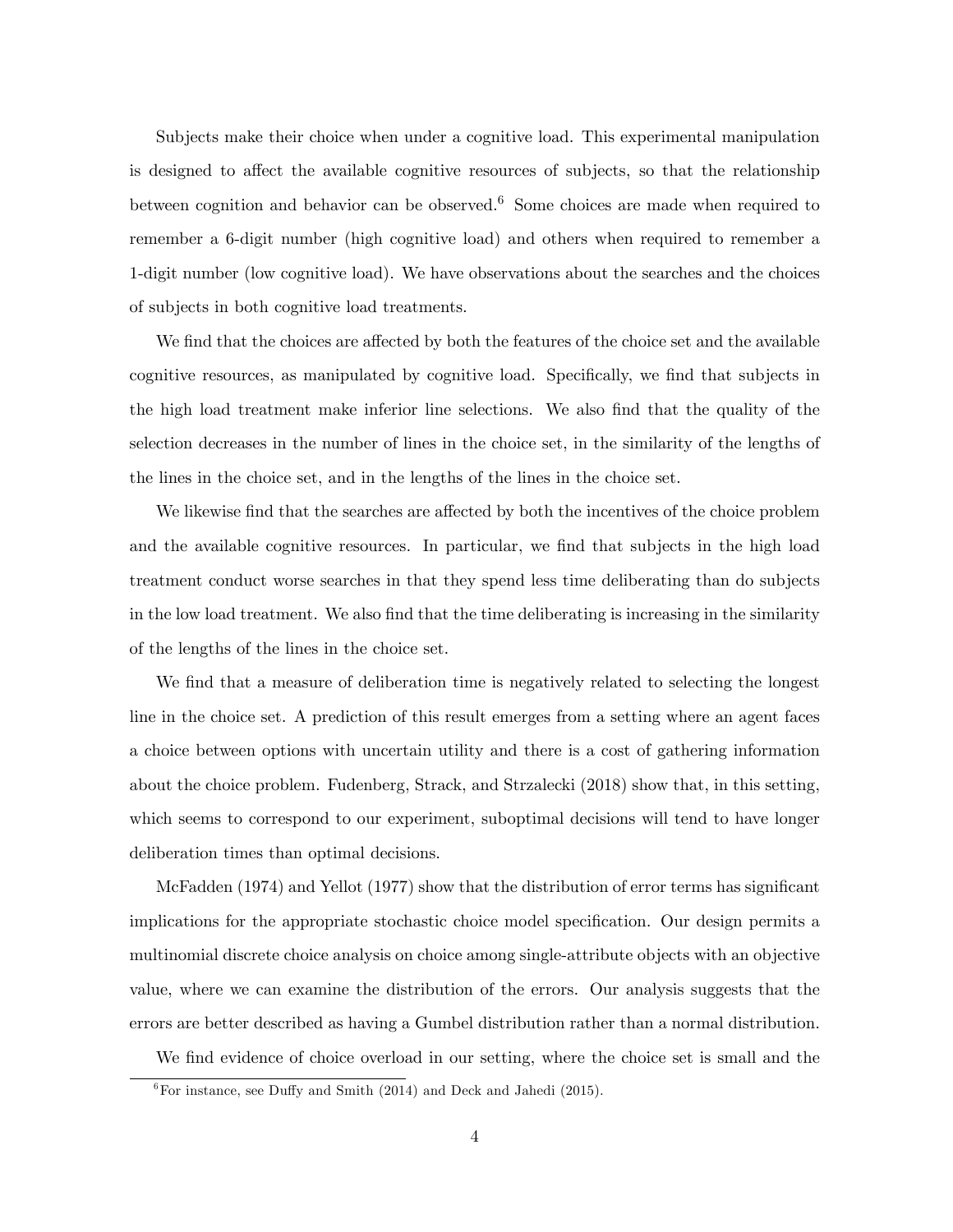Subjects make their choice when under a cognitive load. This experimental manipulation is designed to affect the available cognitive resources of subjects, so that the relationship between cognition and behavior can be observed.[6] Some choices are made when required to remember a 6-digit number (high cognitive load) and others when required to remember a 1-digit number (low cognitive load). We have observations about the searches and the choices of subjects in both cognitive load treatments.

We find that the choices are affected by both the features of the choice set and the available cognitive resources, as manipulated by cognitive load. Specifically, we find that subjects in the high load treatment make inferior line selections. We also find that the quality of the selection decreases in the number of lines in the choice set, in the similarity of the lengths of the lines in the choice set, and in the lengths of the lines in the choice set.

We likewise find that the searches are affected by both the incentives of the choice problem and the available cognitive resources. In particular, we find that subjects in the high load treatment conduct worse searches in that they spend less time deliberating than do subjects in the low load treatment. We also find that the time deliberating is increasing in the similarity of the lengths of the lines in the choice set.

We find that a measure of deliberation time is negatively related to selecting the longest line in the choice set. A prediction of this result emerges from a setting where an agent faces a choice between options with uncertain utility and there is a cost of gathering information about the choice problem. Fudenberg, Strack, and Strzalecki (2018) show that, in this setting, which seems to correspond to our experiment, suboptimal decisions will tend to have longer deliberation times than optimal decisions.

McFadden (1974) and Yellot (1977) show that the distribution of error terms has significant implications for the appropriate stochastic choice model specification. Our design permits a multinomial discrete choice analysis on choice among single-attribute objects with an objective value, where we can examine the distribution of the errors. Our analysis suggests that the errors are better described as having a Gumbel distribution rather than a normal distribution.

We find evidence of choice overload in our setting, where the choice set is small and the

[6] For instance, see Duffy and Smith (2014) and Deck and Jahedi (2015).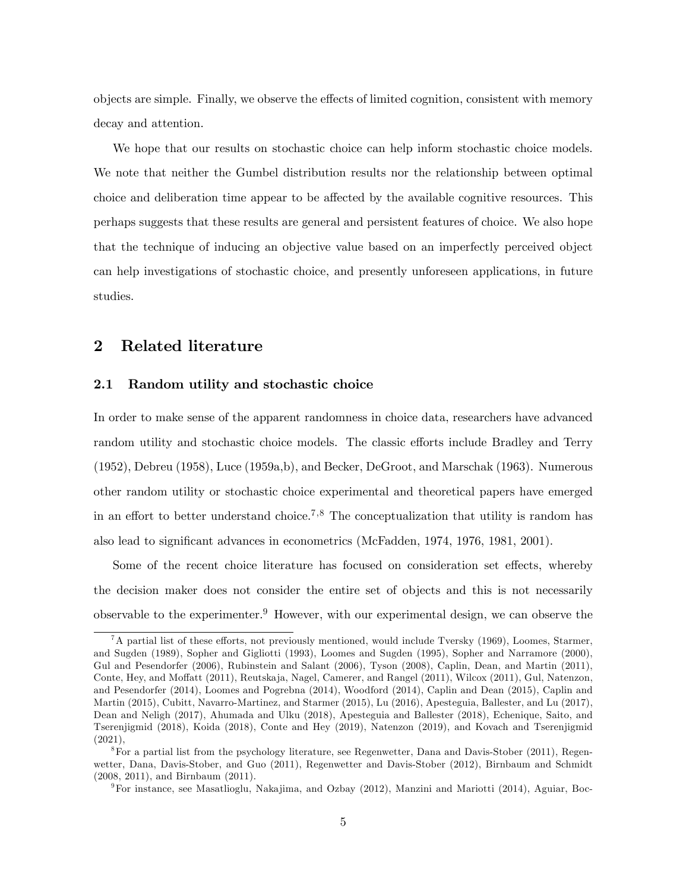objects are simple. Finally, we observe the effects of limited cognition, consistent with memory decay and attention.

We hope that our results on stochastic choice can help inform stochastic choice models. We note that neither the Gumbel distribution results nor the relationship between optimal choice and deliberation time appear to be affected by the available cognitive resources. This perhaps suggests that these results are general and persistent features of choice. We also hope that the technique of inducing an objective value based on an imperfectly perceived object can help investigations of stochastic choice, and presently unforeseen applications, in future studies.

## 2 Related literature

### 2.1 Random utility and stochastic choice

In order to make sense of the apparent randomness in choice data, researchers have advanced random utility and stochastic choice models. The classic efforts include Bradley and Terry (1952), Debreu (1958), Luce (1959a,b), and Becker, DeGroot, and Marschak (1963). Numerous other random utility or stochastic choice experimental and theoretical papers have emerged in an effort to better understand choice.[7,8] The conceptualization that utility is random has also lead to significant advances in econometrics (McFadden, 1974, 1976, 1981, 2001).

Some of the recent choice literature has focused on consideration set effects, whereby the decision maker does not consider the entire set of objects and this is not necessarily observable to the experimenter.[9] However, with our experimental design, we can observe the

---

[7] A partial list of these efforts, not previously mentioned, would include Tversky (1969), Loomes, Starmer, and Sugden (1989), Sopher and Gigliotti (1993), Loomes and Sugden (1995), Sopher and Narramore (2000), Gul and Pesendorfer (2006), Rubinstein and Salant (2006), Tyson (2008), Caplin, Dean, and Martin (2011), Conte, Hey, and Moffatt (2011), Reutskaja, Nagel, Camerer, and Rangel (2011), Wilcox (2011), Gul, Natenzon, and Pesendorfer (2014), Loomes and Pogrebna (2014), Woodford (2014), Caplin and Dean (2015), Caplin and Martin (2015), Cubitt, Navarro-Martinez, and Starmer (2015), Lu (2016), Apesteguia, Ballester, and Lu (2017), Dean and Neligh (2017), Ahumada and Ulku (2018), Apesteguia and Ballester (2018), Echenique, Saito, and Tserenjigmid (2018), Koida (2018), Conte and Hey (2019), Natenzon (2019), and Kovach and Tserenjigmid (2021),

[8] For a partial list from the psychology literature, see Regenwetter, Dana and Davis-Stober (2011), Regenwetter, Dana, Davis-Stober, and Guo (2011), Regenwetter and Davis-Stober (2012), Birnbaum and Schmidt (2008, 2011), and Birnbaum (2011).

[9] For instance, see Masatlioglu, Nakajima, and Ozbay (2012), Manzini and Mariotti (2014), Aguiar, Boc-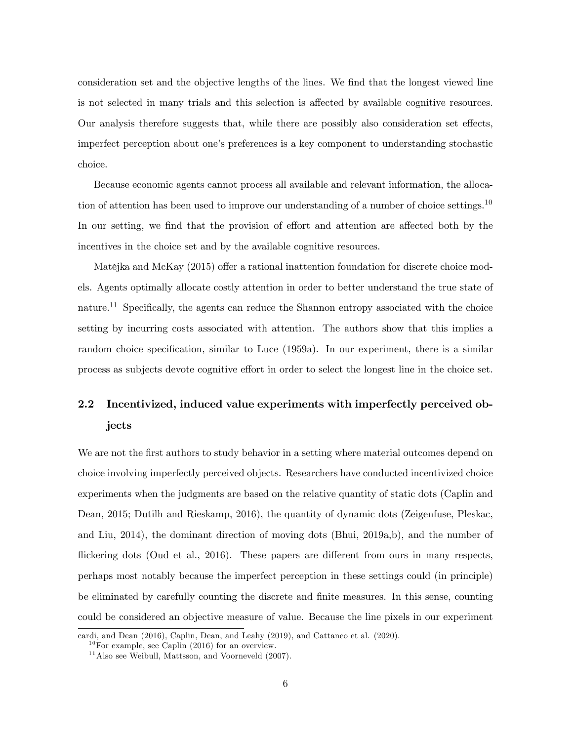consideration set and the objective lengths of the lines. We find that the longest viewed line is not selected in many trials and this selection is affected by available cognitive resources. Our analysis therefore suggests that, while there are possibly also consideration set effects, imperfect perception about one's preferences is a key component to understanding stochastic choice.

Because economic agents cannot process all available and relevant information, the allocation of attention has been used to improve our understanding of a number of choice settings.[10] In our setting, we find that the provision of effort and attention are affected both by the incentives in the choice set and by the available cognitive resources.

Matějka and McKay (2015) offer a rational inattention foundation for discrete choice models. Agents optimally allocate costly attention in order to better understand the true state of nature.[11] Specifically, the agents can reduce the Shannon entropy associated with the choice setting by incurring costs associated with attention. The authors show that this implies a random choice specification, similar to Luce (1959a). In our experiment, there is a similar process as subjects devote cognitive effort in order to select the longest line in the choice set.

## 2.2 Incentivized, induced value experiments with imperfectly perceived objects

We are not the first authors to study behavior in a setting where material outcomes depend on choice involving imperfectly perceived objects. Researchers have conducted incentivized choice experiments when the judgments are based on the relative quantity of static dots (Caplin and Dean, 2015; Dutilh and Rieskamp, 2016), the quantity of dynamic dots (Zeigenfuse, Pleskac, and Liu, 2014), the dominant direction of moving dots (Bhui, 2019a,b), and the number of flickering dots (Oud et al., 2016). These papers are different from ours in many respects, perhaps most notably because the imperfect perception in these settings could (in principle) be eliminated by carefully counting the discrete and finite measures. In this sense, counting could be considered an objective measure of value. Because the line pixels in our experiment

cardi, and Dean (2016), Caplin, Dean, and Leahy (2019), and Cattaneo et al. (2020).

[10] For example, see Caplin (2016) for an overview.

[11] Also see Weibull, Mattsson, and Voorneveld (2007).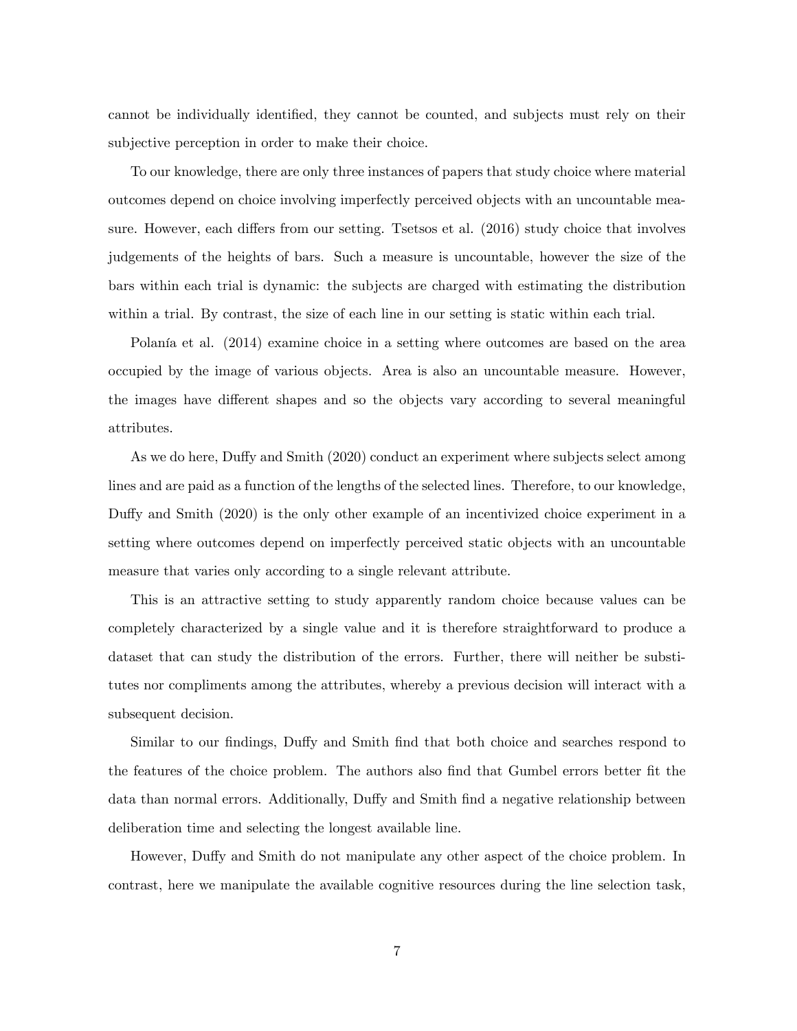cannot be individually identified, they cannot be counted, and subjects must rely on their subjective perception in order to make their choice.

To our knowledge, there are only three instances of papers that study choice where material outcomes depend on choice involving imperfectly perceived objects with an uncountable measure. However, each differs from our setting. Tsetsos et al. (2016) study choice that involves judgements of the heights of bars. Such a measure is uncountable, however the size of the bars within each trial is dynamic: the subjects are charged with estimating the distribution within a trial. By contrast, the size of each line in our setting is static within each trial.

Polanía et al. (2014) examine choice in a setting where outcomes are based on the area occupied by the image of various objects. Area is also an uncountable measure. However, the images have different shapes and so the objects vary according to several meaningful attributes.

As we do here, Duffy and Smith (2020) conduct an experiment where subjects select among lines and are paid as a function of the lengths of the selected lines. Therefore, to our knowledge, Duffy and Smith (2020) is the only other example of an incentivized choice experiment in a setting where outcomes depend on imperfectly perceived static objects with an uncountable measure that varies only according to a single relevant attribute.

This is an attractive setting to study apparently random choice because values can be completely characterized by a single value and it is therefore straightforward to produce a dataset that can study the distribution of the errors. Further, there will neither be substitutes nor compliments among the attributes, whereby a previous decision will interact with a subsequent decision.

Similar to our findings, Duffy and Smith find that both choice and searches respond to the features of the choice problem. The authors also find that Gumbel errors better fit the data than normal errors. Additionally, Duffy and Smith find a negative relationship between deliberation time and selecting the longest available line.

However, Duffy and Smith do not manipulate any other aspect of the choice problem. In contrast, here we manipulate the available cognitive resources during the line selection task,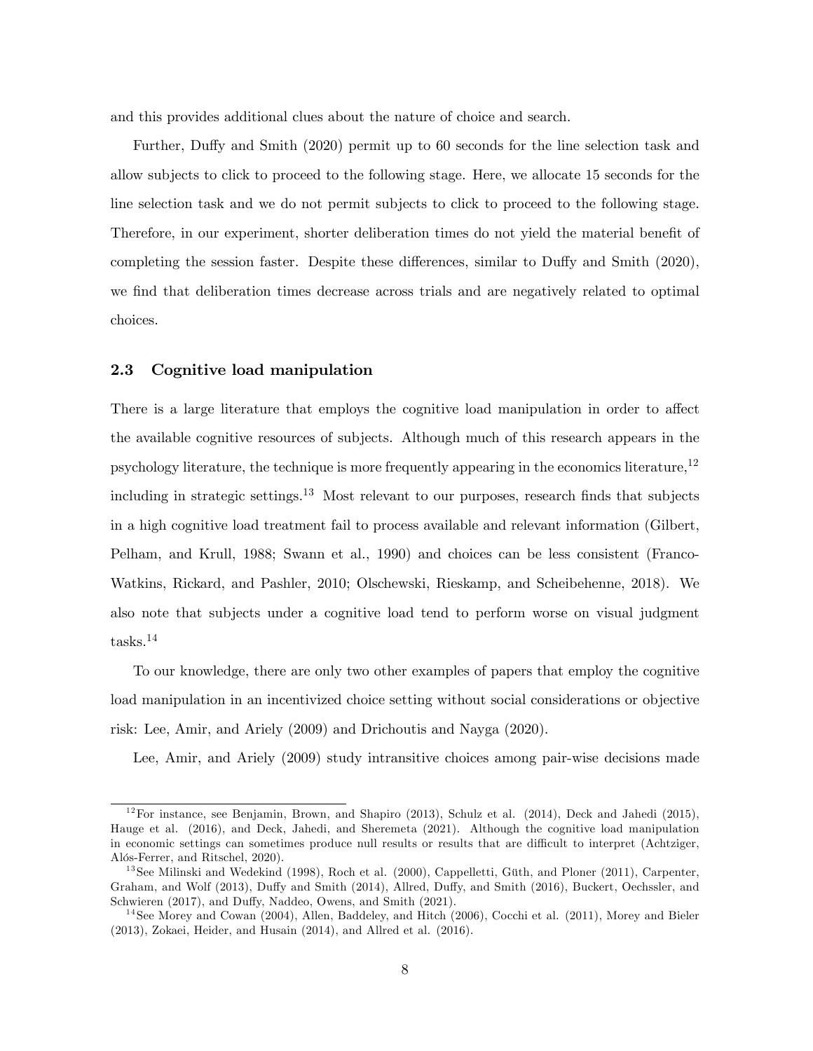and this provides additional clues about the nature of choice and search.

Further, Duffy and Smith (2020) permit up to 60 seconds for the line selection task and allow subjects to click to proceed to the following stage. Here, we allocate 15 seconds for the line selection task and we do not permit subjects to click to proceed to the following stage. Therefore, in our experiment, shorter deliberation times do not yield the material benefit of completing the session faster. Despite these differences, similar to Duffy and Smith (2020), we find that deliberation times decrease across trials and are negatively related to optimal choices.

### 2.3 Cognitive load manipulation

There is a large literature that employs the cognitive load manipulation in order to affect the available cognitive resources of subjects. Although much of this research appears in the psychology literature, the technique is more frequently appearing in the economics literature,[12] including in strategic settings.[13] Most relevant to our purposes, research finds that subjects in a high cognitive load treatment fail to process available and relevant information (Gilbert, Pelham, and Krull, 1988; Swann et al., 1990) and choices can be less consistent (Franco-Watkins, Rickard, and Pashler, 2010; Olschewski, Rieskamp, and Scheibehenne, 2018). We also note that subjects under a cognitive load tend to perform worse on visual judgment tasks.[14]

To our knowledge, there are only two other examples of papers that employ the cognitive load manipulation in an incentivized choice setting without social considerations or objective risk: Lee, Amir, and Ariely (2009) and Drichoutis and Nayga (2020).

Lee, Amir, and Ariely (2009) study intransitive choices among pair-wise decisions made

---

[12] For instance, see Benjamin, Brown, and Shapiro (2013), Schulz et al. (2014), Deck and Jahedi (2015), Hauge et al. (2016), and Deck, Jahedi, and Sheremeta (2021). Although the cognitive load manipulation in economic settings can sometimes produce null results or results that are difficult to interpret (Achtziger, Alós-Ferrer, and Ritschel, 2020).

[13] See Milinski and Wedekind (1998), Roch et al. (2000), Cappelletti, Güth, and Ploner (2011), Carpenter, Graham, and Wolf (2013), Duffy and Smith (2014), Allred, Duffy, and Smith (2016), Buckert, Oechssler, and Schwieren (2017), and Duffy, Naddeo, Owens, and Smith (2021).

[14] See Morey and Cowan (2004), Allen, Baddeley, and Hitch (2006), Cocchi et al. (2011), Morey and Bieler (2013), Zokaei, Heider, and Husain (2014), and Allred et al. (2016).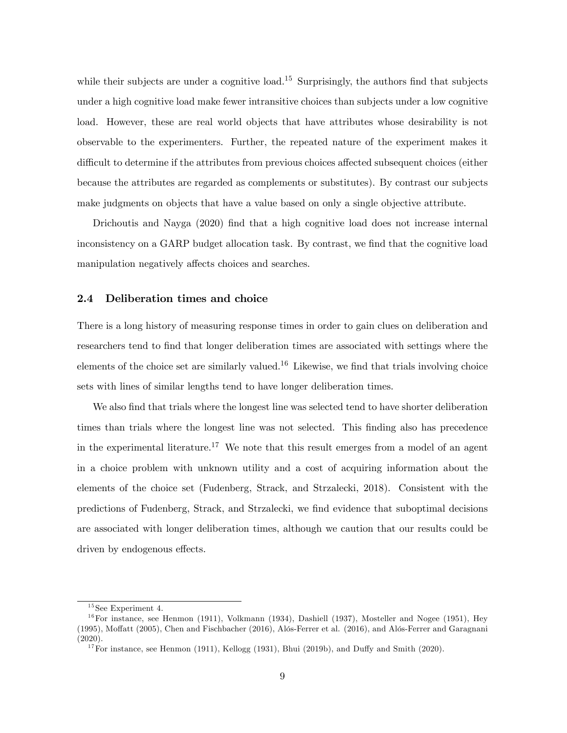while their subjects are under a cognitive load.[15] Surprisingly, the authors find that subjects under a high cognitive load make fewer intransitive choices than subjects under a low cognitive load. However, these are real world objects that have attributes whose desirability is not observable to the experimenters. Further, the repeated nature of the experiment makes it difficult to determine if the attributes from previous choices affected subsequent choices (either because the attributes are regarded as complements or substitutes). By contrast our subjects make judgments on objects that have a value based on only a single objective attribute.

Drichoutis and Nayga (2020) find that a high cognitive load does not increase internal inconsistency on a GARP budget allocation task. By contrast, we find that the cognitive load manipulation negatively affects choices and searches.

### 2.4 Deliberation times and choice

There is a long history of measuring response times in order to gain clues on deliberation and researchers tend to find that longer deliberation times are associated with settings where the elements of the choice set are similarly valued.[16] Likewise, we find that trials involving choice sets with lines of similar lengths tend to have longer deliberation times.

We also find that trials where the longest line was selected tend to have shorter deliberation times than trials where the longest line was not selected. This finding also has precedence in the experimental literature.[17] We note that this result emerges from a model of an agent in a choice problem with unknown utility and a cost of acquiring information about the elements of the choice set (Fudenberg, Strack, and Strzalecki, 2018). Consistent with the predictions of Fudenberg, Strack, and Strzalecki, we find evidence that suboptimal decisions are associated with longer deliberation times, although we caution that our results could be driven by endogenous effects.

---

[15] See Experiment 4.

[16] For instance, see Henmon (1911), Volkmann (1934), Dashiell (1937), Mosteller and Nogee (1951), Hey (1995), Moffatt (2005), Chen and Fischbacher (2016), Alós-Ferrer et al. (2016), and Alós-Ferrer and Garagnani (2020).

[17] For instance, see Henmon (1911), Kellogg (1931), Bhui (2019b), and Duffy and Smith (2020).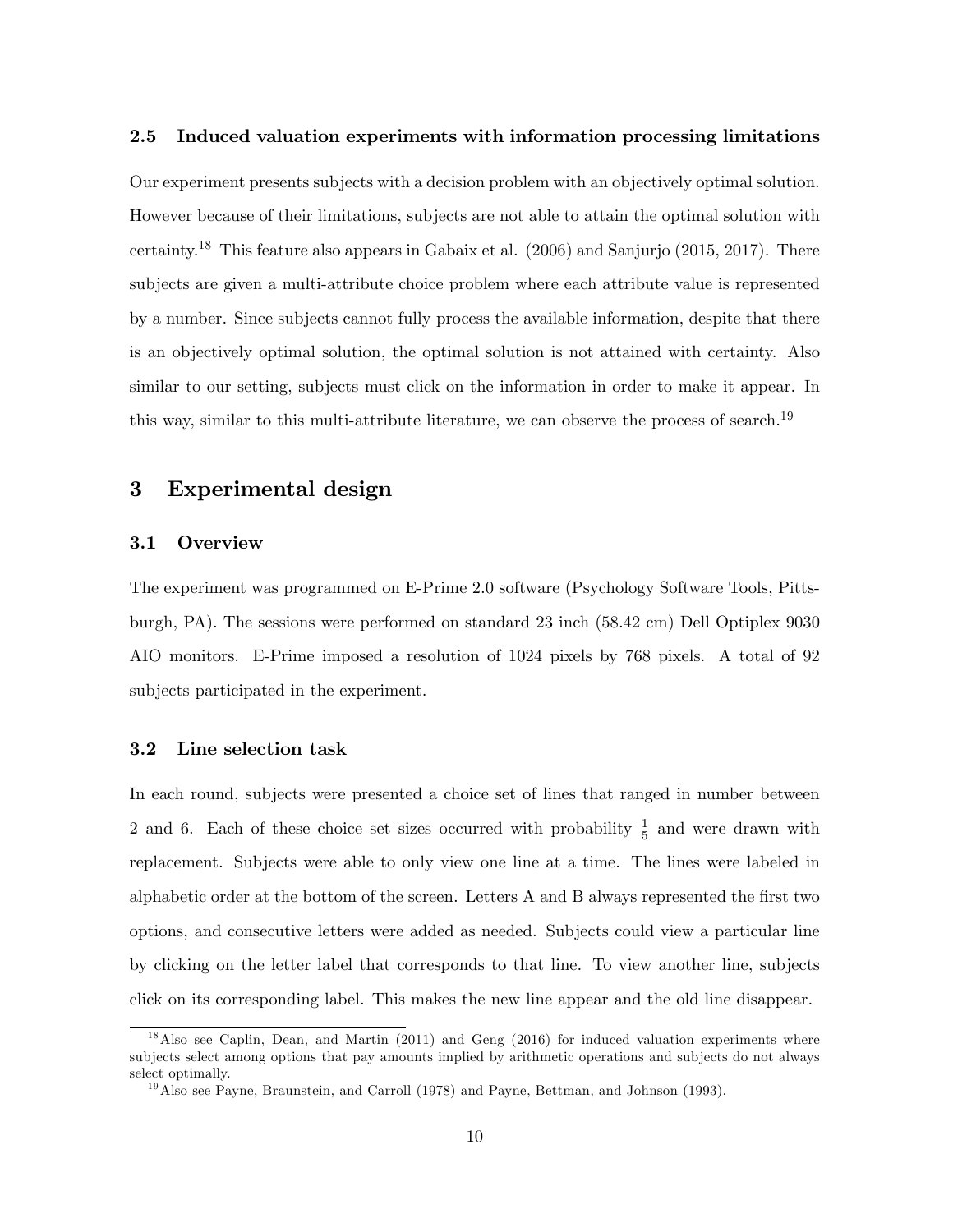### 2.5 Induced valuation experiments with information processing limitations

Our experiment presents subjects with a decision problem with an objectively optimal solution. However because of their limitations, subjects are not able to attain the optimal solution with certainty.[18] This feature also appears in Gabaix et al. (2006) and Sanjurjo (2015, 2017). There subjects are given a multi-attribute choice problem where each attribute value is represented by a number. Since subjects cannot fully process the available information, despite that there is an objectively optimal solution, the optimal solution is not attained with certainty. Also similar to our setting, subjects must click on the information in order to make it appear. In this way, similar to this multi-attribute literature, we can observe the process of search.[19]

## 3 Experimental design

### 3.1 Overview

The experiment was programmed on E-Prime 2.0 software (Psychology Software Tools, Pittsburgh, PA). The sessions were performed on standard 23 inch (58.42 cm) Dell Optiplex 9030 AIO monitors. E-Prime imposed a resolution of 1024 pixels by 768 pixels. A total of 92 subjects participated in the experiment.

### 3.2 Line selection task

In each round, subjects were presented a choice set of lines that ranged in number between 2 and 6. Each of these choice set sizes occurred with probability $\frac{1}{5}$ and were drawn with replacement. Subjects were able to only view one line at a time. The lines were labeled in alphabetic order at the bottom of the screen. Letters A and B always represented the first two options, and consecutive letters were added as needed. Subjects could view a particular line by clicking on the letter label that corresponds to that line. To view another line, subjects click on its corresponding label. This makes the new line appear and the old line disappear.

[18] Also see Caplin, Dean, and Martin (2011) and Geng (2016) for induced valuation experiments where subjects select among options that pay amounts implied by arithmetic operations and subjects do not always select optimally.

[19] Also see Payne, Braunstein, and Carroll (1978) and Payne, Bettman, and Johnson (1993).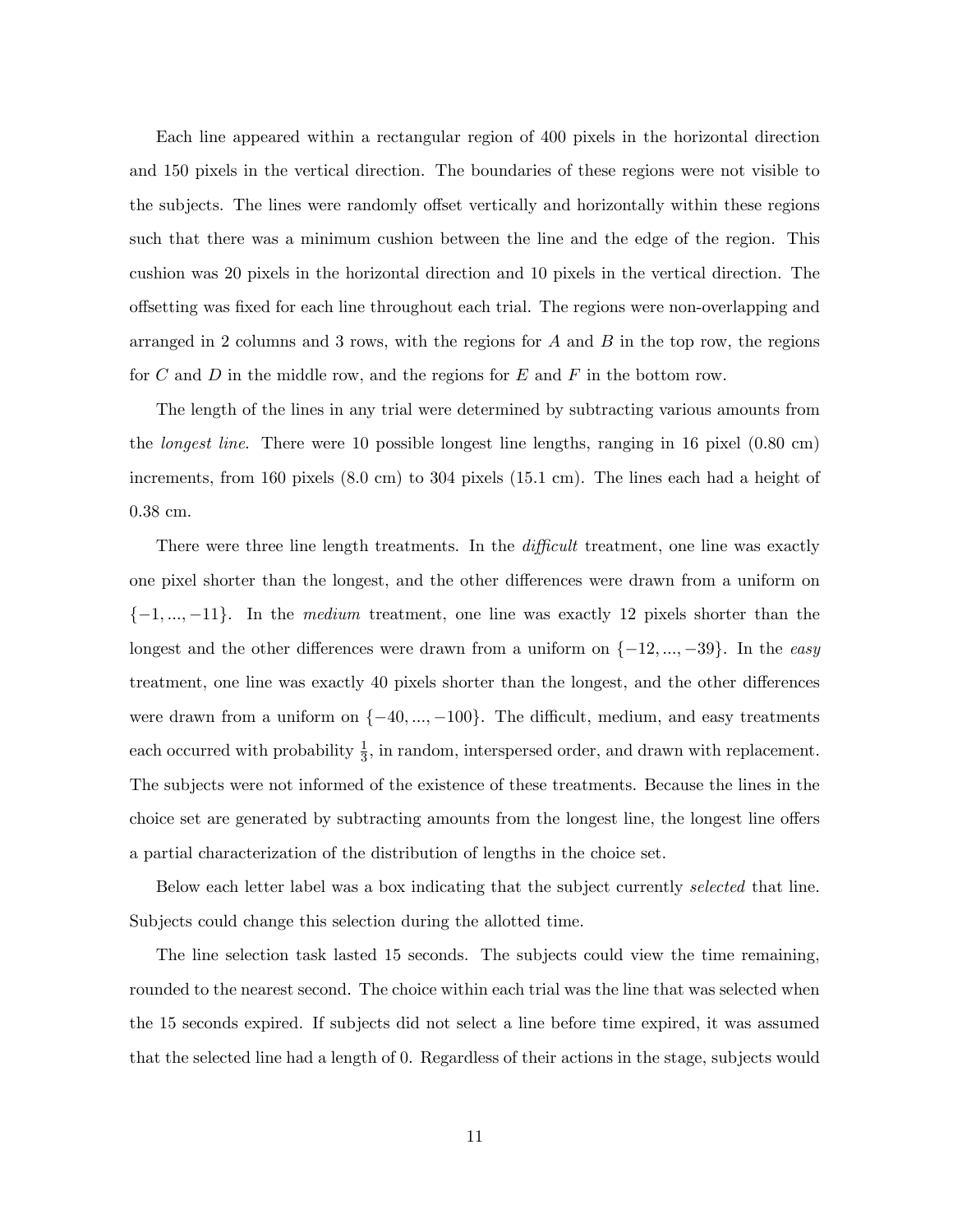Each line appeared within a rectangular region of 400 pixels in the horizontal direction and 150 pixels in the vertical direction. The boundaries of these regions were not visible to the subjects. The lines were randomly offset vertically and horizontally within these regions such that there was a minimum cushion between the line and the edge of the region. This cushion was 20 pixels in the horizontal direction and 10 pixels in the vertical direction. The offsetting was fixed for each line throughout each trial. The regions were non-overlapping and arranged in 2 columns and 3 rows, with the regions for $A$ and $B$ in the top row, the regions for $C$ and $D$ in the middle row, and the regions for $E$ and $F$ in the bottom row.

The length of the lines in any trial were determined by subtracting various amounts from the *longest line*. There were 10 possible longest line lengths, ranging in 16 pixel (0.80 cm) increments, from 160 pixels (8.0 cm) to 304 pixels (15.1 cm). The lines each had a height of 0.38 cm.

There were three line length treatments. In the *difficult* treatment, one line was exactly one pixel shorter than the longest, and the other differences were drawn from a uniform on $\{-1, ..., -11\}$. In the *medium* treatment, one line was exactly 12 pixels shorter than the longest and the other differences were drawn from a uniform on $\{-12, ..., -39\}$. In the *easy* treatment, one line was exactly 40 pixels shorter than the longest, and the other differences were drawn from a uniform on $\{-40, ..., -100\}$. The difficult, medium, and easy treatments each occurred with probability $\frac{1}{3}$, in random, interspersed order, and drawn with replacement. The subjects were not informed of the existence of these treatments. Because the lines in the choice set are generated by subtracting amounts from the longest line, the longest line offers a partial characterization of the distribution of lengths in the choice set.

Below each letter label was a box indicating that the subject currently *selected* that line. Subjects could change this selection during the allotted time.

The line selection task lasted 15 seconds. The subjects could view the time remaining, rounded to the nearest second. The choice within each trial was the line that was selected when the 15 seconds expired. If subjects did not select a line before time expired, it was assumed that the selected line had a length of 0. Regardless of their actions in the stage, subjects would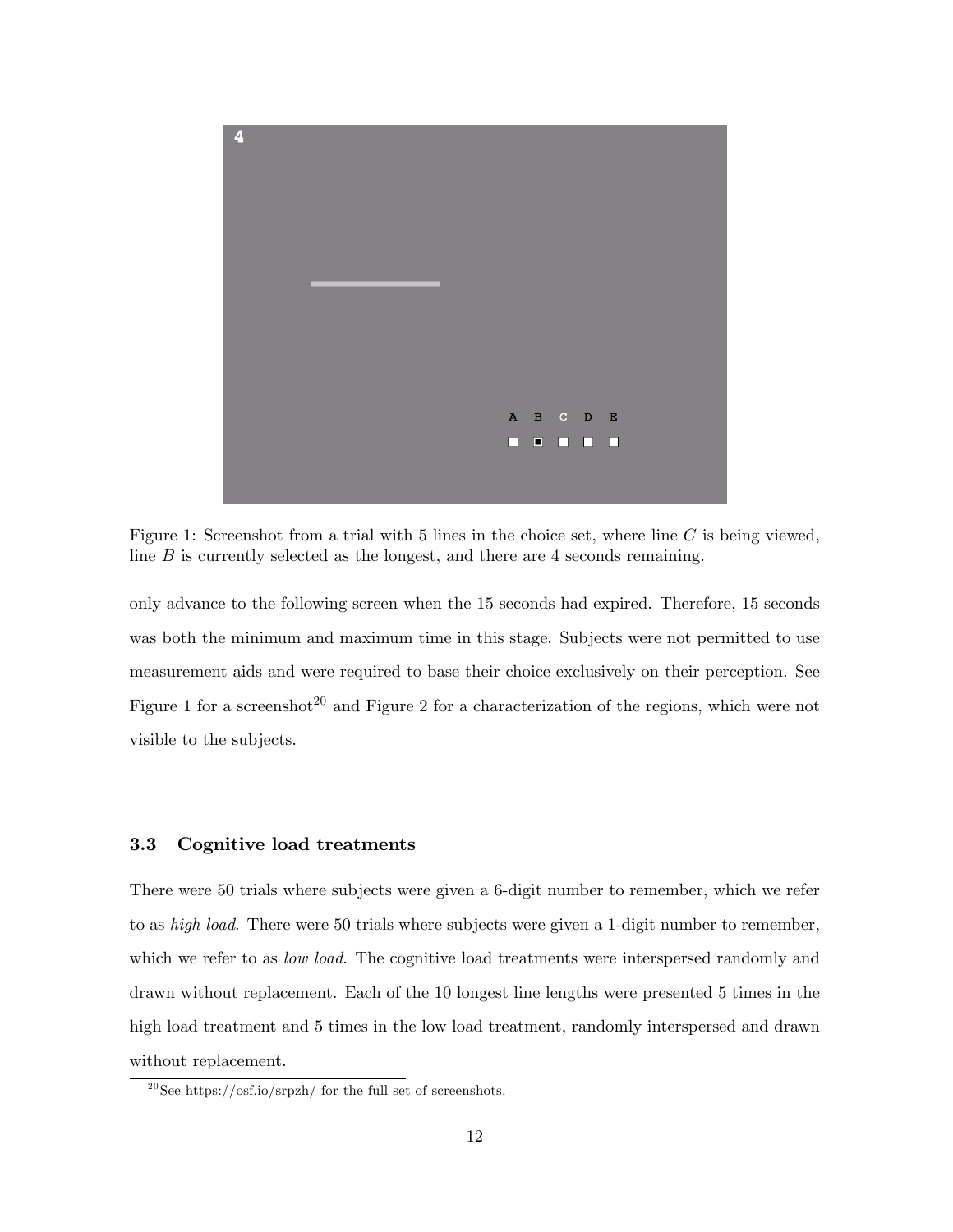Figure 1: Screenshot from a trial with 5 lines in the choice set, where line $C$ is being viewed, line $B$ is currently selected as the longest, and there are 4 seconds remaining.

only advance to the following screen when the 15 seconds had expired. Therefore, 15 seconds was both the minimum and maximum time in this stage. Subjects were not permitted to use measurement aids and were required to base their choice exclusively on their perception. See Figure 1 for a screenshot[20] and Figure 2 for a characterization of the regions, which were not visible to the subjects.

### 3.3 Cognitive load treatments

There were 50 trials where subjects were given a 6-digit number to remember, which we refer to as *high load*. There were 50 trials where subjects were given a 1-digit number to remember, which we refer to as *low load*. The cognitive load treatments were interspersed randomly and drawn without replacement. Each of the 10 longest line lengths were presented 5 times in the high load treatment and 5 times in the low load treatment, randomly interspersed and drawn without replacement.

[20] See https://osf.io/srpzh/ for the full set of screenshots.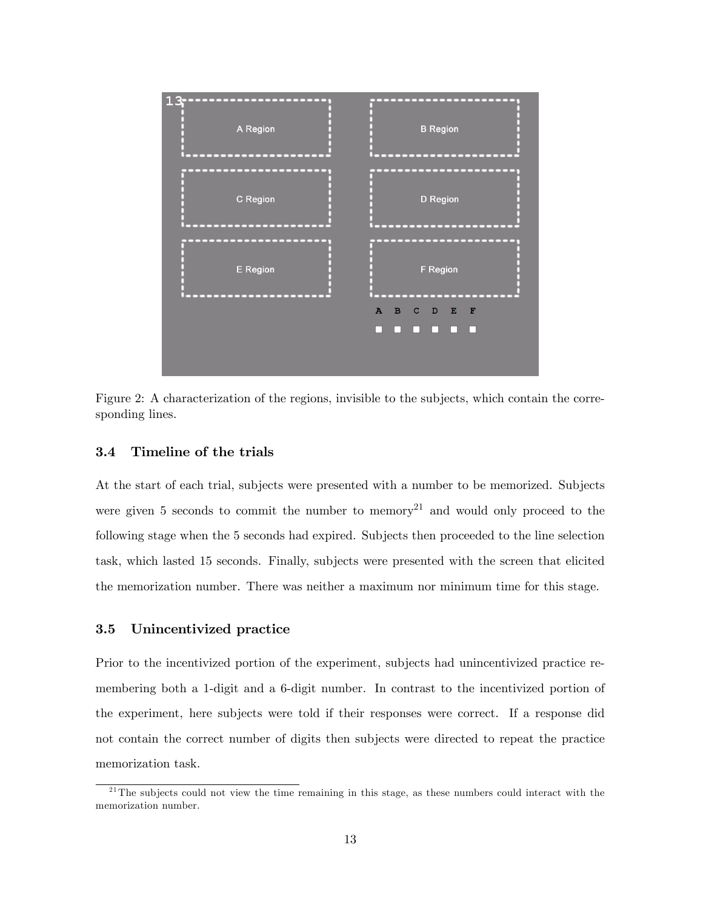Figure 2: A characterization of the regions, invisible to the subjects, which contain the corresponding lines.

### 3.4 Timeline of the trials

At the start of each trial, subjects were presented with a number to be memorized. Subjects were given 5 seconds to commit the number to memory[21] and would only proceed to the following stage when the 5 seconds had expired. Subjects then proceeded to the line selection task, which lasted 15 seconds. Finally, subjects were presented with the screen that elicited the memorization number. There was neither a maximum nor minimum time for this stage.

### 3.5 Unincentivized practice

Prior to the incentivized portion of the experiment, subjects had unincentivized practice remembering both a 1-digit and a 6-digit number. In contrast to the incentivized portion of the experiment, here subjects were told if their responses were correct. If a response did not contain the correct number of digits then subjects were directed to repeat the practice memorization task.

[21] The subjects could not view the time remaining in this stage, as these numbers could interact with the memorization number.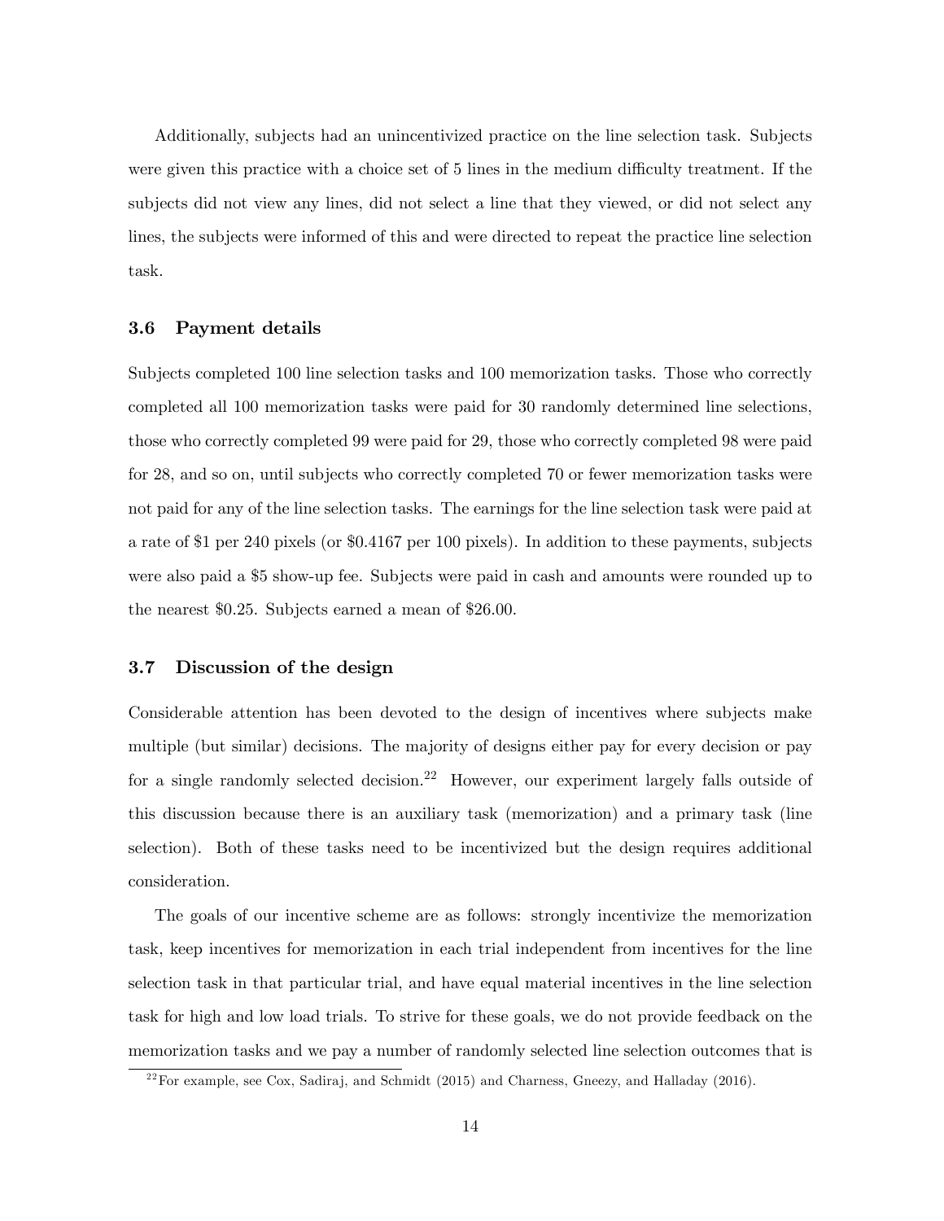Additionally, subjects had an unincentivized practice on the line selection task. Subjects were given this practice with a choice set of 5 lines in the medium difficulty treatment. If the subjects did not view any lines, did not select a line that they viewed, or did not select any lines, the subjects were informed of this and were directed to repeat the practice line selection task.

### 3.6 Payment details

Subjects completed 100 line selection tasks and 100 memorization tasks. Those who correctly completed all 100 memorization tasks were paid for 30 randomly determined line selections, those who correctly completed 99 were paid for 29, those who correctly completed 98 were paid for 28, and so on, until subjects who correctly completed 70 or fewer memorization tasks were not paid for any of the line selection tasks. The earnings for the line selection task were paid at a rate of \$1 per 240 pixels (or \$0.4167 per 100 pixels). In addition to these payments, subjects were also paid a \$5 show-up fee. Subjects were paid in cash and amounts were rounded up to the nearest \$0.25. Subjects earned a mean of \$26.00.

### 3.7 Discussion of the design

Considerable attention has been devoted to the design of incentives where subjects make multiple (but similar) decisions. The majority of designs either pay for every decision or pay for a single randomly selected decision.[22] However, our experiment largely falls outside of this discussion because there is an auxiliary task (memorization) and a primary task (line selection). Both of these tasks need to be incentivized but the design requires additional consideration.

The goals of our incentive scheme are as follows: strongly incentivize the memorization task, keep incentives for memorization in each trial independent from incentives for the line selection task in that particular trial, and have equal material incentives in the line selection task for high and low load trials. To strive for these goals, we do not provide feedback on the memorization tasks and we pay a number of randomly selected line selection outcomes that is

[22] For example, see Cox, Sadiraj, and Schmidt (2015) and Charness, Gneezy, and Halladay (2016).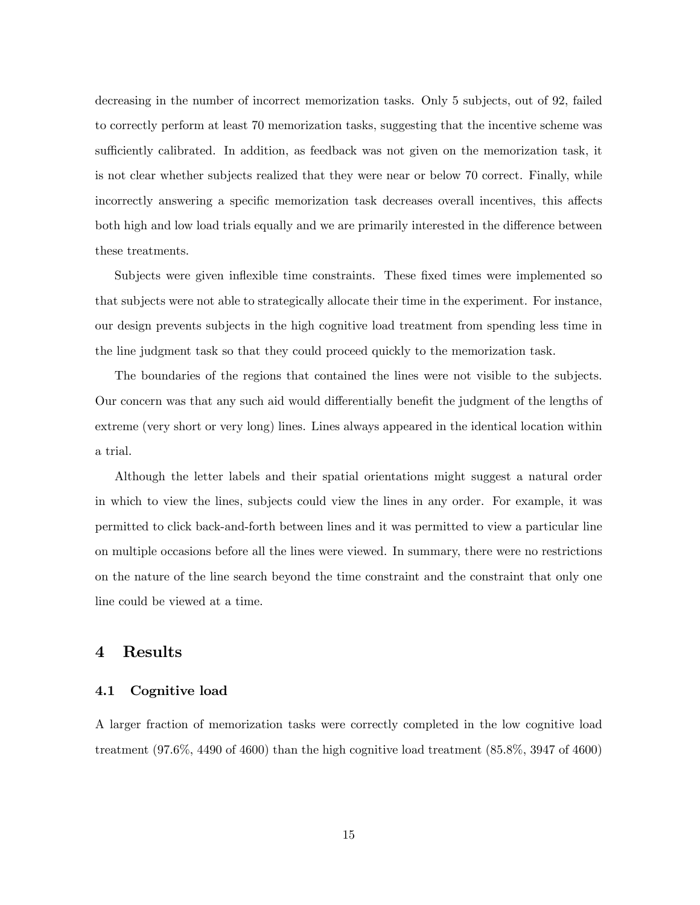decreasing in the number of incorrect memorization tasks. Only 5 subjects, out of 92, failed to correctly perform at least 70 memorization tasks, suggesting that the incentive scheme was sufficiently calibrated. In addition, as feedback was not given on the memorization task, it is not clear whether subjects realized that they were near or below 70 correct. Finally, while incorrectly answering a specific memorization task decreases overall incentives, this affects both high and low load trials equally and we are primarily interested in the difference between these treatments.

Subjects were given inflexible time constraints. These fixed times were implemented so that subjects were not able to strategically allocate their time in the experiment. For instance, our design prevents subjects in the high cognitive load treatment from spending less time in the line judgment task so that they could proceed quickly to the memorization task.

The boundaries of the regions that contained the lines were not visible to the subjects. Our concern was that any such aid would differentially benefit the judgment of the lengths of extreme (very short or very long) lines. Lines always appeared in the identical location within a trial.

Although the letter labels and their spatial orientations might suggest a natural order in which to view the lines, subjects could view the lines in any order. For example, it was permitted to click back-and-forth between lines and it was permitted to view a particular line on multiple occasions before all the lines were viewed. In summary, there were no restrictions on the nature of the line search beyond the time constraint and the constraint that only one line could be viewed at a time.

# 4 Results

## 4.1 Cognitive load

A larger fraction of memorization tasks were correctly completed in the low cognitive load treatment (97.6%, 4490 of 4600) than the high cognitive load treatment (85.8%, 3947 of 4600)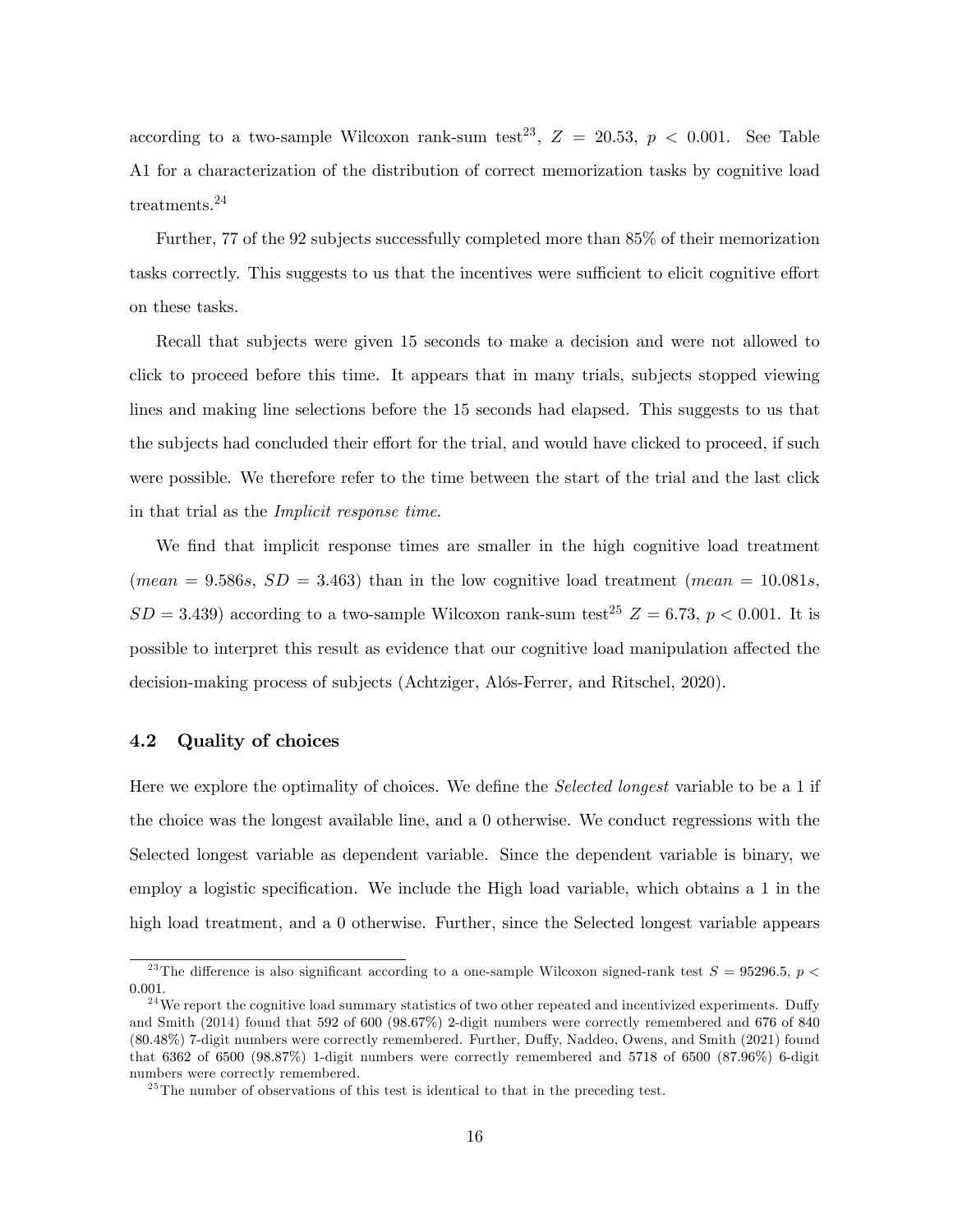according to a two-sample Wilcoxon rank-sum test[23], $Z = 20.53$, $p < 0.001$. See Table A1 for a characterization of the distribution of correct memorization tasks by cognitive load treatments.[24]

Further, 77 of the 92 subjects successfully completed more than 85% of their memorization tasks correctly. This suggests to us that the incentives were sufficient to elicit cognitive effort on these tasks.

Recall that subjects were given 15 seconds to make a decision and were not allowed to click to proceed before this time. It appears that in many trials, subjects stopped viewing lines and making line selections before the 15 seconds had elapsed. This suggests to us that the subjects had concluded their effort for the trial, and would have clicked to proceed, if such were possible. We therefore refer to the time between the start of the trial and the last click in that trial as the *Implicit response time*.

We find that implicit response times are smaller in the high cognitive load treatment ($mean = 9.586s$, $SD = 3.463$) than in the low cognitive load treatment ($mean = 10.081s$, $SD = 3.439$) according to a two-sample Wilcoxon rank-sum test[25] $Z = 6.73$, $p < 0.001$. It is possible to interpret this result as evidence that our cognitive load manipulation affected the decision-making process of subjects (Achtziger, Alós-Ferrer, and Ritschel, 2020).

### 4.2 Quality of choices

Here we explore the optimality of choices. We define the *Selected longest* variable to be a 1 if the choice was the longest available line, and a 0 otherwise. We conduct regressions with the Selected longest variable as dependent variable. Since the dependent variable is binary, we employ a logistic specification. We include the High load variable, which obtains a 1 in the high load treatment, and a 0 otherwise. Further, since the Selected longest variable appears

---

[23] The difference is also significant according to a one-sample Wilcoxon signed-rank test $S = 95296.5$, $p < 0.001$.

[24] We report the cognitive load summary statistics of two other repeated and incentivized experiments. Duffy and Smith (2014) found that 592 of 600 (98.67%) 2-digit numbers were correctly remembered and 676 of 840 (80.48%) 7-digit numbers were correctly remembered. Further, Duffy, Naddeo, Owens, and Smith (2021) found that 6362 of 6500 (98.87%) 1-digit numbers were correctly remembered and 5718 of 6500 (87.96%) 6-digit numbers were correctly remembered.

[25] The number of observations of this test is identical to that in the preceding test.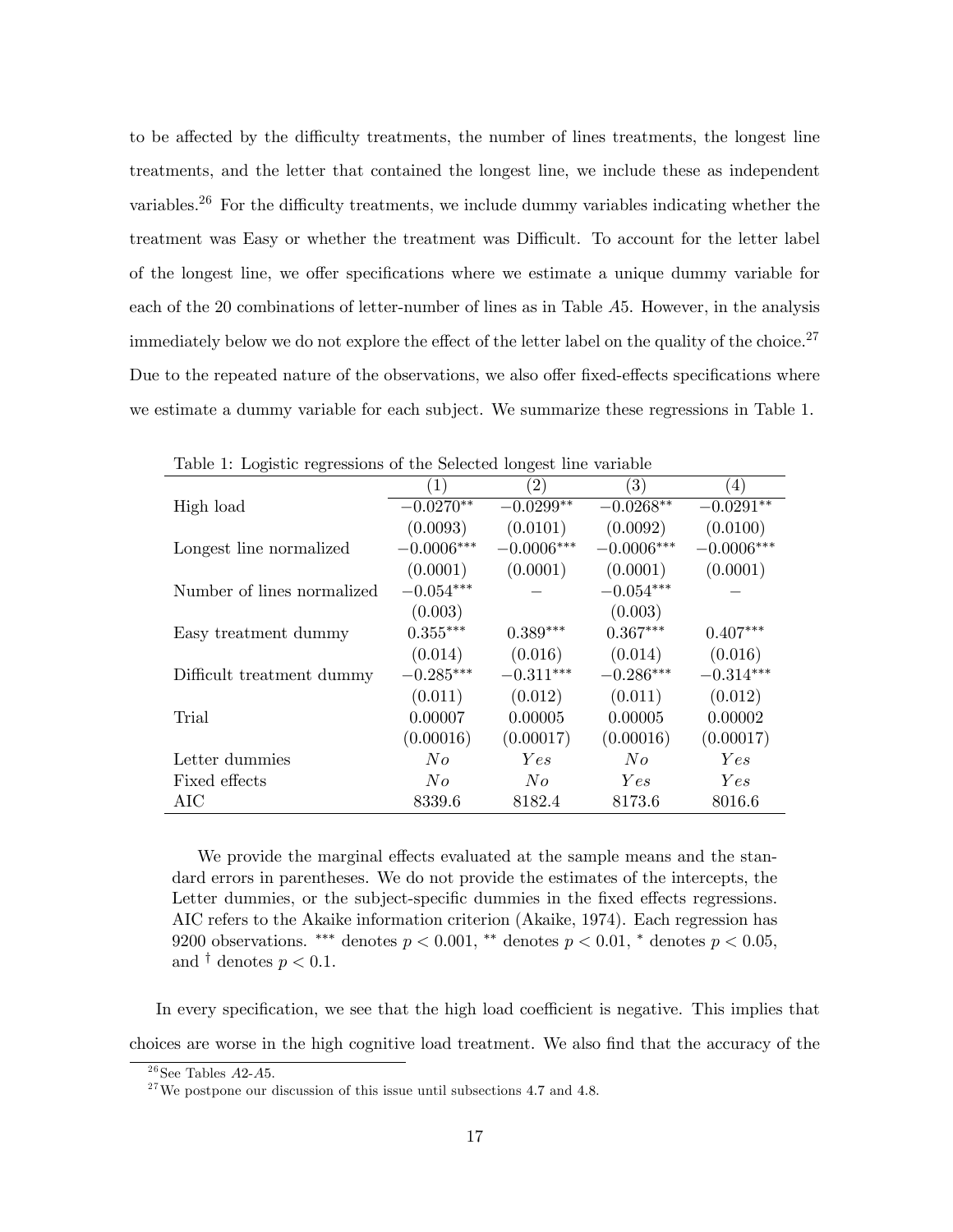to be affected by the difficulty treatments, the number of lines treatments, the longest line treatments, and the letter that contained the longest line, we include these as independent variables.[26] For the difficulty treatments, we include dummy variables indicating whether the treatment was Easy or whether the treatment was Difficult. To account for the letter label of the longest line, we offer specifications where we estimate a unique dummy variable for each of the 20 combinations of letter-number of lines as in Table A5. However, in the analysis immediately below we do not explore the effect of the letter label on the quality of the choice.[27] Due to the repeated nature of the observations, we also offer fixed-effects specifications where we estimate a dummy variable for each subject. We summarize these regressions in Table 1.

Table 1: Logistic regressions of the Selected longest line variable

| | (1) | (2) | (3) | (4) |
|---|---|---|---|---|
| High load | $-0.0270^{**}$ | $-0.0299^{**}$ | $-0.0268^{**}$ | $-0.0291^{**}$ |
| | (0.0093) | (0.0101) | (0.0092) | (0.0100) |
| Longest line normalized | $-0.0006^{***}$ | $-0.0006^{***}$ | $-0.0006^{***}$ | $-0.0006^{***}$ |
| | (0.0001) | (0.0001) | (0.0001) | (0.0001) |
| Number of lines normalized | $-0.054^{***}$ | − | $-0.054^{***}$ | − |
| | (0.003) | | (0.003) | |
| Easy treatment dummy | $0.355^{***}$ | $0.389^{***}$ | $0.367^{***}$ | $0.407^{***}$ |
| | (0.014) | (0.016) | (0.014) | (0.016) |
| Difficult treatment dummy | $-0.285^{***}$ | $-0.311^{***}$ | $-0.286^{***}$ | $-0.314^{***}$ |
| | (0.011) | (0.012) | (0.011) | (0.012) |
| Trial | 0.00007 | 0.00005 | 0.00005 | 0.00002 |
| | (0.00016) | (0.00017) | (0.00016) | (0.00017) |
| Letter dummies | *No* | *Yes* | *No* | *Yes* |
| Fixed effects | *No* | *No* | *Yes* | *Yes* |
| AIC | 8339.6 | 8182.4 | 8173.6 | 8016.6 |

We provide the marginal effects evaluated at the sample means and the standard errors in parentheses. We do not provide the estimates of the intercepts, the Letter dummies, or the subject-specific dummies in the fixed effects regressions. AIC refers to the Akaike information criterion (Akaike, 1974). Each regression has 9200 observations. $^{***}$ denotes $p < 0.001$, $^{**}$ denotes $p < 0.01$, $^{*}$ denotes $p < 0.05$, and $^{\dagger}$ denotes $p < 0.1$.

In every specification, we see that the high load coefficient is negative. This implies that choices are worse in the high cognitive load treatment. We also find that the accuracy of the

[26] See Tables A2-A5.

[27] We postpone our discussion of this issue until subsections 4.7 and 4.8.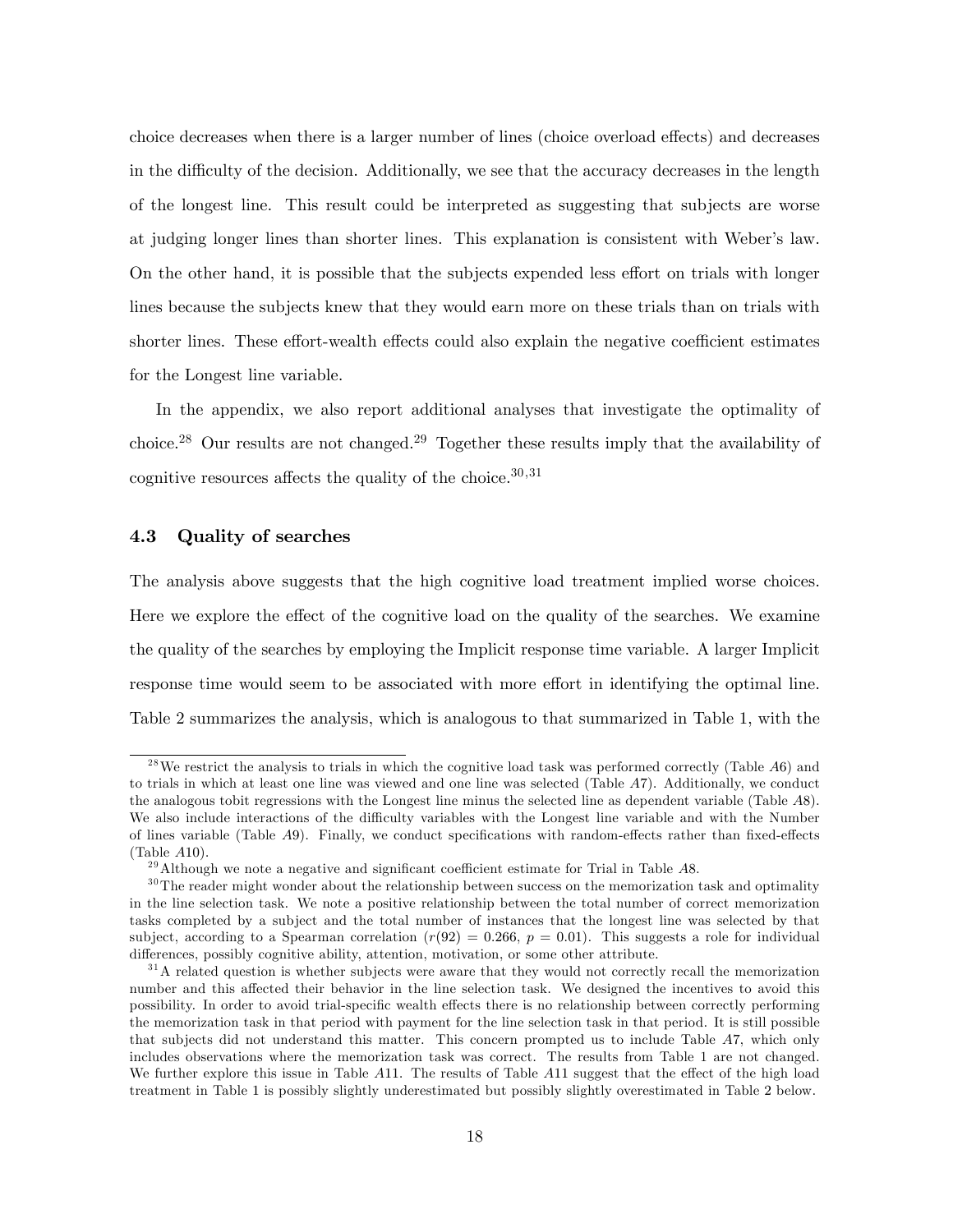choice decreases when there is a larger number of lines (choice overload effects) and decreases in the difficulty of the decision. Additionally, we see that the accuracy decreases in the length of the longest line. This result could be interpreted as suggesting that subjects are worse at judging longer lines than shorter lines. This explanation is consistent with Weber's law. On the other hand, it is possible that the subjects expended less effort on trials with longer lines because the subjects knew that they would earn more on these trials than on trials with shorter lines. These effort-wealth effects could also explain the negative coefficient estimates for the Longest line variable.

In the appendix, we also report additional analyses that investigate the optimality of choice.[28] Our results are not changed.[29] Together these results imply that the availability of cognitive resources affects the quality of the choice.[30,31]

### 4.3 Quality of searches

The analysis above suggests that the high cognitive load treatment implied worse choices. Here we explore the effect of the cognitive load on the quality of the searches. We examine the quality of the searches by employing the Implicit response time variable. A larger Implicit response time would seem to be associated with more effort in identifying the optimal line. Table 2 summarizes the analysis, which is analogous to that summarized in Table 1, with the

---

[28] We restrict the analysis to trials in which the cognitive load task was performed correctly (Table *A*6) and to trials in which at least one line was viewed and one line was selected (Table *A*7). Additionally, we conduct the analogous tobit regressions with the Longest line minus the selected line as dependent variable (Table *A*8). We also include interactions of the difficulty variables with the Longest line variable and with the Number of lines variable (Table *A*9). Finally, we conduct specifications with random-effects rather than fixed-effects (Table *A*10).

[29] Although we note a negative and significant coefficient estimate for Trial in Table *A*8.

[30] The reader might wonder about the relationship between success on the memorization task and optimality in the line selection task. We note a positive relationship between the total number of correct memorization tasks completed by a subject and the total number of instances that the longest line was selected by that subject, according to a Spearman correlation ($r(92) = 0.266$, $p = 0.01$). This suggests a role for individual differences, possibly cognitive ability, attention, motivation, or some other attribute.

[31] A related question is whether subjects were aware that they would not correctly recall the memorization number and this affected their behavior in the line selection task. We designed the incentives to avoid this possibility. In order to avoid trial-specific wealth effects there is no relationship between correctly performing the memorization task in that period with payment for the line selection task in that period. It is still possible that subjects did not understand this matter. This concern prompted us to include Table *A*7, which only includes observations where the memorization task was correct. The results from Table 1 are not changed. We further explore this issue in Table *A*11. The results of Table *A*11 suggest that the effect of the high load treatment in Table 1 is possibly slightly underestimated but possibly slightly overestimated in Table 2 below.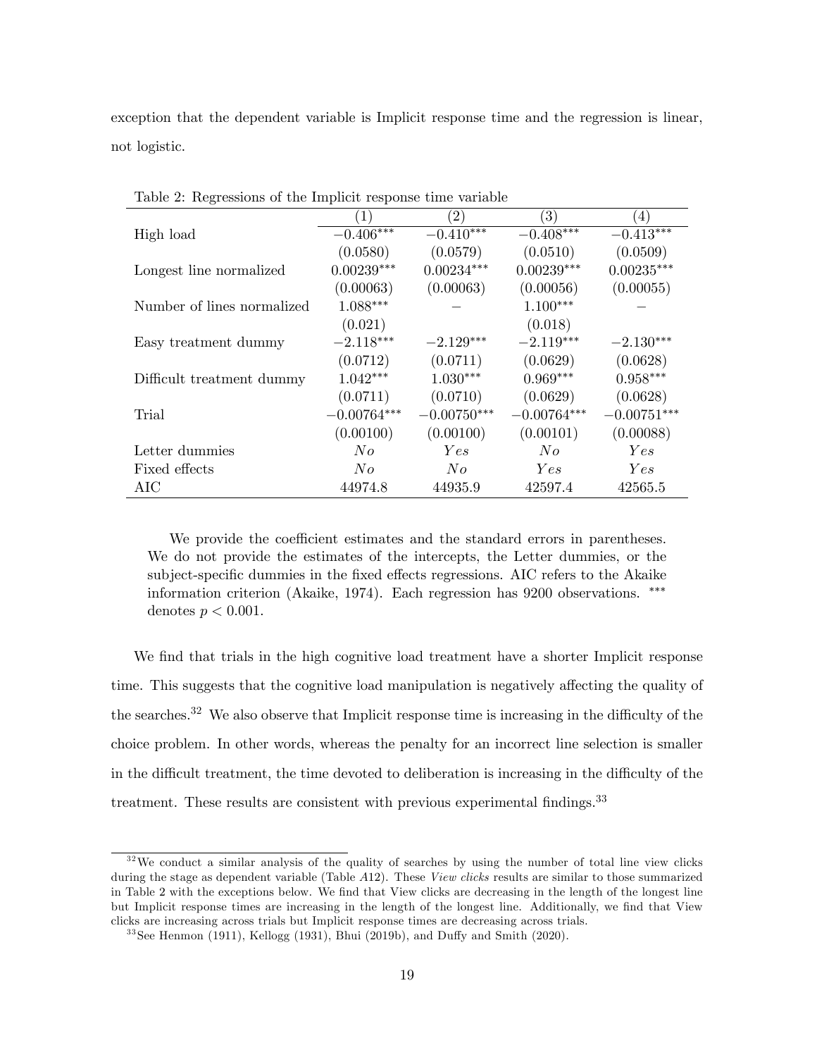exception that the dependent variable is Implicit response time and the regression is linear, not logistic.

Table 2: Regressions of the Implicit response time variable

| | (1) | (2) | (3) | (4) |
|---|---|---|---|---|
| High load | $-0.406^{***}$ | $-0.410^{***}$ | $-0.408^{***}$ | $-0.413^{***}$ |
| | (0.0580) | (0.0579) | (0.0510) | (0.0509) |
| Longest line normalized | $0.00239^{***}$ | $0.00234^{***}$ | $0.00239^{***}$ | $0.00235^{***}$ |
| | (0.00063) | (0.00063) | (0.00056) | (0.00055) |
| Number of lines normalized | $1.088^{***}$ | – | $1.100^{***}$ | – |
| | (0.021) | | (0.018) | |
| Easy treatment dummy | $-2.118^{***}$ | $-2.129^{***}$ | $-2.119^{***}$ | $-2.130^{***}$ |
| | (0.0712) | (0.0711) | (0.0629) | (0.0628) |
| Difficult treatment dummy | $1.042^{***}$ | $1.030^{***}$ | $0.969^{***}$ | $0.958^{***}$ |
| | (0.0711) | (0.0710) | (0.0629) | (0.0628) |
| Trial | $-0.00764^{***}$ | $-0.00750^{***}$ | $-0.00764^{***}$ | $-0.00751^{***}$ |
| | (0.00100) | (0.00100) | (0.00101) | (0.00088) |
| Letter dummies | *No* | *Yes* | *No* | *Yes* |
| Fixed effects | *No* | *No* | *Yes* | *Yes* |
| AIC | 44974.8 | 44935.9 | 42597.4 | 42565.5 |

We provide the coefficient estimates and the standard errors in parentheses. We do not provide the estimates of the intercepts, the Letter dummies, or the subject-specific dummies in the fixed effects regressions. AIC refers to the Akaike information criterion (Akaike, 1974). Each regression has 9200 observations. *** denotes $p < 0.001$.

We find that trials in the high cognitive load treatment have a shorter Implicit response time. This suggests that the cognitive load manipulation is negatively affecting the quality of the searches.[32] We also observe that Implicit response time is increasing in the difficulty of the choice problem. In other words, whereas the penalty for an incorrect line selection is smaller in the difficult treatment, the time devoted to deliberation is increasing in the difficulty of the treatment. These results are consistent with previous experimental findings.[33]

[32] We conduct a similar analysis of the quality of searches by using the number of total line view clicks during the stage as dependent variable (Table A12). These *View clicks* results are similar to those summarized in Table 2 with the exceptions below. We find that View clicks are decreasing in the length of the longest line but Implicit response times are increasing in the length of the longest line. Additionally, we find that View clicks are increasing across trials but Implicit response times are decreasing across trials.

[33] See Henmon (1911), Kellogg (1931), Bhui (2019b), and Duffy and Smith (2020).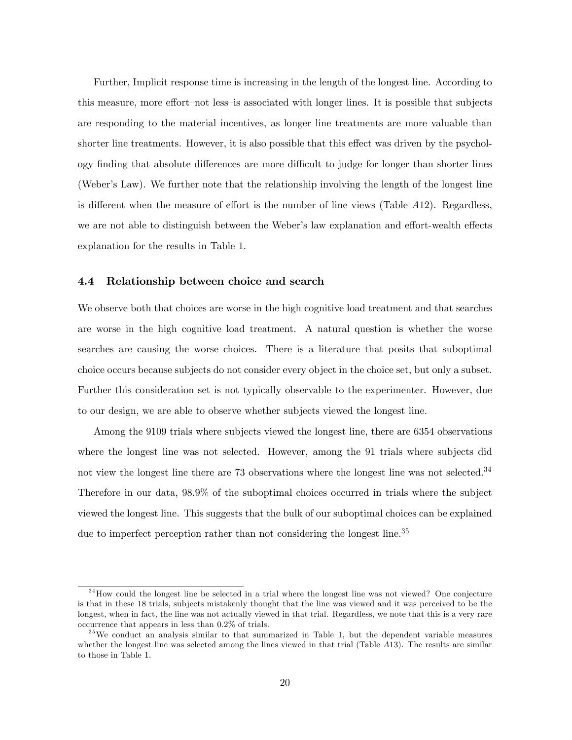Further, Implicit response time is increasing in the length of the longest line. According to this measure, more effort–not less–is associated with longer lines. It is possible that subjects are responding to the material incentives, as longer line treatments are more valuable than shorter line treatments. However, it is also possible that this effect was driven by the psychology finding that absolute differences are more difficult to judge for longer than shorter lines (Weber's Law). We further note that the relationship involving the length of the longest line is different when the measure of effort is the number of line views (Table *A*12). Regardless, we are not able to distinguish between the Weber's law explanation and effort-wealth effects explanation for the results in Table 1.

### 4.4 Relationship between choice and search

We observe both that choices are worse in the high cognitive load treatment and that searches are worse in the high cognitive load treatment. A natural question is whether the worse searches are causing the worse choices. There is a literature that posits that suboptimal choice occurs because subjects do not consider every object in the choice set, but only a subset. Further this consideration set is not typically observable to the experimenter. However, due to our design, we are able to observe whether subjects viewed the longest line.

Among the 9109 trials where subjects viewed the longest line, there are 6354 observations where the longest line was not selected. However, among the 91 trials where subjects did not view the longest line there are 73 observations where the longest line was not selected.[34] Therefore in our data, 98.9% of the suboptimal choices occurred in trials where the subject viewed the longest line. This suggests that the bulk of our suboptimal choices can be explained due to imperfect perception rather than not considering the longest line.[35]

[34] How could the longest line be selected in a trial where the longest line was not viewed? One conjecture is that in these 18 trials, subjects mistakenly thought that the line was viewed and it was perceived to be the longest, when in fact, the line was not actually viewed in that trial. Regardless, we note that this is a very rare occurrence that appears in less than 0.2% of trials.

[35] We conduct an analysis similar to that summarized in Table 1, but the dependent variable measures whether the longest line was selected among the lines viewed in that trial (Table *A*13). The results are similar to those in Table 1.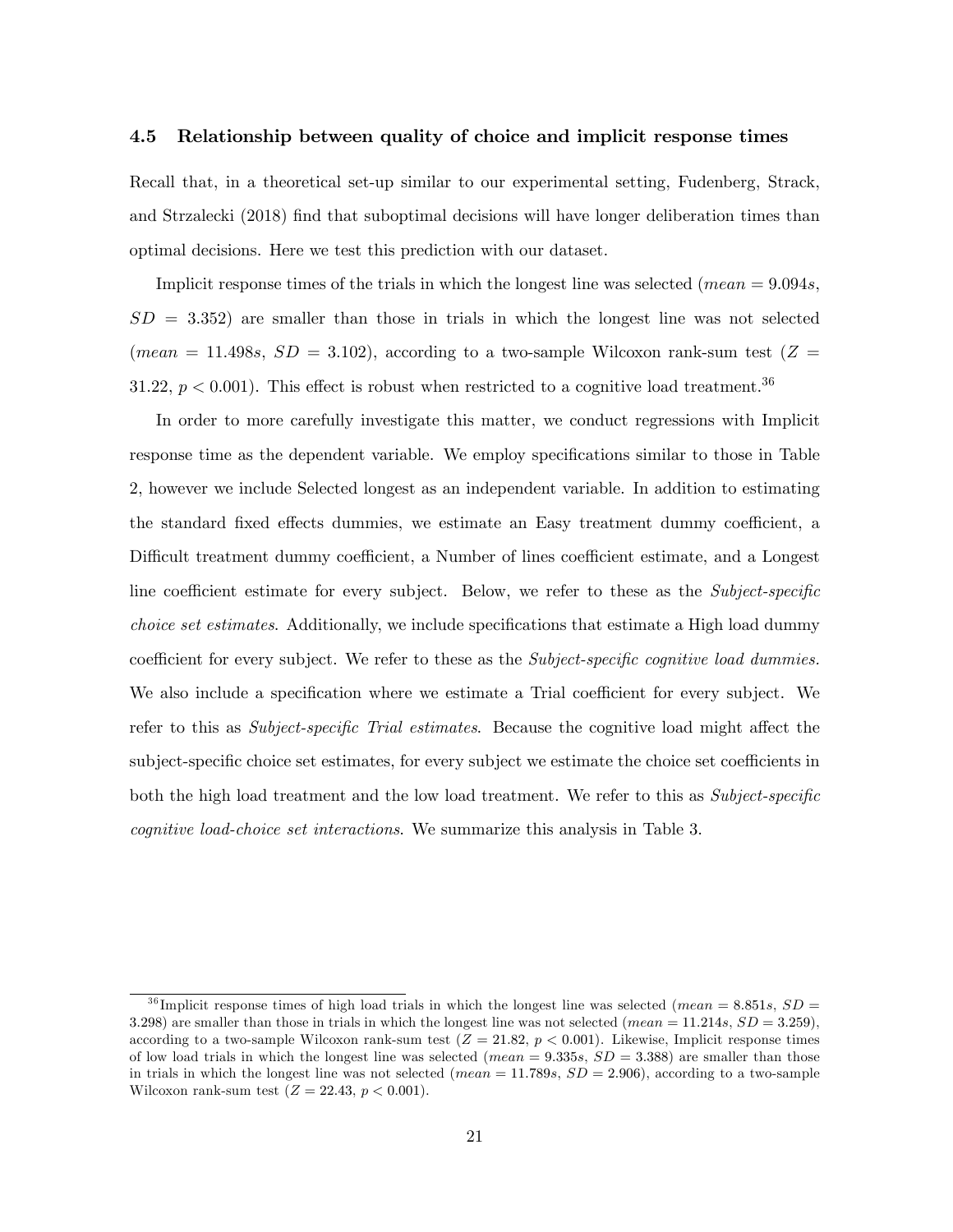### 4.5 Relationship between quality of choice and implicit response times

Recall that, in a theoretical set-up similar to our experimental setting, Fudenberg, Strack, and Strzalecki (2018) find that suboptimal decisions will have longer deliberation times than optimal decisions. Here we test this prediction with our dataset.

Implicit response times of the trials in which the longest line was selected ($mean = 9.094s$, $SD = 3.352$) are smaller than those in trials in which the longest line was not selected ($mean = 11.498s$, $SD = 3.102$), according to a two-sample Wilcoxon rank-sum test ($Z = 31.22$, $p < 0.001$). This effect is robust when restricted to a cognitive load treatment.[36]

In order to more carefully investigate this matter, we conduct regressions with Implicit response time as the dependent variable. We employ specifications similar to those in Table 2, however we include Selected longest as an independent variable. In addition to estimating the standard fixed effects dummies, we estimate an Easy treatment dummy coefficient, a Difficult treatment dummy coefficient, a Number of lines coefficient estimate, and a Longest line coefficient estimate for every subject. Below, we refer to these as the *Subject-specific choice set estimates*. Additionally, we include specifications that estimate a High load dummy coefficient for every subject. We refer to these as the *Subject-specific cognitive load dummies.* We also include a specification where we estimate a Trial coefficient for every subject. We refer to this as *Subject-specific Trial estimates*. Because the cognitive load might affect the subject-specific choice set estimates, for every subject we estimate the choice set coefficients in both the high load treatment and the low load treatment. We refer to this as *Subject-specific cognitive load-choice set interactions*. We summarize this analysis in Table 3.

[36] Implicit response times of high load trials in which the longest line was selected ($mean = 8.851s$, $SD = 3.298$) are smaller than those in trials in which the longest line was not selected ($mean = 11.214s$, $SD = 3.259$), according to a two-sample Wilcoxon rank-sum test ($Z = 21.82$, $p < 0.001$). Likewise, Implicit response times of low load trials in which the longest line was selected ($mean = 9.335s$, $SD = 3.388$) are smaller than those in trials in which the longest line was not selected ($mean = 11.789s$, $SD = 2.906$), according to a two-sample Wilcoxon rank-sum test ($Z = 22.43$, $p < 0.001$).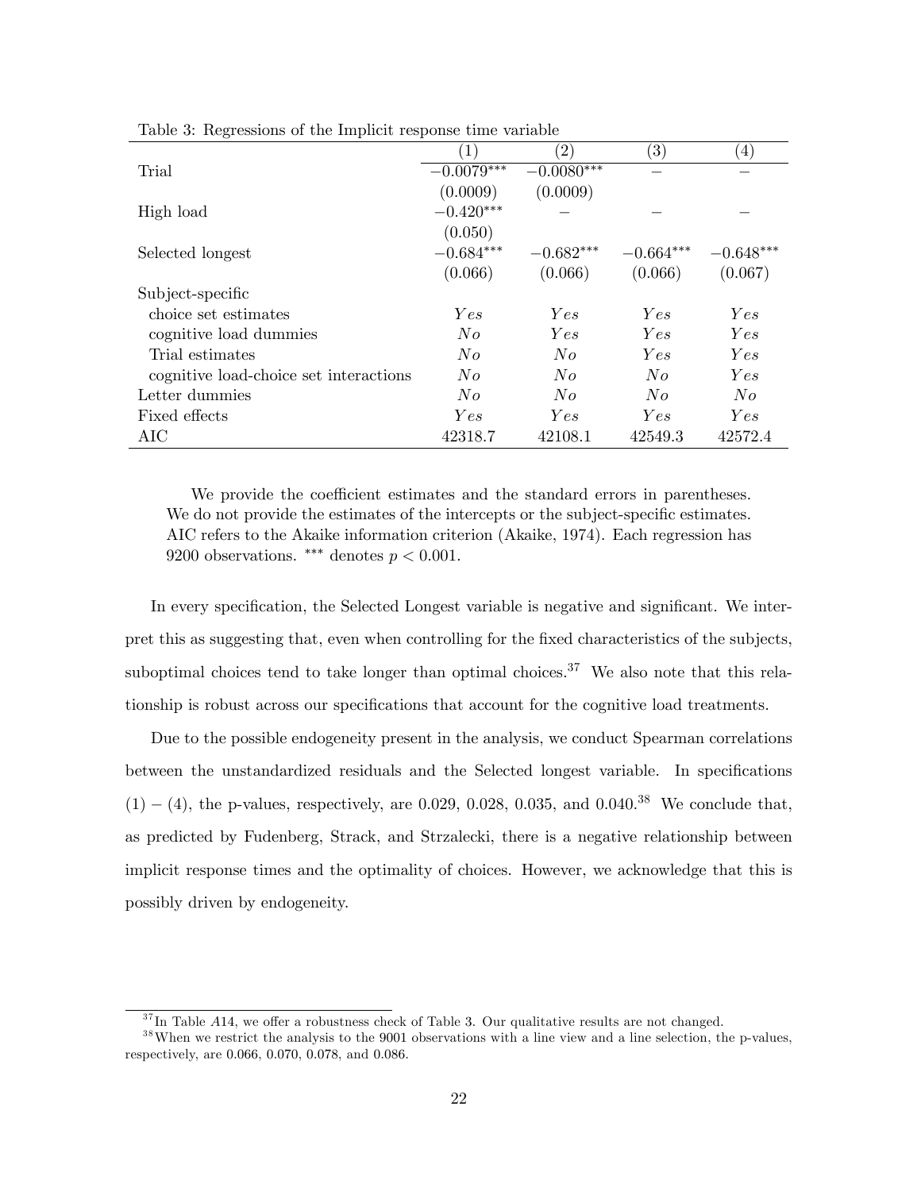Table 3: Regressions of the Implicit response time variable

| | (1) | (2) | (3) | (4) |
|---|---|---|---|---|
| Trial | $-0.0079^{***}$ | $-0.0080^{***}$ | – | – |
| | (0.0009) | (0.0009) | | |
| High load | $-0.420^{***}$ | – | – | – |
| | (0.050) | | | |
| Selected longest | $-0.684^{***}$ | $-0.682^{***}$ | $-0.664^{***}$ | $-0.648^{***}$ |
| | (0.066) | (0.066) | (0.066) | (0.067) |
| Subject-specific | | | | |
| choice set estimates | *Yes* | *Yes* | *Yes* | *Yes* |
| cognitive load dummies | *No* | *Yes* | *Yes* | *Yes* |
| Trial estimates | *No* | *No* | *Yes* | *Yes* |
| cognitive load-choice set interactions | *No* | *No* | *No* | *Yes* |
| Letter dummies | *No* | *No* | *No* | *No* |
| Fixed effects | *Yes* | *Yes* | *Yes* | *Yes* |
| AIC | 42318.7 | 42108.1 | 42549.3 | 42572.4 |

We provide the coefficient estimates and the standard errors in parentheses. We do not provide the estimates of the intercepts or the subject-specific estimates. AIC refers to the Akaike information criterion (Akaike, 1974). Each regression has 9200 observations. *** denotes $p < 0.001$.

In every specification, the Selected Longest variable is negative and significant. We interpret this as suggesting that, even when controlling for the fixed characteristics of the subjects, suboptimal choices tend to take longer than optimal choices.[37] We also note that this relationship is robust across our specifications that account for the cognitive load treatments.

Due to the possible endogeneity present in the analysis, we conduct Spearman correlations between the unstandardized residuals and the Selected longest variable. In specifications $(1)-(4)$, the p-values, respectively, are 0.029, 0.028, 0.035, and 0.040.[38] We conclude that, as predicted by Fudenberg, Strack, and Strzalecki, there is a negative relationship between implicit response times and the optimality of choices. However, we acknowledge that this is possibly driven by endogeneity.

[37] In Table *A*14, we offer a robustness check of Table 3. Our qualitative results are not changed.

[38] When we restrict the analysis to the 9001 observations with a line view and a line selection, the p-values, respectively, are 0.066, 0.070, 0.078, and 0.086.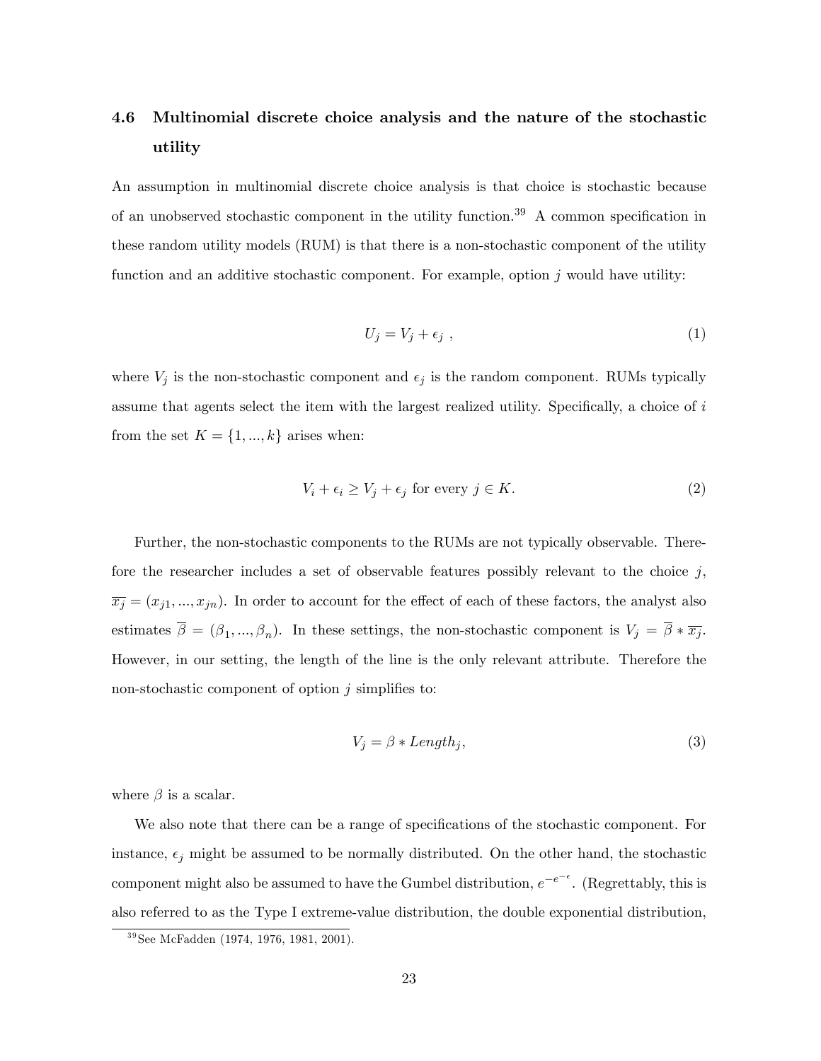### 4.6 Multinomial discrete choice analysis and the nature of the stochastic utility

An assumption in multinomial discrete choice analysis is that choice is stochastic because of an unobserved stochastic component in the utility function.[39] A common specification in these random utility models (RUM) is that there is a non-stochastic component of the utility function and an additive stochastic component. For example, option $j$ would have utility:

$$U_j = V_j + \epsilon_j \ , \tag{1}$$

where $V_j$ is the non-stochastic component and $\epsilon_j$ is the random component. RUMs typically assume that agents select the item with the largest realized utility. Specifically, a choice of $i$ from the set $K = \{1, ..., k\}$ arises when:

$$V_i + \epsilon_i \geq V_j + \epsilon_j \text{ for every } j \in K. \tag{2}$$

Further, the non-stochastic components to the RUMs are not typically observable. Therefore the researcher includes a set of observable features possibly relevant to the choice $j$, $\overline{x_j} = (x_{j1}, ..., x_{jn})$. In order to account for the effect of each of these factors, the analyst also estimates $\overline{\beta} = (\beta_1, ..., \beta_n)$. In these settings, the non-stochastic component is $V_j = \overline{\beta} * \overline{x_j}$. However, in our setting, the length of the line is the only relevant attribute. Therefore the non-stochastic component of option $j$ simplifies to:

$$V_j = \beta * Length_j, \tag{3}$$

where $\beta$ is a scalar.

We also note that there can be a range of specifications of the stochastic component. For instance, $\epsilon_j$ might be assumed to be normally distributed. On the other hand, the stochastic component might also be assumed to have the Gumbel distribution, $e^{-e^{-\epsilon}}$. (Regrettably, this is also referred to as the Type I extreme-value distribution, the double exponential distribution,

[39] See McFadden (1974, 1976, 1981, 2001).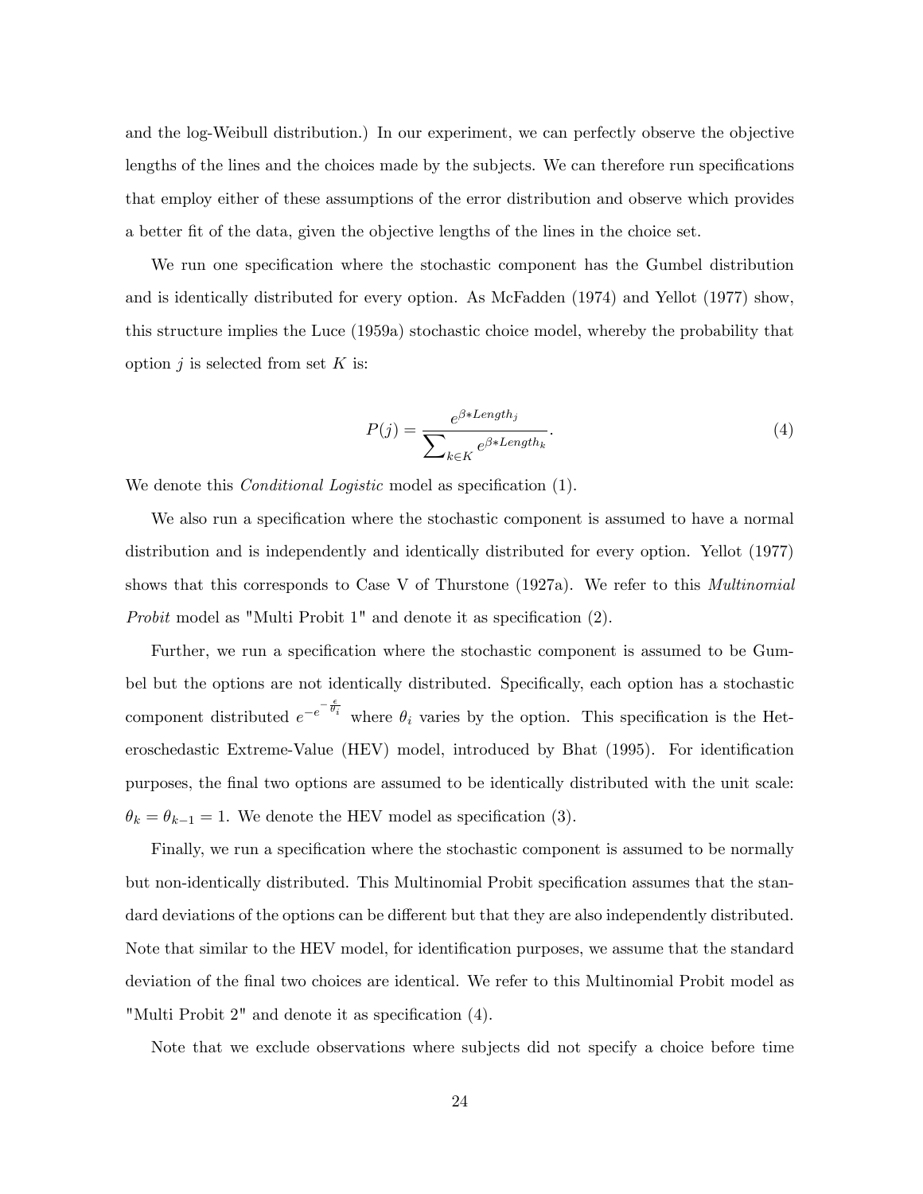and the log-Weibull distribution.) In our experiment, we can perfectly observe the objective lengths of the lines and the choices made by the subjects. We can therefore run specifications that employ either of these assumptions of the error distribution and observe which provides a better fit of the data, given the objective lengths of the lines in the choice set.

We run one specification where the stochastic component has the Gumbel distribution and is identically distributed for every option. As McFadden (1974) and Yellot (1977) show, this structure implies the Luce (1959a) stochastic choice model, whereby the probability that option $j$ is selected from set $K$ is:

$$P(j) = \frac{e^{\beta * Length_j}}{\sum_{k \in K} e^{\beta * Length_k}}. \tag{4}$$

We denote this *Conditional Logistic* model as specification (1).

We also run a specification where the stochastic component is assumed to have a normal distribution and is independently and identically distributed for every option. Yellot (1977) shows that this corresponds to Case V of Thurstone (1927a). We refer to this *Multinomial Probit* model as "Multi Probit 1" and denote it as specification (2).

Further, we run a specification where the stochastic component is assumed to be Gumbel but the options are not identically distributed. Specifically, each option has a stochastic component distributed $e^{-e^{-\frac{\epsilon}{\theta_i}}}$ where $\theta_i$ varies by the option. This specification is the Heteroschedastic Extreme-Value (HEV) model, introduced by Bhat (1995). For identification purposes, the final two options are assumed to be identically distributed with the unit scale: $\theta_k = \theta_{k-1} = 1$. We denote the HEV model as specification (3).

Finally, we run a specification where the stochastic component is assumed to be normally but non-identically distributed. This Multinomial Probit specification assumes that the standard deviations of the options can be different but that they are also independently distributed. Note that similar to the HEV model, for identification purposes, we assume that the standard deviation of the final two choices are identical. We refer to this Multinomial Probit model as "Multi Probit 2" and denote it as specification (4).

Note that we exclude observations where subjects did not specify a choice before time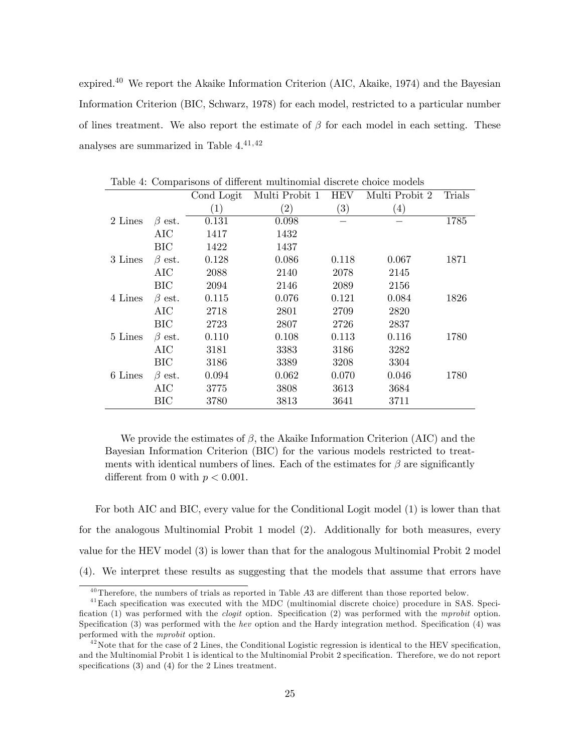expired.[40] We report the Akaike Information Criterion (AIC, Akaike, 1974) and the Bayesian Information Criterion (BIC, Schwarz, 1978) for each model, restricted to a particular number of lines treatment. We also report the estimate of $\beta$ for each model in each setting. These analyses are summarized in Table 4.[41,42]

Table 4: Comparisons of different multinomial discrete choice models

| | | Cond Logit | Multi Probit 1 | HEV | Multi Probit 2 | Trials |
|---|---|---|---|---|---|---|
| | | (1) | (2) | (3) | (4) | |
| 2 Lines | $\beta$ est. | 0.131 | 0.098 | – | – | 1785 |
| | AIC | 1417 | 1432 | | | |
| | BIC | 1422 | 1437 | | | |
| 3 Lines | $\beta$ est. | 0.128 | 0.086 | 0.118 | 0.067 | 1871 |
| | AIC | 2088 | 2140 | 2078 | 2145 | |
| | BIC | 2094 | 2146 | 2089 | 2156 | |
| 4 Lines | $\beta$ est. | 0.115 | 0.076 | 0.121 | 0.084 | 1826 |
| | AIC | 2718 | 2801 | 2709 | 2820 | |
| | BIC | 2723 | 2807 | 2726 | 2837 | |
| 5 Lines | $\beta$ est. | 0.110 | 0.108 | 0.113 | 0.116 | 1780 |
| | AIC | 3181 | 3383 | 3186 | 3282 | |
| | BIC | 3186 | 3389 | 3208 | 3304 | |
| 6 Lines | $\beta$ est. | 0.094 | 0.062 | 0.070 | 0.046 | 1780 |
| | AIC | 3775 | 3808 | 3613 | 3684 | |
| | BIC | 3780 | 3813 | 3641 | 3711 | |

We provide the estimates of $\beta$, the Akaike Information Criterion (AIC) and the Bayesian Information Criterion (BIC) for the various models restricted to treatments with identical numbers of lines. Each of the estimates for $\beta$ are significantly different from 0 with $p < 0.001$.

For both AIC and BIC, every value for the Conditional Logit model (1) is lower than that for the analogous Multinomial Probit 1 model (2). Additionally for both measures, every value for the HEV model (3) is lower than that for the analogous Multinomial Probit 2 model (4). We interpret these results as suggesting that the models that assume that errors have

[40] Therefore, the numbers of trials as reported in Table A3 are different than those reported below.

[41] Each specification was executed with the MDC (multinomial discrete choice) procedure in SAS. Specification (1) was performed with the *clogit* option. Specification (2) was performed with the *mprobit* option. Specification (3) was performed with the *hev* option and the Hardy integration method. Specification (4) was performed with the *mprobit* option.

[42] Note that for the case of 2 Lines, the Conditional Logistic regression is identical to the HEV specification, and the Multinomial Probit 1 is identical to the Multinomial Probit 2 specification. Therefore, we do not report specifications (3) and (4) for the 2 Lines treatment.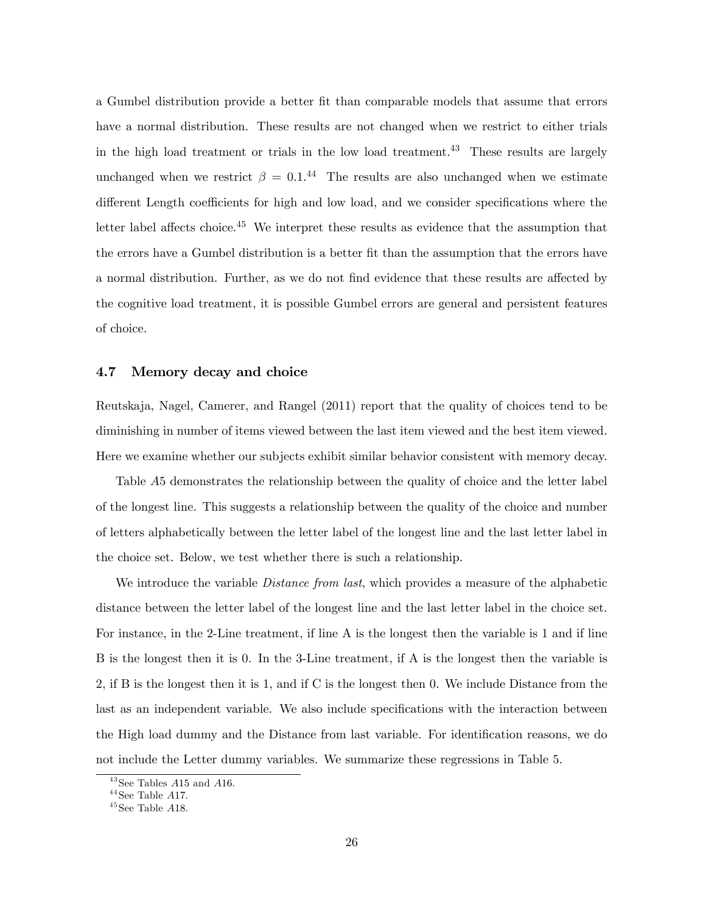a Gumbel distribution provide a better fit than comparable models that assume that errors have a normal distribution. These results are not changed when we restrict to either trials in the high load treatment or trials in the low load treatment.[43] These results are largely unchanged when we restrict $\beta = 0.1$.[44] The results are also unchanged when we estimate different Length coefficients for high and low load, and we consider specifications where the letter label affects choice.[45] We interpret these results as evidence that the assumption that the errors have a Gumbel distribution is a better fit than the assumption that the errors have a normal distribution. Further, as we do not find evidence that these results are affected by the cognitive load treatment, it is possible Gumbel errors are general and persistent features of choice.

### 4.7 Memory decay and choice

Reutskaja, Nagel, Camerer, and Rangel (2011) report that the quality of choices tend to be diminishing in number of items viewed between the last item viewed and the best item viewed. Here we examine whether our subjects exhibit similar behavior consistent with memory decay.

Table *A*5 demonstrates the relationship between the quality of choice and the letter label of the longest line. This suggests a relationship between the quality of the choice and number of letters alphabetically between the letter label of the longest line and the last letter label in the choice set. Below, we test whether there is such a relationship.

We introduce the variable *Distance from last*, which provides a measure of the alphabetic distance between the letter label of the longest line and the last letter label in the choice set. For instance, in the 2-Line treatment, if line A is the longest then the variable is 1 and if line B is the longest then it is 0. In the 3-Line treatment, if A is the longest then the variable is 2, if B is the longest then it is 1, and if C is the longest then 0. We include Distance from the last as an independent variable. We also include specifications with the interaction between the High load dummy and the Distance from last variable. For identification reasons, we do not include the Letter dummy variables. We summarize these regressions in Table 5.

[43] See Tables *A*15 and *A*16.

[44] See Table *A*17.

[45] See Table *A*18.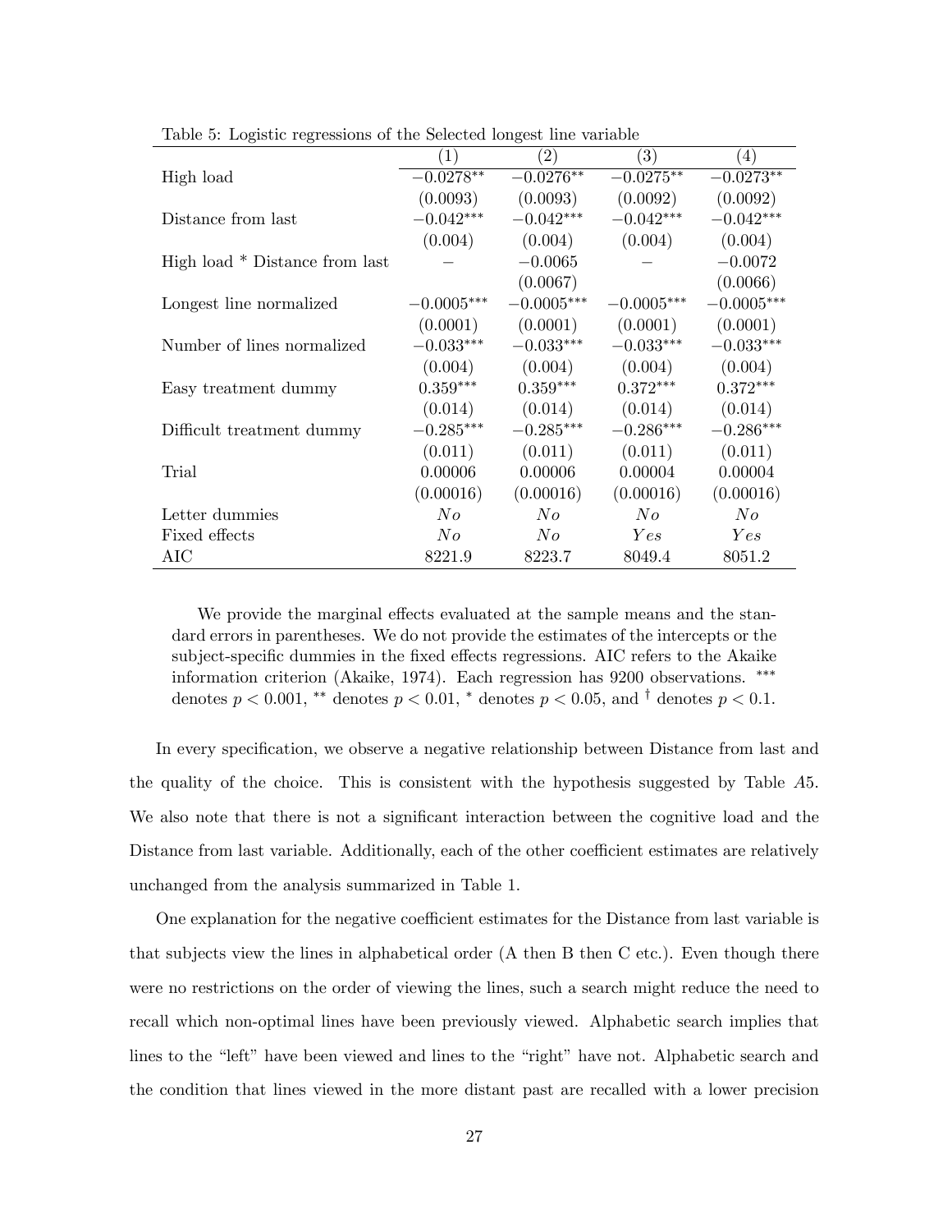Table 5: Logistic regressions of the Selected longest line variable

| | (1) | (2) | (3) | (4) |
|---|---|---|---|---|
| High load | $-0.0278^{**}$ | $-0.0276^{**}$ | $-0.0275^{**}$ | $-0.0273^{**}$ |
| | (0.0093) | (0.0093) | (0.0092) | (0.0092) |
| Distance from last | $-0.042^{***}$ | $-0.042^{***}$ | $-0.042^{***}$ | $-0.042^{***}$ |
| | (0.004) | (0.004) | (0.004) | (0.004) |
| High load * Distance from last | – | $-0.0065$ | – | $-0.0072$ |
| | | (0.0067) | | (0.0066) |
| Longest line normalized | $-0.0005^{***}$ | $-0.0005^{***}$ | $-0.0005^{***}$ | $-0.0005^{***}$ |
| | (0.0001) | (0.0001) | (0.0001) | (0.0001) |
| Number of lines normalized | $-0.033^{***}$ | $-0.033^{***}$ | $-0.033^{***}$ | $-0.033^{***}$ |
| | (0.004) | (0.004) | (0.004) | (0.004) |
| Easy treatment dummy | $0.359^{***}$ | $0.359^{***}$ | $0.372^{***}$ | $0.372^{***}$ |
| | (0.014) | (0.014) | (0.014) | (0.014) |
| Difficult treatment dummy | $-0.285^{***}$ | $-0.285^{***}$ | $-0.286^{***}$ | $-0.286^{***}$ |
| | (0.011) | (0.011) | (0.011) | (0.011) |
| Trial | 0.00006 | 0.00006 | 0.00004 | 0.00004 |
| | (0.00016) | (0.00016) | (0.00016) | (0.00016) |
| Letter dummies | *No* | *No* | *No* | *No* |
| Fixed effects | *No* | *No* | *Yes* | *Yes* |
| AIC | 8221.9 | 8223.7 | 8049.4 | 8051.2 |

We provide the marginal effects evaluated at the sample means and the standard errors in parentheses. We do not provide the estimates of the intercepts or the subject-specific dummies in the fixed effects regressions. AIC refers to the Akaike information criterion (Akaike, 1974). Each regression has 9200 observations. $^{***}$ denotes $p < 0.001$, $^{**}$ denotes $p < 0.01$, $^{*}$ denotes $p < 0.05$, and $^{\dagger}$ denotes $p < 0.1$.

In every specification, we observe a negative relationship between Distance from last and the quality of the choice. This is consistent with the hypothesis suggested by Table *A*5. We also note that there is not a significant interaction between the cognitive load and the Distance from last variable. Additionally, each of the other coefficient estimates are relatively unchanged from the analysis summarized in Table 1.

One explanation for the negative coefficient estimates for the Distance from last variable is that subjects view the lines in alphabetical order (A then B then C etc.). Even though there were no restrictions on the order of viewing the lines, such a search might reduce the need to recall which non-optimal lines have been previously viewed. Alphabetic search implies that lines to the "left" have been viewed and lines to the "right" have not. Alphabetic search and the condition that lines viewed in the more distant past are recalled with a lower precision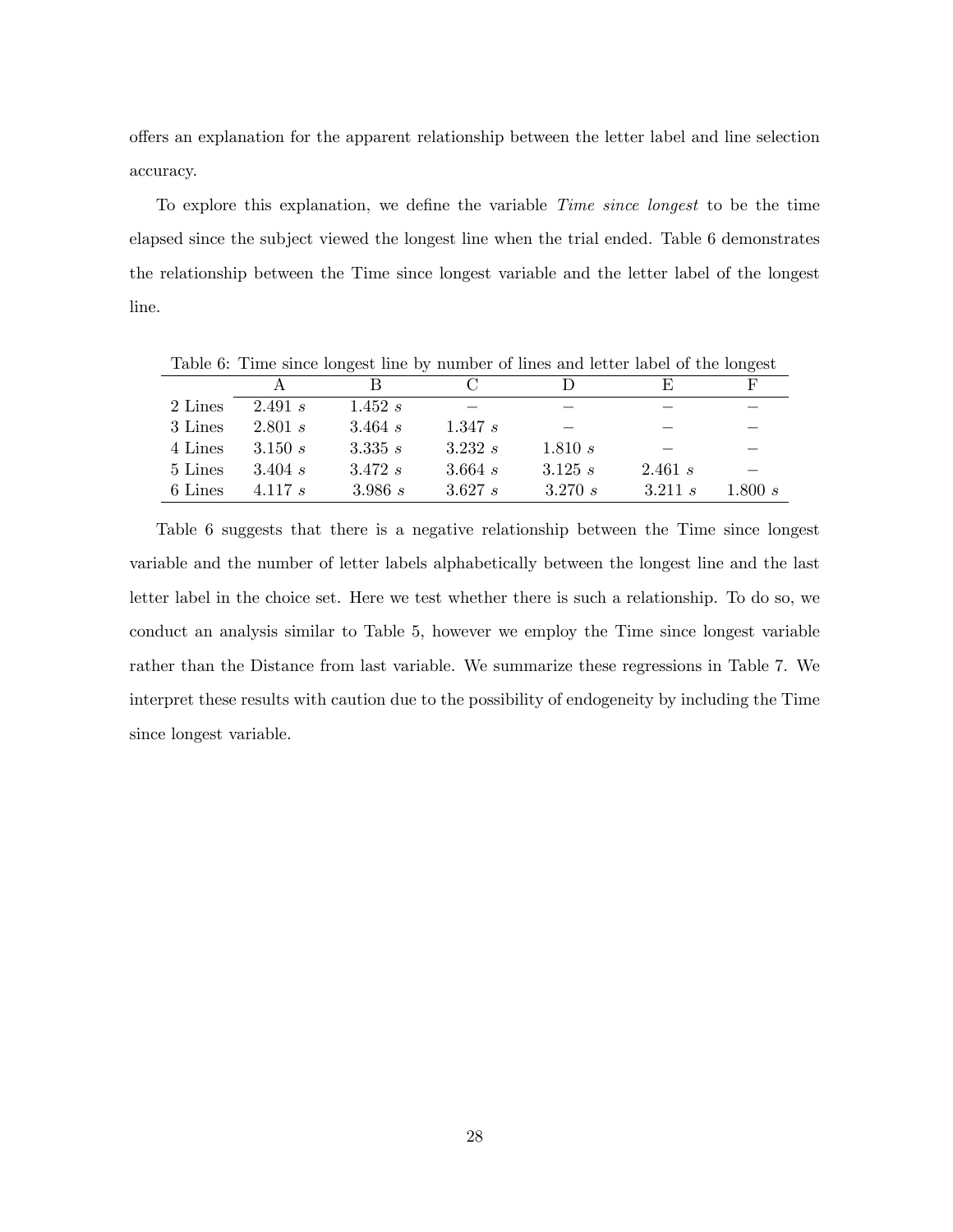offers an explanation for the apparent relationship between the letter label and line selection accuracy.

To explore this explanation, we define the variable *Time since longest* to be the time elapsed since the subject viewed the longest line when the trial ended. Table 6 demonstrates the relationship between the Time since longest variable and the letter label of the longest line.

Table 6: Time since longest line by number of lines and letter label of the longest

| | A | B | C | D | E | F |
|---|---|---|---|---|---|---|
| 2 Lines | 2.491 $s$ | 1.452 $s$ | – | – | – | – |
| 3 Lines | 2.801 $s$ | 3.464 $s$ | 1.347 $s$ | – | – | – |
| 4 Lines | 3.150 $s$ | 3.335 $s$ | 3.232 $s$ | 1.810 $s$ | – | – |
| 5 Lines | 3.404 $s$ | 3.472 $s$ | 3.664 $s$ | 3.125 $s$ | 2.461 $s$ | – |
| 6 Lines | 4.117 $s$ | 3.986 $s$ | 3.627 $s$ | 3.270 $s$ | 3.211 $s$ | 1.800 $s$ |

Table 6 suggests that there is a negative relationship between the Time since longest variable and the number of letter labels alphabetically between the longest line and the last letter label in the choice set. Here we test whether there is such a relationship. To do so, we conduct an analysis similar to Table 5, however we employ the Time since longest variable rather than the Distance from last variable. We summarize these regressions in Table 7. We interpret these results with caution due to the possibility of endogeneity by including the Time since longest variable.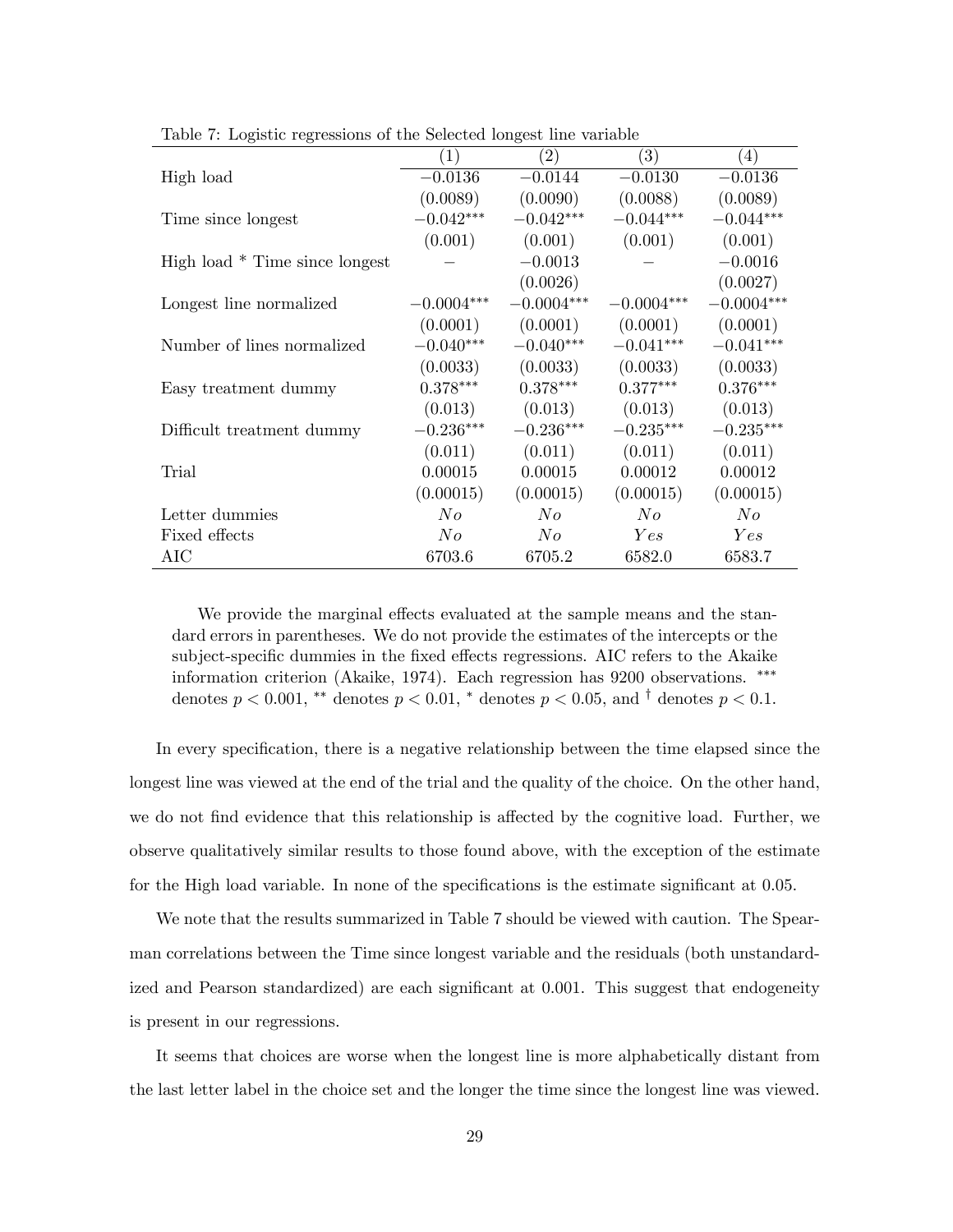Table 7: Logistic regressions of the Selected longest line variable

| | (1) | (2) | (3) | (4) |
|---|---|---|---|---|
| High load | $-0.0136$ | $-0.0144$ | $-0.0130$ | $-0.0136$ |
| | (0.0089) | (0.0090) | (0.0088) | (0.0089) |
| Time since longest | $-0.042^{***}$ | $-0.042^{***}$ | $-0.044^{***}$ | $-0.044^{***}$ |
| | (0.001) | (0.001) | (0.001) | (0.001) |
| High load * Time since longest | − | $-0.0013$ | − | $-0.0016$ |
| | | (0.0026) | | (0.0027) |
| Longest line normalized | $-0.0004^{***}$ | $-0.0004^{***}$ | $-0.0004^{***}$ | $-0.0004^{***}$ |
| | (0.0001) | (0.0001) | (0.0001) | (0.0001) |
| Number of lines normalized | $-0.040^{***}$ | $-0.040^{***}$ | $-0.041^{***}$ | $-0.041^{***}$ |
| | (0.0033) | (0.0033) | (0.0033) | (0.0033) |
| Easy treatment dummy | $0.378^{***}$ | $0.378^{***}$ | $0.377^{***}$ | $0.376^{***}$ |
| | (0.013) | (0.013) | (0.013) | (0.013) |
| Difficult treatment dummy | $-0.236^{***}$ | $-0.236^{***}$ | $-0.235^{***}$ | $-0.235^{***}$ |
| | (0.011) | (0.011) | (0.011) | (0.011) |
| Trial | 0.00015 | 0.00015 | 0.00012 | 0.00012 |
| | (0.00015) | (0.00015) | (0.00015) | (0.00015) |
| Letter dummies | *No* | *No* | *No* | *No* |
| Fixed effects | *No* | *No* | *Yes* | *Yes* |
| AIC | 6703.6 | 6705.2 | 6582.0 | 6583.7 |

We provide the marginal effects evaluated at the sample means and the standard errors in parentheses. We do not provide the estimates of the intercepts or the subject-specific dummies in the fixed effects regressions. AIC refers to the Akaike information criterion (Akaike, 1974). Each regression has 9200 observations. $^{***}$ denotes $p < 0.001$, $^{**}$ denotes $p < 0.01$, $^{*}$ denotes $p < 0.05$, and $^{\dagger}$ denotes $p < 0.1$.

In every specification, there is a negative relationship between the time elapsed since the longest line was viewed at the end of the trial and the quality of the choice. On the other hand, we do not find evidence that this relationship is affected by the cognitive load. Further, we observe qualitatively similar results to those found above, with the exception of the estimate for the High load variable. In none of the specifications is the estimate significant at 0.05.

We note that the results summarized in Table 7 should be viewed with caution. The Spearman correlations between the Time since longest variable and the residuals (both unstandardized and Pearson standardized) are each significant at 0.001. This suggest that endogeneity is present in our regressions.

It seems that choices are worse when the longest line is more alphabetically distant from the last letter label in the choice set and the longer the time since the longest line was viewed.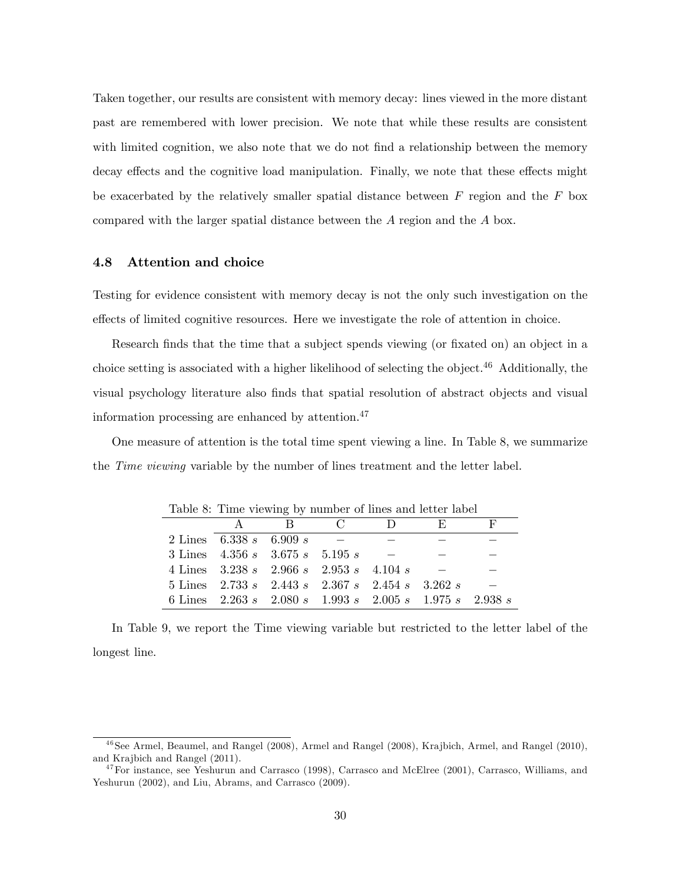Taken together, our results are consistent with memory decay: lines viewed in the more distant past are remembered with lower precision. We note that while these results are consistent with limited cognition, we also note that we do not find a relationship between the memory decay effects and the cognitive load manipulation. Finally, we note that these effects might be exacerbated by the relatively smaller spatial distance between $F$ region and the $F$ box compared with the larger spatial distance between the $A$ region and the $A$ box.

### 4.8 Attention and choice

Testing for evidence consistent with memory decay is not the only such investigation on the effects of limited cognitive resources. Here we investigate the role of attention in choice.

Research finds that the time that a subject spends viewing (or fixated on) an object in a choice setting is associated with a higher likelihood of selecting the object.[46] Additionally, the visual psychology literature also finds that spatial resolution of abstract objects and visual information processing are enhanced by attention.[47]

One measure of attention is the total time spent viewing a line. In Table 8, we summarize the *Time viewing* variable by the number of lines treatment and the letter label.

Table 8: Time viewing by number of lines and letter label

| | A | B | C | D | E | F |
|---|---|---|---|---|---|---|
| 2 Lines | 6.338 $s$ | 6.909 $s$ | − | − | − | − |
| 3 Lines | 4.356 $s$ | 3.675 $s$ | 5.195 $s$ | − | − | − |
| 4 Lines | 3.238 $s$ | 2.966 $s$ | 2.953 $s$ | 4.104 $s$ | − | − |
| 5 Lines | 2.733 $s$ | 2.443 $s$ | 2.367 $s$ | 2.454 $s$ | 3.262 $s$ | − |
| 6 Lines | 2.263 $s$ | 2.080 $s$ | 1.993 $s$ | 2.005 $s$ | 1.975 $s$ | 2.938 $s$ |

In Table 9, we report the Time viewing variable but restricted to the letter label of the longest line.

[46] See Armel, Beaumel, and Rangel (2008), Armel and Rangel (2008), Krajbich, Armel, and Rangel (2010), and Krajbich and Rangel (2011).

[47] For instance, see Yeshurun and Carrasco (1998), Carrasco and McElree (2001), Carrasco, Williams, and Yeshurun (2002), and Liu, Abrams, and Carrasco (2009).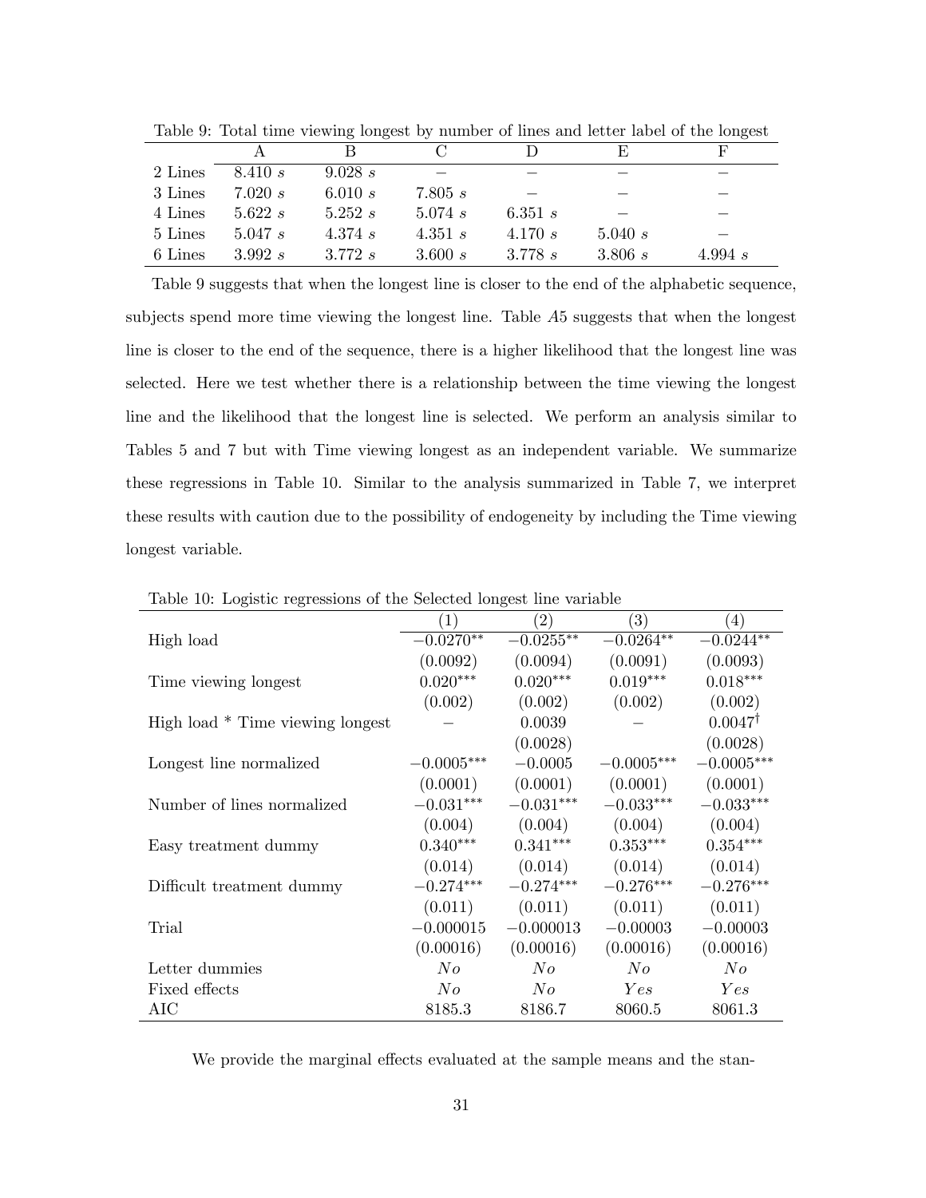Table 9: Total time viewing longest by number of lines and letter label of the longest

| | A | B | C | D | E | F |
|---|---|---|---|---|---|---|
| 2 Lines | 8.410 $s$ | 9.028 $s$ | − | − | − | − |
| 3 Lines | 7.020 $s$ | 6.010 $s$ | 7.805 $s$ | − | − | − |
| 4 Lines | 5.622 $s$ | 5.252 $s$ | 5.074 $s$ | 6.351 $s$ | − | − |
| 5 Lines | 5.047 $s$ | 4.374 $s$ | 4.351 $s$ | 4.170 $s$ | 5.040 $s$ | − |
| 6 Lines | 3.992 $s$ | 3.772 $s$ | 3.600 $s$ | 3.778 $s$ | 3.806 $s$ | 4.994 $s$ |

Table 9 suggests that when the longest line is closer to the end of the alphabetic sequence, subjects spend more time viewing the longest line. Table *A*5 suggests that when the longest line is closer to the end of the sequence, there is a higher likelihood that the longest line was selected. Here we test whether there is a relationship between the time viewing the longest line and the likelihood that the longest line is selected. We perform an analysis similar to Tables 5 and 7 but with Time viewing longest as an independent variable. We summarize these regressions in Table 10. Similar to the analysis summarized in Table 7, we interpret these results with caution due to the possibility of endogeneity by including the Time viewing longest variable.

Table 10: Logistic regressions of the Selected longest line variable

| | (1) | (2) | (3) | (4) |
|---|---|---|---|---|
| High load | $-0.0270^{**}$ | $-0.0255^{**}$ | $-0.0264^{**}$ | $-0.0244^{**}$ |
| | (0.0092) | (0.0094) | (0.0091) | (0.0093) |
| Time viewing longest | $0.020^{***}$ | $0.020^{***}$ | $0.019^{***}$ | $0.018^{***}$ |
| | (0.002) | (0.002) | (0.002) | (0.002) |
| High load * Time viewing longest | − | 0.0039 | − | $0.0047^{\dagger}$ |
| | | (0.0028) | | (0.0028) |
| Longest line normalized | $-0.0005^{***}$ | $-0.0005$ | $-0.0005^{***}$ | $-0.0005^{***}$ |
| | (0.0001) | (0.0001) | (0.0001) | (0.0001) |
| Number of lines normalized | $-0.031^{***}$ | $-0.031^{***}$ | $-0.033^{***}$ | $-0.033^{***}$ |
| | (0.004) | (0.004) | (0.004) | (0.004) |
| Easy treatment dummy | $0.340^{***}$ | $0.341^{***}$ | $0.353^{***}$ | $0.354^{***}$ |
| | (0.014) | (0.014) | (0.014) | (0.014) |
| Difficult treatment dummy | $-0.274^{***}$ | $-0.274^{***}$ | $-0.276^{***}$ | $-0.276^{***}$ |
| | (0.011) | (0.011) | (0.011) | (0.011) |
| Trial | $-0.000015$ | $-0.000013$ | $-0.00003$ | $-0.00003$ |
| | (0.00016) | (0.00016) | (0.00016) | (0.00016) |
| Letter dummies | *No* | *No* | *No* | *No* |
| Fixed effects | *No* | *No* | *Yes* | *Yes* |
| AIC | 8185.3 | 8186.7 | 8060.5 | 8061.3 |

We provide the marginal effects evaluated at the sample means and the stan-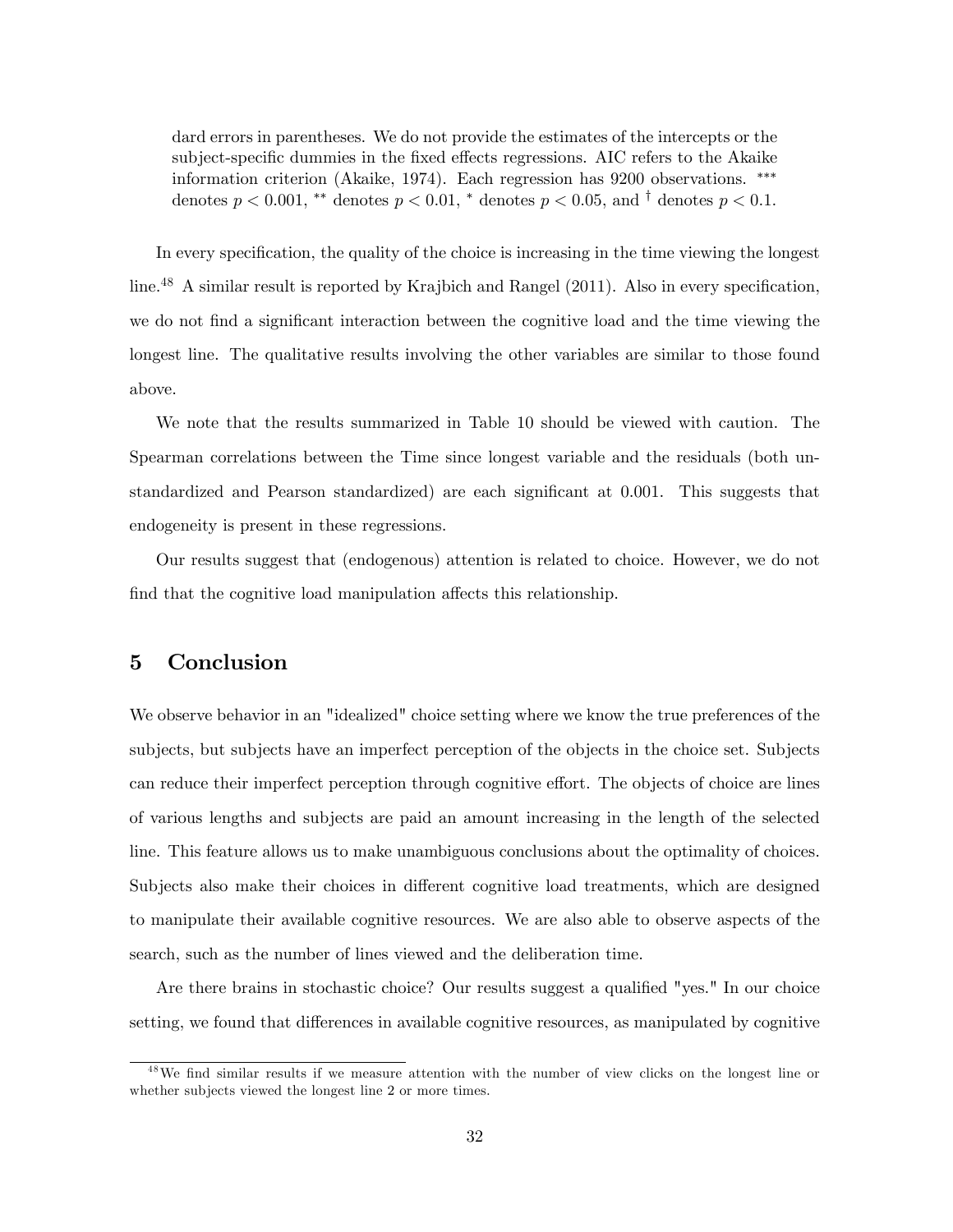dard errors in parentheses. We do not provide the estimates of the intercepts or the subject-specific dummies in the fixed effects regressions. AIC refers to the Akaike information criterion (Akaike, 1974). Each regression has 9200 observations. *** denotes $p < 0.001$, ** denotes $p < 0.01$, * denotes $p < 0.05$, and $^{\dagger}$ denotes $p < 0.1$.

In every specification, the quality of the choice is increasing in the time viewing the longest line.[48] A similar result is reported by Krajbich and Rangel (2011). Also in every specification, we do not find a significant interaction between the cognitive load and the time viewing the longest line. The qualitative results involving the other variables are similar to those found above.

We note that the results summarized in Table 10 should be viewed with caution. The Spearman correlations between the Time since longest variable and the residuals (both unstandardized and Pearson standardized) are each significant at 0.001. This suggests that endogeneity is present in these regressions.

Our results suggest that (endogenous) attention is related to choice. However, we do not find that the cognitive load manipulation affects this relationship.

# 5 Conclusion

We observe behavior in an "idealized" choice setting where we know the true preferences of the subjects, but subjects have an imperfect perception of the objects in the choice set. Subjects can reduce their imperfect perception through cognitive effort. The objects of choice are lines of various lengths and subjects are paid an amount increasing in the length of the selected line. This feature allows us to make unambiguous conclusions about the optimality of choices. Subjects also make their choices in different cognitive load treatments, which are designed to manipulate their available cognitive resources. We are also able to observe aspects of the search, such as the number of lines viewed and the deliberation time.

Are there brains in stochastic choice? Our results suggest a qualified "yes." In our choice setting, we found that differences in available cognitive resources, as manipulated by cognitive

[48] We find similar results if we measure attention with the number of view clicks on the longest line or whether subjects viewed the longest line 2 or more times.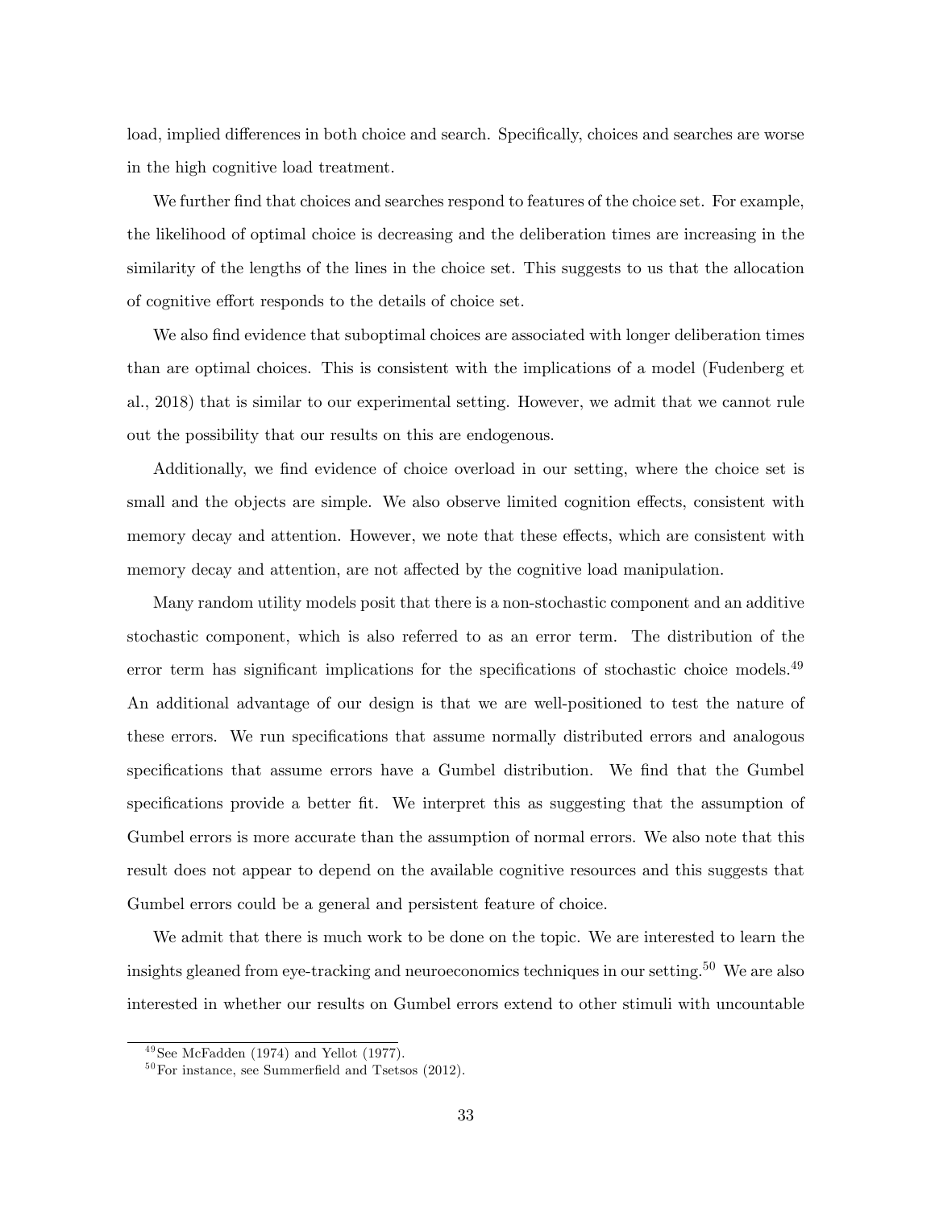load, implied differences in both choice and search. Specifically, choices and searches are worse in the high cognitive load treatment.

We further find that choices and searches respond to features of the choice set. For example, the likelihood of optimal choice is decreasing and the deliberation times are increasing in the similarity of the lengths of the lines in the choice set. This suggests to us that the allocation of cognitive effort responds to the details of choice set.

We also find evidence that suboptimal choices are associated with longer deliberation times than are optimal choices. This is consistent with the implications of a model (Fudenberg et al., 2018) that is similar to our experimental setting. However, we admit that we cannot rule out the possibility that our results on this are endogenous.

Additionally, we find evidence of choice overload in our setting, where the choice set is small and the objects are simple. We also observe limited cognition effects, consistent with memory decay and attention. However, we note that these effects, which are consistent with memory decay and attention, are not affected by the cognitive load manipulation.

Many random utility models posit that there is a non-stochastic component and an additive stochastic component, which is also referred to as an error term. The distribution of the error term has significant implications for the specifications of stochastic choice models.[49] An additional advantage of our design is that we are well-positioned to test the nature of these errors. We run specifications that assume normally distributed errors and analogous specifications that assume errors have a Gumbel distribution. We find that the Gumbel specifications provide a better fit. We interpret this as suggesting that the assumption of Gumbel errors is more accurate than the assumption of normal errors. We also note that this result does not appear to depend on the available cognitive resources and this suggests that Gumbel errors could be a general and persistent feature of choice.

We admit that there is much work to be done on the topic. We are interested to learn the insights gleaned from eye-tracking and neuroeconomics techniques in our setting.[50] We are also interested in whether our results on Gumbel errors extend to other stimuli with uncountable

---

[49] See McFadden (1974) and Yellot (1977).

[50] For instance, see Summerfield and Tsetsos (2012).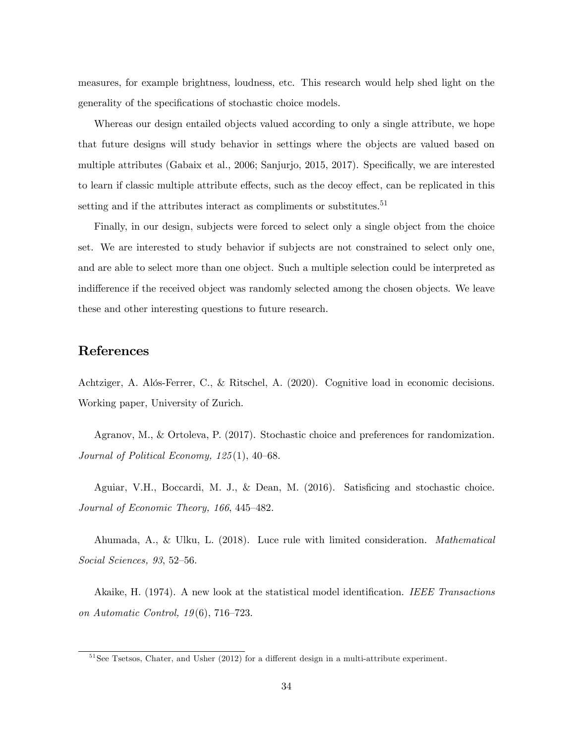measures, for example brightness, loudness, etc. This research would help shed light on the generality of the specifications of stochastic choice models.

Whereas our design entailed objects valued according to only a single attribute, we hope that future designs will study behavior in settings where the objects are valued based on multiple attributes (Gabaix et al., 2006; Sanjurjo, 2015, 2017). Specifically, we are interested to learn if classic multiple attribute effects, such as the decoy effect, can be replicated in this setting and if the attributes interact as compliments or substitutes.[51]

Finally, in our design, subjects were forced to select only a single object from the choice set. We are interested to study behavior if subjects are not constrained to select only one, and are able to select more than one object. Such a multiple selection could be interpreted as indifference if the received object was randomly selected among the chosen objects. We leave these and other interesting questions to future research.

## References

Achtziger, A. Alós-Ferrer, C., & Ritschel, A. (2020). Cognitive load in economic decisions. Working paper, University of Zurich.

Agranov, M., & Ortoleva, P. (2017). Stochastic choice and preferences for randomization. *Journal of Political Economy, 125*(1), 40–68.

Aguiar, V.H., Boccardi, M. J., & Dean, M. (2016). Satisficing and stochastic choice. *Journal of Economic Theory, 166*, 445–482.

Ahumada, A., & Ulku, L. (2018). Luce rule with limited consideration. *Mathematical Social Sciences, 93*, 52–56.

Akaike, H. (1974). A new look at the statistical model identification. *IEEE Transactions on Automatic Control, 19*(6), 716–723.

[51] See Tsetsos, Chater, and Usher (2012) for a different design in a multi-attribute experiment.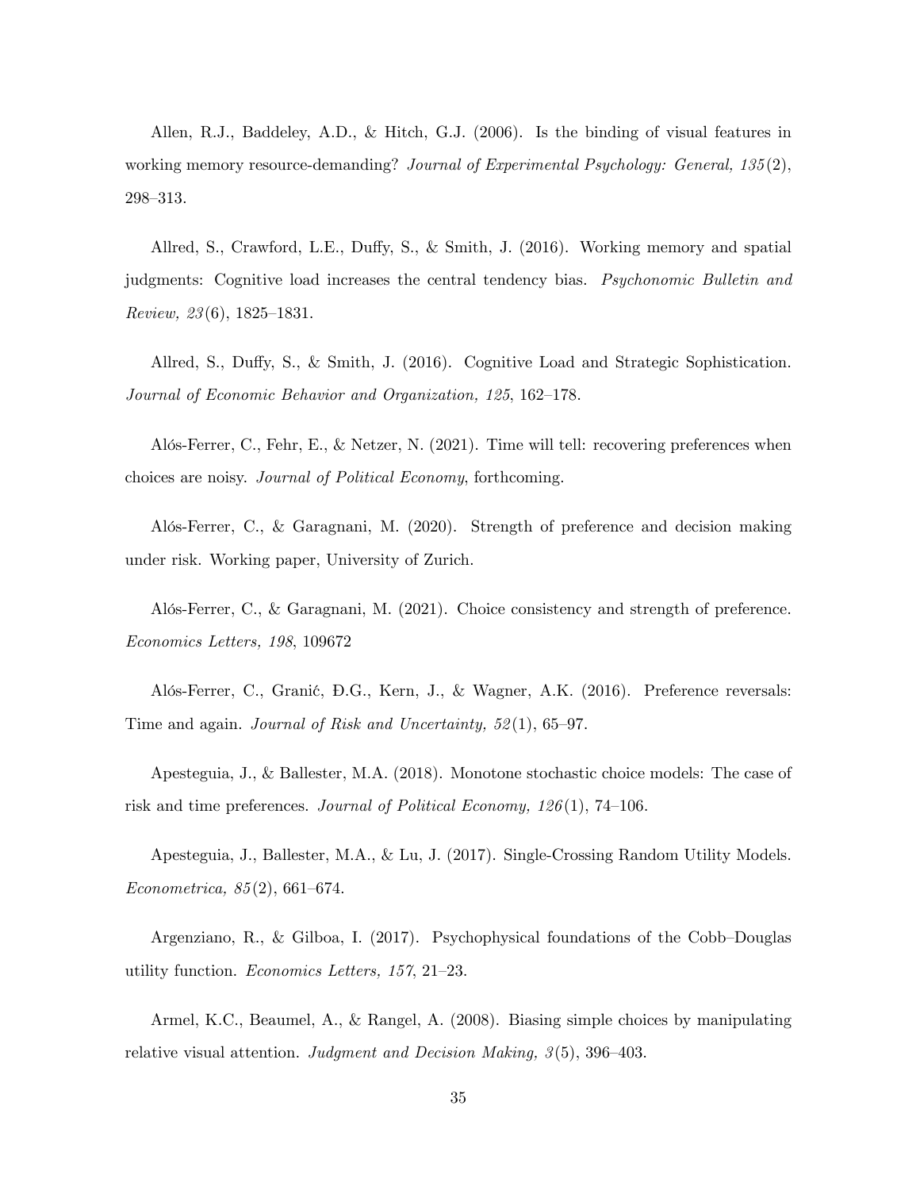Allen, R.J., Baddeley, A.D., & Hitch, G.J. (2006). Is the binding of visual features in working memory resource-demanding? *Journal of Experimental Psychology: General, 135*(2), 298–313.

Allred, S., Crawford, L.E., Duffy, S., & Smith, J. (2016). Working memory and spatial judgments: Cognitive load increases the central tendency bias. *Psychonomic Bulletin and Review, 23*(6), 1825–1831.

Allred, S., Duffy, S., & Smith, J. (2016). Cognitive Load and Strategic Sophistication. *Journal of Economic Behavior and Organization, 125*, 162–178.

Alós-Ferrer, C., Fehr, E., & Netzer, N. (2021). Time will tell: recovering preferences when choices are noisy. *Journal of Political Economy*, forthcoming.

Alós-Ferrer, C., & Garagnani, M. (2020). Strength of preference and decision making under risk. Working paper, University of Zurich.

Alós-Ferrer, C., & Garagnani, M. (2021). Choice consistency and strength of preference. *Economics Letters, 198*, 109672

Alós-Ferrer, C., Granić, Đ.G., Kern, J., & Wagner, A.K. (2016). Preference reversals: Time and again. *Journal of Risk and Uncertainty, 52*(1), 65–97.

Apesteguia, J., & Ballester, M.A. (2018). Monotone stochastic choice models: The case of risk and time preferences. *Journal of Political Economy, 126*(1), 74–106.

Apesteguia, J., Ballester, M.A., & Lu, J. (2017). Single-Crossing Random Utility Models. *Econometrica, 85*(2), 661–674.

Argenziano, R., & Gilboa, I. (2017). Psychophysical foundations of the Cobb–Douglas utility function. *Economics Letters, 157*, 21–23.

Armel, K.C., Beaumel, A., & Rangel, A. (2008). Biasing simple choices by manipulating relative visual attention. *Judgment and Decision Making, 3*(5), 396–403.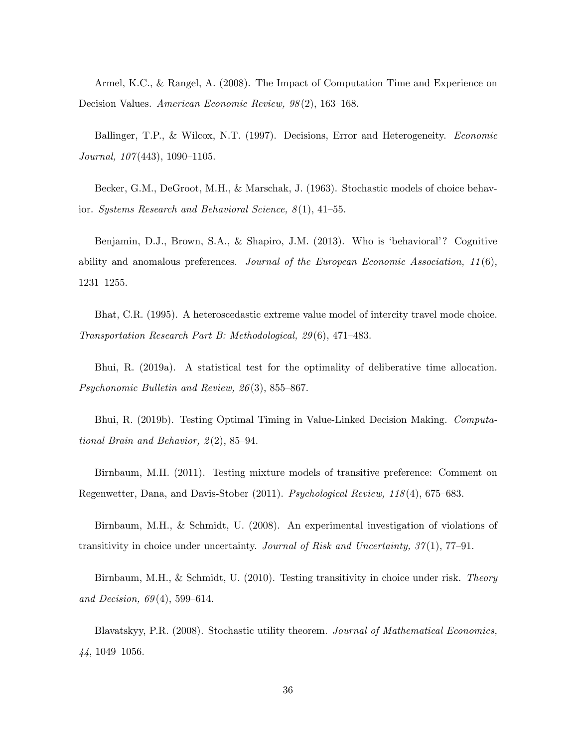Armel, K.C., & Rangel, A. (2008). The Impact of Computation Time and Experience on Decision Values. *American Economic Review, 98*(2), 163–168.

Ballinger, T.P., & Wilcox, N.T. (1997). Decisions, Error and Heterogeneity. *Economic Journal, 107*(443), 1090–1105.

Becker, G.M., DeGroot, M.H., & Marschak, J. (1963). Stochastic models of choice behavior. *Systems Research and Behavioral Science, 8*(1), 41–55.

Benjamin, D.J., Brown, S.A., & Shapiro, J.M. (2013). Who is 'behavioral'? Cognitive ability and anomalous preferences. *Journal of the European Economic Association, 11*(6), 1231–1255.

Bhat, C.R. (1995). A heteroscedastic extreme value model of intercity travel mode choice. *Transportation Research Part B: Methodological, 29*(6), 471–483.

Bhui, R. (2019a). A statistical test for the optimality of deliberative time allocation. *Psychonomic Bulletin and Review, 26*(3), 855–867.

Bhui, R. (2019b). Testing Optimal Timing in Value-Linked Decision Making. *Computational Brain and Behavior, 2*(2), 85–94.

Birnbaum, M.H. (2011). Testing mixture models of transitive preference: Comment on Regenwetter, Dana, and Davis-Stober (2011). *Psychological Review, 118*(4), 675–683.

Birnbaum, M.H., & Schmidt, U. (2008). An experimental investigation of violations of transitivity in choice under uncertainty. *Journal of Risk and Uncertainty, 37*(1), 77–91.

Birnbaum, M.H., & Schmidt, U. (2010). Testing transitivity in choice under risk. *Theory and Decision, 69*(4), 599–614.

Blavatskyy, P.R. (2008). Stochastic utility theorem. *Journal of Mathematical Economics, 44*, 1049–1056.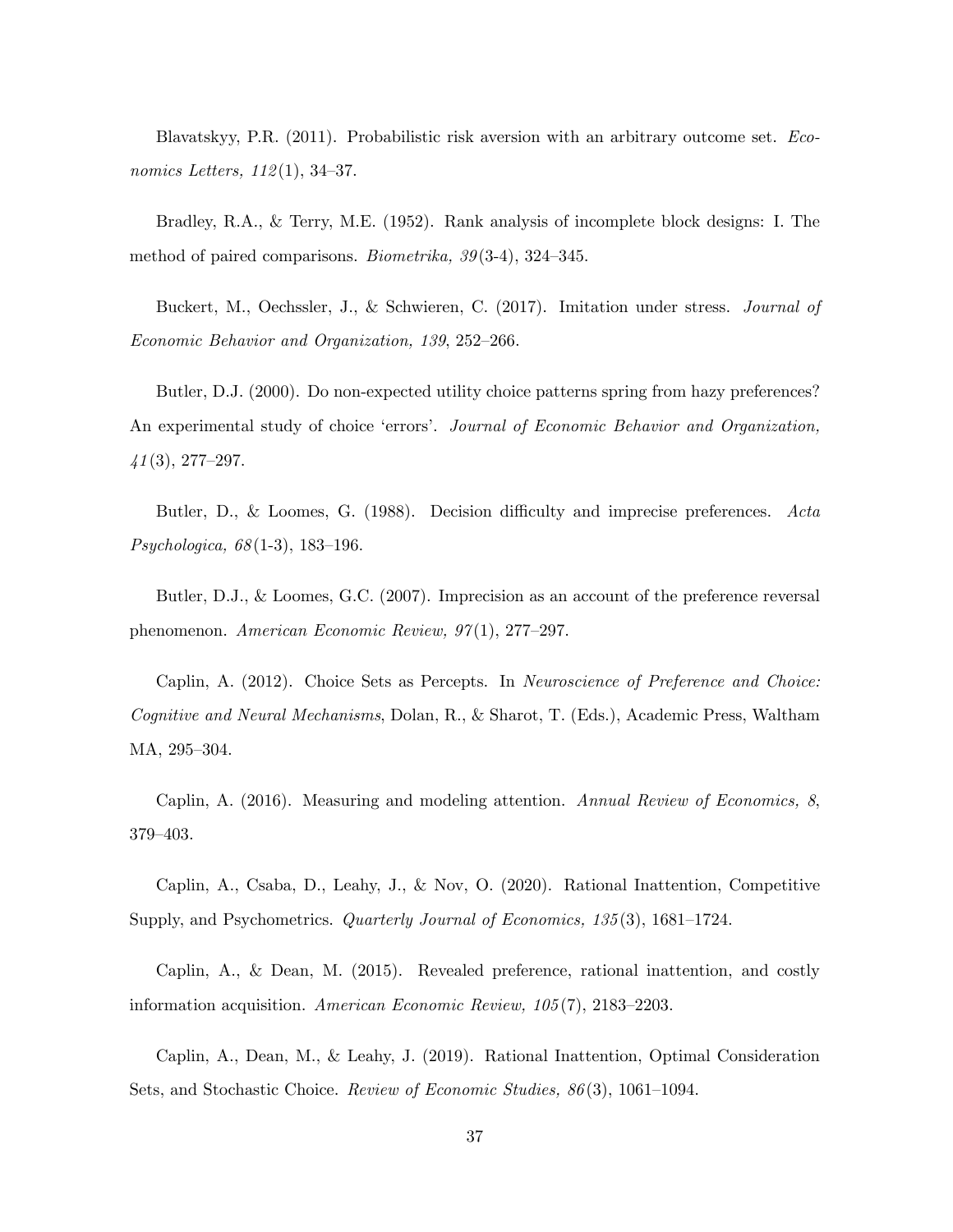Blavatskyy, P.R. (2011). Probabilistic risk aversion with an arbitrary outcome set. *Economics Letters, 112*(1), 34–37.

Bradley, R.A., & Terry, M.E. (1952). Rank analysis of incomplete block designs: I. The method of paired comparisons. *Biometrika, 39*(3-4), 324–345.

Buckert, M., Oechssler, J., & Schwieren, C. (2017). Imitation under stress. *Journal of Economic Behavior and Organization, 139*, 252–266.

Butler, D.J. (2000). Do non-expected utility choice patterns spring from hazy preferences? An experimental study of choice 'errors'. *Journal of Economic Behavior and Organization, 41*(3), 277–297.

Butler, D., & Loomes, G. (1988). Decision difficulty and imprecise preferences. *Acta Psychologica, 68*(1-3), 183–196.

Butler, D.J., & Loomes, G.C. (2007). Imprecision as an account of the preference reversal phenomenon. *American Economic Review, 97*(1), 277–297.

Caplin, A. (2012). Choice Sets as Percepts. In *Neuroscience of Preference and Choice: Cognitive and Neural Mechanisms*, Dolan, R., & Sharot, T. (Eds.), Academic Press, Waltham MA, 295–304.

Caplin, A. (2016). Measuring and modeling attention. *Annual Review of Economics, 8*, 379–403.

Caplin, A., Csaba, D., Leahy, J., & Nov, O. (2020). Rational Inattention, Competitive Supply, and Psychometrics. *Quarterly Journal of Economics, 135*(3), 1681–1724.

Caplin, A., & Dean, M. (2015). Revealed preference, rational inattention, and costly information acquisition. *American Economic Review, 105*(7), 2183–2203.

Caplin, A., Dean, M., & Leahy, J. (2019). Rational Inattention, Optimal Consideration Sets, and Stochastic Choice. *Review of Economic Studies, 86*(3), 1061–1094.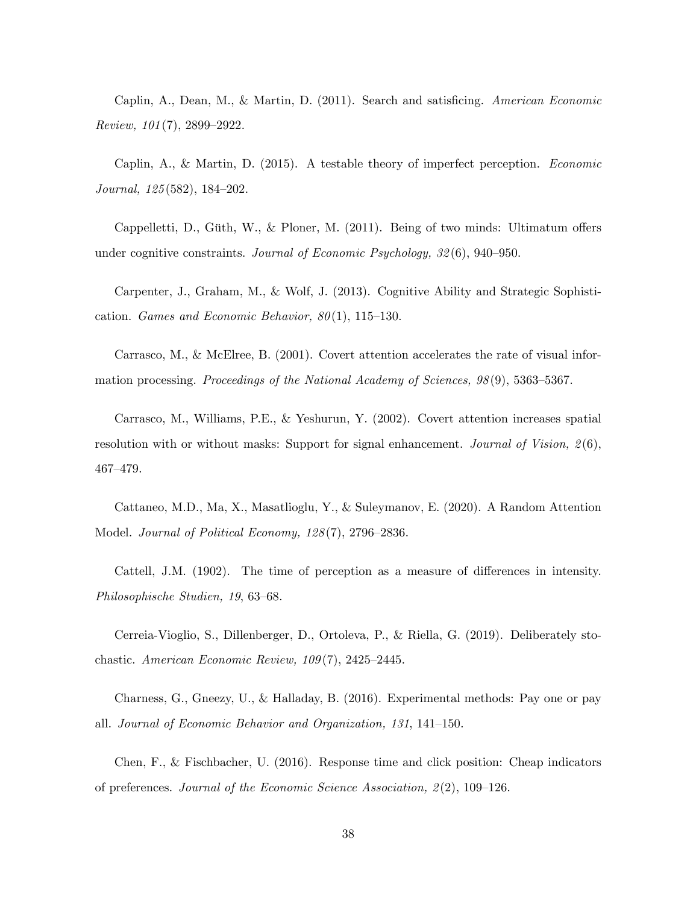Caplin, A., Dean, M., & Martin, D. (2011). Search and satisficing. *American Economic Review, 101*(7), 2899–2922.

Caplin, A., & Martin, D. (2015). A testable theory of imperfect perception. *Economic Journal, 125*(582), 184–202.

Cappelletti, D., Güth, W., & Ploner, M. (2011). Being of two minds: Ultimatum offers under cognitive constraints. *Journal of Economic Psychology, 32*(6), 940–950.

Carpenter, J., Graham, M., & Wolf, J. (2013). Cognitive Ability and Strategic Sophistication. *Games and Economic Behavior, 80*(1), 115–130.

Carrasco, M., & McElree, B. (2001). Covert attention accelerates the rate of visual information processing. *Proceedings of the National Academy of Sciences, 98*(9), 5363–5367.

Carrasco, M., Williams, P.E., & Yeshurun, Y. (2002). Covert attention increases spatial resolution with or without masks: Support for signal enhancement. *Journal of Vision, 2*(6), 467–479.

Cattaneo, M.D., Ma, X., Masatlioglu, Y., & Suleymanov, E. (2020). A Random Attention Model. *Journal of Political Economy, 128*(7), 2796–2836.

Cattell, J.M. (1902). The time of perception as a measure of differences in intensity. *Philosophische Studien, 19*, 63–68.

Cerreia-Vioglio, S., Dillenberger, D., Ortoleva, P., & Riella, G. (2019). Deliberately stochastic. *American Economic Review, 109*(7), 2425–2445.

Charness, G., Gneezy, U., & Halladay, B. (2016). Experimental methods: Pay one or pay all. *Journal of Economic Behavior and Organization, 131*, 141–150.

Chen, F., & Fischbacher, U. (2016). Response time and click position: Cheap indicators of preferences. *Journal of the Economic Science Association, 2*(2), 109–126.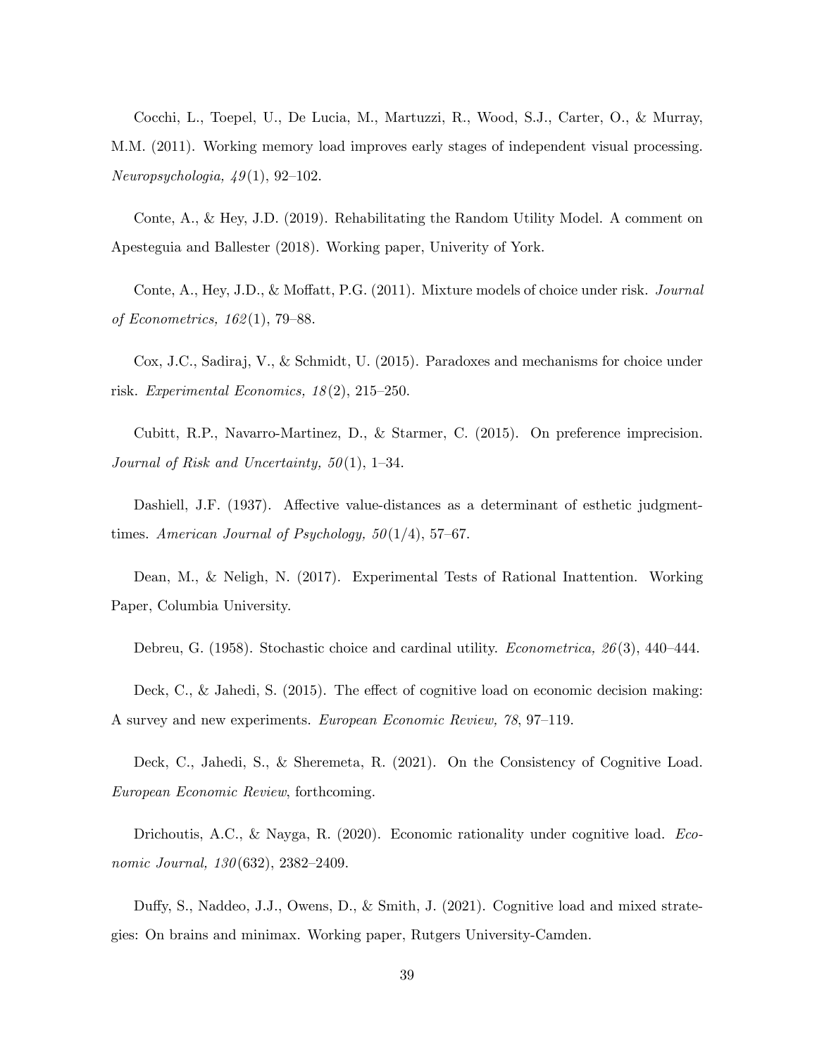Cocchi, L., Toepel, U., De Lucia, M., Martuzzi, R., Wood, S.J., Carter, O., & Murray, M.M. (2011). Working memory load improves early stages of independent visual processing. *Neuropsychologia, 49*(1), 92–102.

Conte, A., & Hey, J.D. (2019). Rehabilitating the Random Utility Model. A comment on Apesteguia and Ballester (2018). Working paper, Univerity of York.

Conte, A., Hey, J.D., & Moffatt, P.G. (2011). Mixture models of choice under risk. *Journal of Econometrics, 162*(1), 79–88.

Cox, J.C., Sadiraj, V., & Schmidt, U. (2015). Paradoxes and mechanisms for choice under risk. *Experimental Economics, 18*(2), 215–250.

Cubitt, R.P., Navarro-Martinez, D., & Starmer, C. (2015). On preference imprecision. *Journal of Risk and Uncertainty, 50*(1), 1–34.

Dashiell, J.F. (1937). Affective value-distances as a determinant of esthetic judgment-times. *American Journal of Psychology, 50*(1/4), 57–67.

Dean, M., & Neligh, N. (2017). Experimental Tests of Rational Inattention. Working Paper, Columbia University.

Debreu, G. (1958). Stochastic choice and cardinal utility. *Econometrica, 26*(3), 440–444.

Deck, C., & Jahedi, S. (2015). The effect of cognitive load on economic decision making: A survey and new experiments. *European Economic Review, 78*, 97–119.

Deck, C., Jahedi, S., & Sheremeta, R. (2021). On the Consistency of Cognitive Load. *European Economic Review*, forthcoming.

Drichoutis, A.C., & Nayga, R. (2020). Economic rationality under cognitive load. *Economic Journal, 130*(632), 2382–2409.

Duffy, S., Naddeo, J.J., Owens, D., & Smith, J. (2021). Cognitive load and mixed strategies: On brains and minimax. Working paper, Rutgers University-Camden.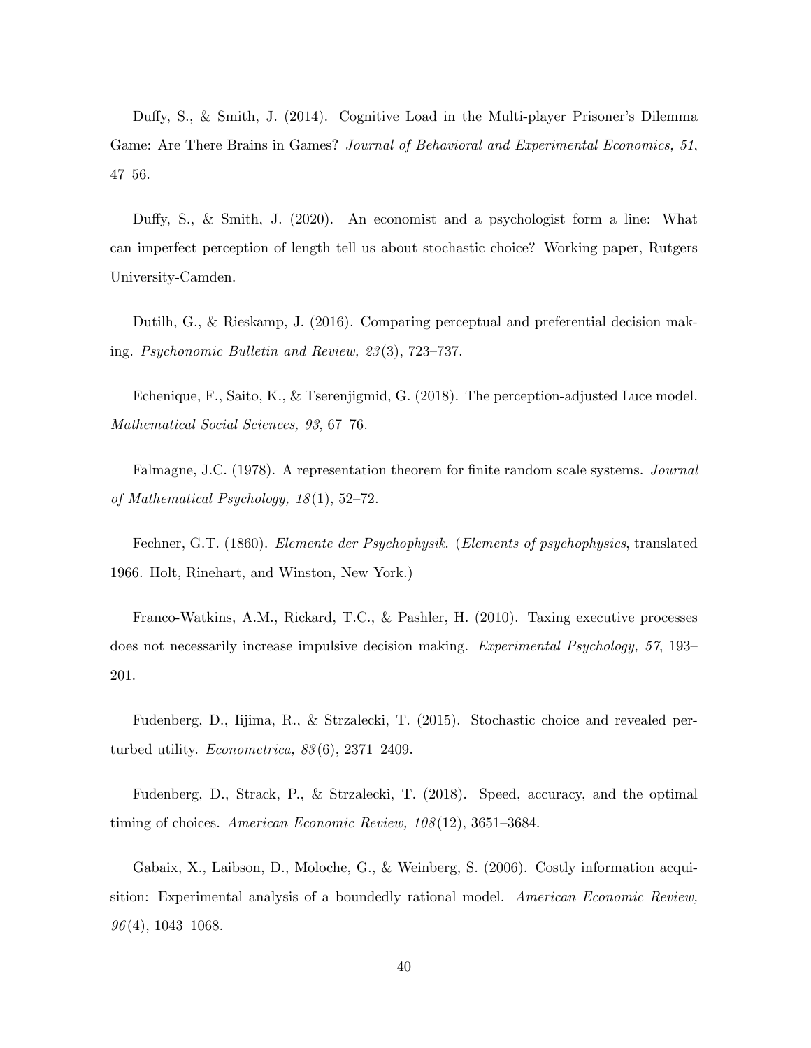Duffy, S., & Smith, J. (2014). Cognitive Load in the Multi-player Prisoner's Dilemma Game: Are There Brains in Games? *Journal of Behavioral and Experimental Economics, 51*, 47–56.

Duffy, S., & Smith, J. (2020). An economist and a psychologist form a line: What can imperfect perception of length tell us about stochastic choice? Working paper, Rutgers University-Camden.

Dutilh, G., & Rieskamp, J. (2016). Comparing perceptual and preferential decision making. *Psychonomic Bulletin and Review, 23*(3), 723–737.

Echenique, F., Saito, K., & Tserenjigmid, G. (2018). The perception-adjusted Luce model. *Mathematical Social Sciences, 93*, 67–76.

Falmagne, J.C. (1978). A representation theorem for finite random scale systems. *Journal of Mathematical Psychology, 18*(1), 52–72.

Fechner, G.T. (1860). *Elemente der Psychophysik*. (*Elements of psychophysics*, translated 1966. Holt, Rinehart, and Winston, New York.)

Franco-Watkins, A.M., Rickard, T.C., & Pashler, H. (2010). Taxing executive processes does not necessarily increase impulsive decision making. *Experimental Psychology, 57*, 193–201.

Fudenberg, D., Iijima, R., & Strzalecki, T. (2015). Stochastic choice and revealed perturbed utility. *Econometrica, 83*(6), 2371–2409.

Fudenberg, D., Strack, P., & Strzalecki, T. (2018). Speed, accuracy, and the optimal timing of choices. *American Economic Review, 108*(12), 3651–3684.

Gabaix, X., Laibson, D., Moloche, G., & Weinberg, S. (2006). Costly information acquisition: Experimental analysis of a boundedly rational model. *American Economic Review, 96*(4), 1043–1068.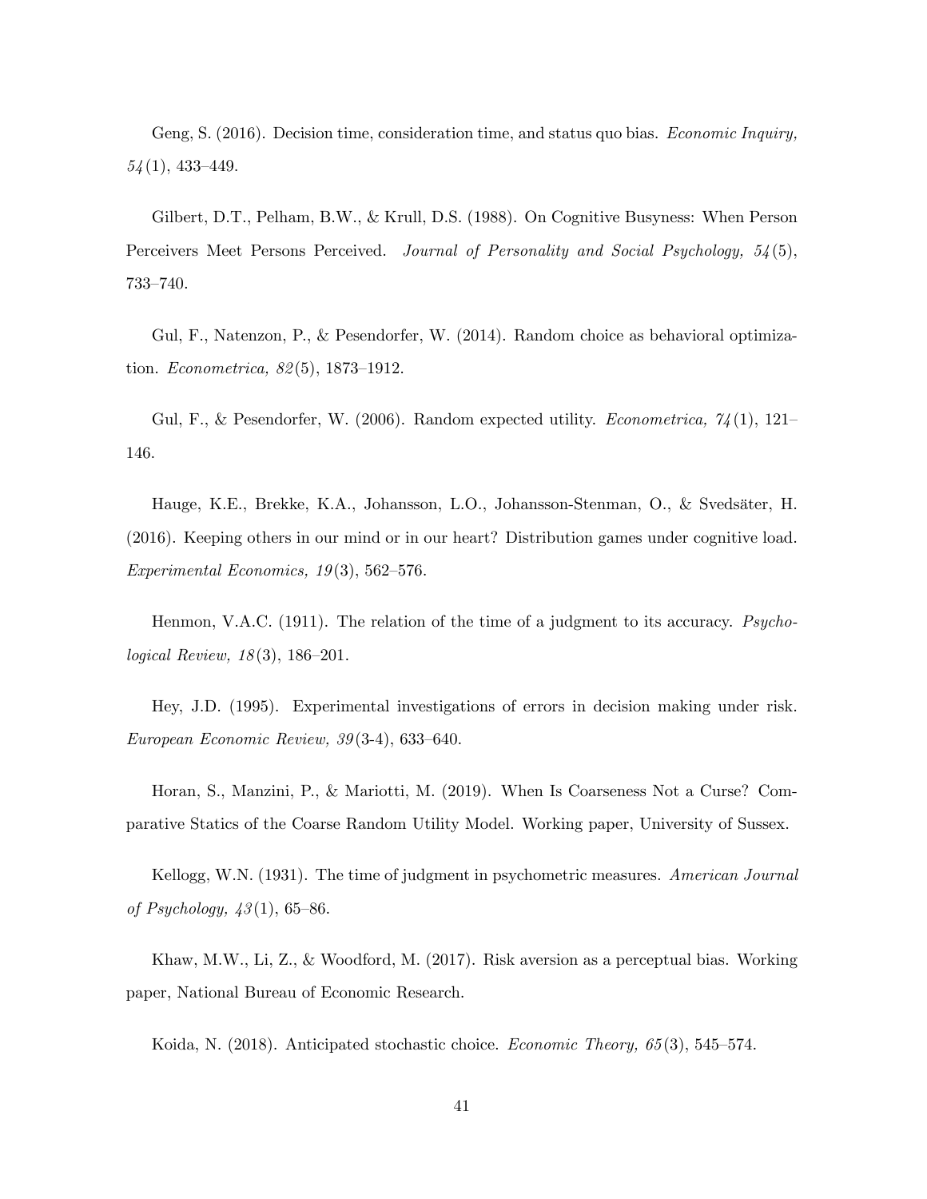Geng, S. (2016). Decision time, consideration time, and status quo bias. *Economic Inquiry, 54*(1), 433–449.

Gilbert, D.T., Pelham, B.W., & Krull, D.S. (1988). On Cognitive Busyness: When Person Perceivers Meet Persons Perceived. *Journal of Personality and Social Psychology, 54*(5), 733–740.

Gul, F., Natenzon, P., & Pesendorfer, W. (2014). Random choice as behavioral optimization. *Econometrica, 82*(5), 1873–1912.

Gul, F., & Pesendorfer, W. (2006). Random expected utility. *Econometrica, 74*(1), 121–146.

Hauge, K.E., Brekke, K.A., Johansson, L.O., Johansson-Stenman, O., & Svedsäter, H. (2016). Keeping others in our mind or in our heart? Distribution games under cognitive load. *Experimental Economics, 19*(3), 562–576.

Henmon, V.A.C. (1911). The relation of the time of a judgment to its accuracy. *Psychological Review, 18*(3), 186–201.

Hey, J.D. (1995). Experimental investigations of errors in decision making under risk. *European Economic Review, 39*(3-4), 633–640.

Horan, S., Manzini, P., & Mariotti, M. (2019). When Is Coarseness Not a Curse? Comparative Statics of the Coarse Random Utility Model. Working paper, University of Sussex.

Kellogg, W.N. (1931). The time of judgment in psychometric measures. *American Journal of Psychology, 43*(1), 65–86.

Khaw, M.W., Li, Z., & Woodford, M. (2017). Risk aversion as a perceptual bias. Working paper, National Bureau of Economic Research.

Koida, N. (2018). Anticipated stochastic choice. *Economic Theory, 65*(3), 545–574.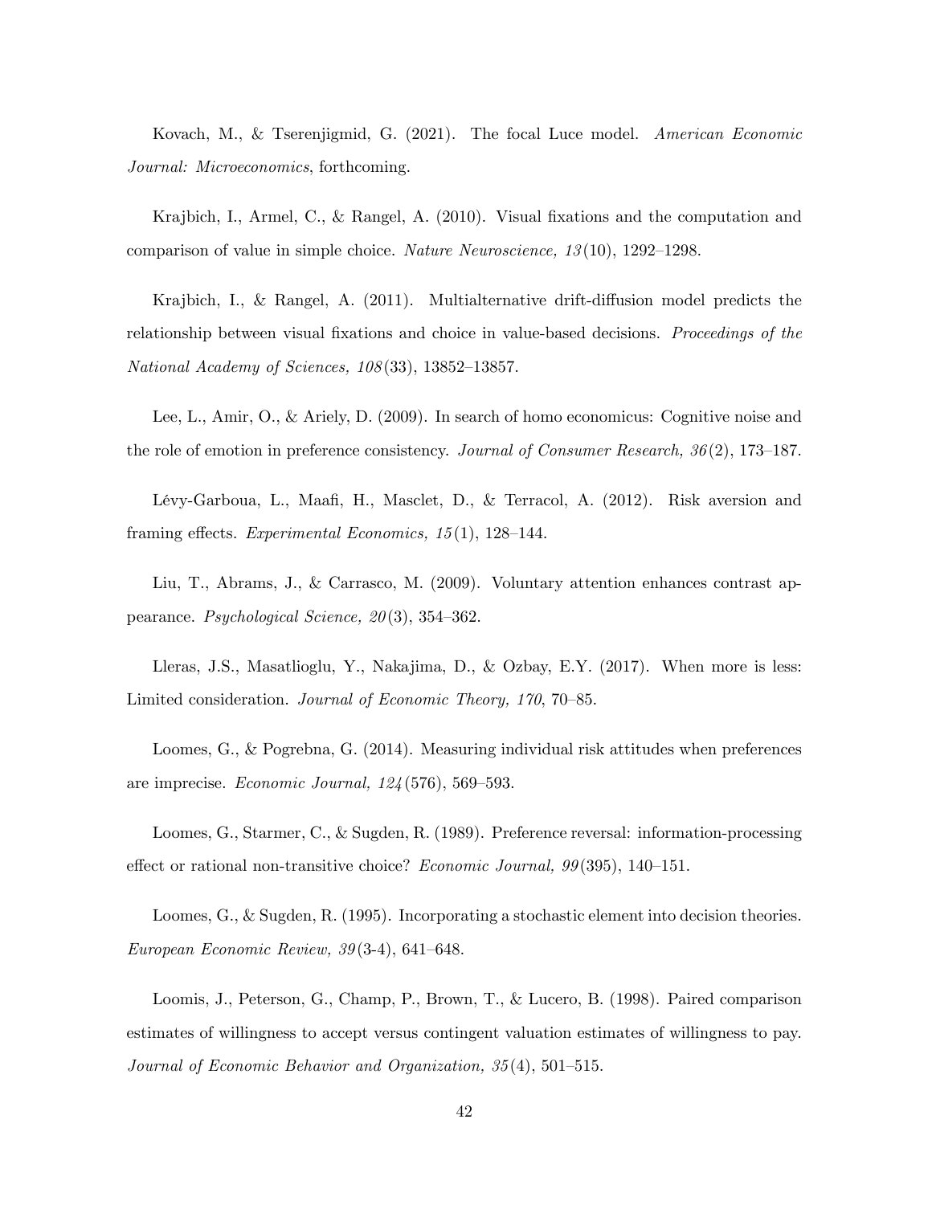Kovach, M., & Tserenjigmid, G. (2021). The focal Luce model. *American Economic Journal: Microeconomics*, forthcoming.

Krajbich, I., Armel, C., & Rangel, A. (2010). Visual fixations and the computation and comparison of value in simple choice. *Nature Neuroscience, 13*(10), 1292–1298.

Krajbich, I., & Rangel, A. (2011). Multialternative drift-diffusion model predicts the relationship between visual fixations and choice in value-based decisions. *Proceedings of the National Academy of Sciences, 108*(33), 13852–13857.

Lee, L., Amir, O., & Ariely, D. (2009). In search of homo economicus: Cognitive noise and the role of emotion in preference consistency. *Journal of Consumer Research, 36*(2), 173–187.

Lévy-Garboua, L., Maafi, H., Masclet, D., & Terracol, A. (2012). Risk aversion and framing effects. *Experimental Economics, 15*(1), 128–144.

Liu, T., Abrams, J., & Carrasco, M. (2009). Voluntary attention enhances contrast appearance. *Psychological Science, 20*(3), 354–362.

Lleras, J.S., Masatlioglu, Y., Nakajima, D., & Ozbay, E.Y. (2017). When more is less: Limited consideration. *Journal of Economic Theory, 170*, 70–85.

Loomes, G., & Pogrebna, G. (2014). Measuring individual risk attitudes when preferences are imprecise. *Economic Journal, 124*(576), 569–593.

Loomes, G., Starmer, C., & Sugden, R. (1989). Preference reversal: information-processing effect or rational non-transitive choice? *Economic Journal, 99*(395), 140–151.

Loomes, G., & Sugden, R. (1995). Incorporating a stochastic element into decision theories. *European Economic Review, 39*(3-4), 641–648.

Loomis, J., Peterson, G., Champ, P., Brown, T., & Lucero, B. (1998). Paired comparison estimates of willingness to accept versus contingent valuation estimates of willingness to pay. *Journal of Economic Behavior and Organization, 35*(4), 501–515.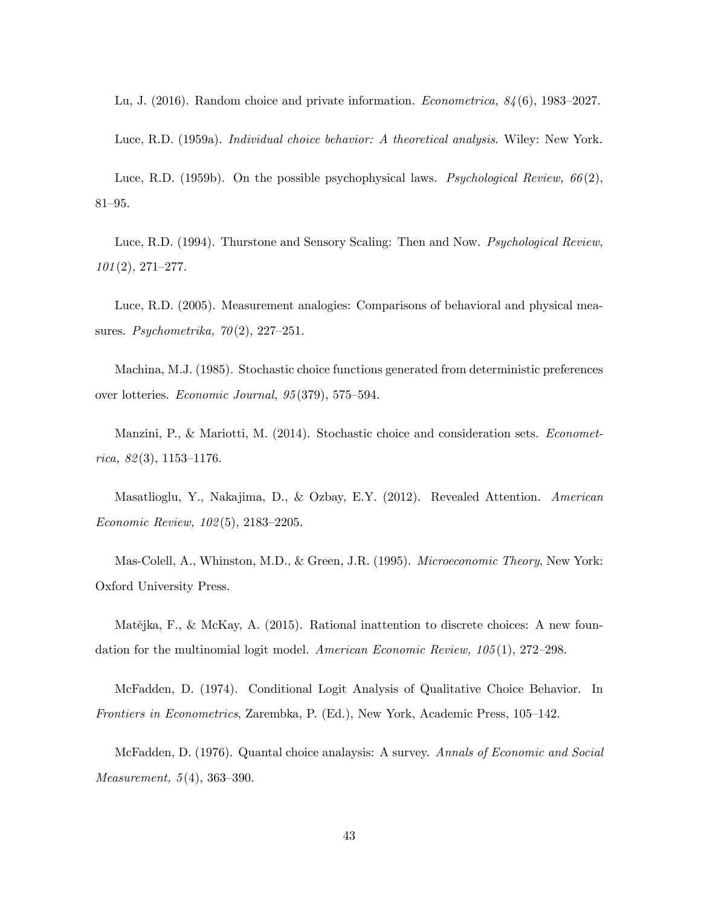Lu, J. (2016). Random choice and private information. *Econometrica, 84*(6), 1983–2027.

Luce, R.D. (1959a). *Individual choice behavior: A theoretical analysis*. Wiley: New York.

Luce, R.D. (1959b). On the possible psychophysical laws. *Psychological Review, 66*(2), 81–95.

Luce, R.D. (1994). Thurstone and Sensory Scaling: Then and Now. *Psychological Review, 101*(2), 271–277.

Luce, R.D. (2005). Measurement analogies: Comparisons of behavioral and physical measures. *Psychometrika, 70*(2), 227–251.

Machina, M.J. (1985). Stochastic choice functions generated from deterministic preferences over lotteries. *Economic Journal, 95*(379), 575–594.

Manzini, P., & Mariotti, M. (2014). Stochastic choice and consideration sets. *Econometrica, 82*(3), 1153–1176.

Masatlioglu, Y., Nakajima, D., & Ozbay, E.Y. (2012). Revealed Attention. *American Economic Review, 102*(5), 2183–2205.

Mas-Colell, A., Whinston, M.D., & Green, J.R. (1995). *Microeconomic Theory*, New York: Oxford University Press.

Matějka, F., & McKay, A. (2015). Rational inattention to discrete choices: A new foundation for the multinomial logit model. *American Economic Review, 105*(1), 272–298.

McFadden, D. (1974). Conditional Logit Analysis of Qualitative Choice Behavior. In *Frontiers in Econometrics*, Zarembka, P. (Ed.), New York, Academic Press, 105–142.

McFadden, D. (1976). Quantal choice analaysis: A survey. *Annals of Economic and Social Measurement, 5*(4), 363–390.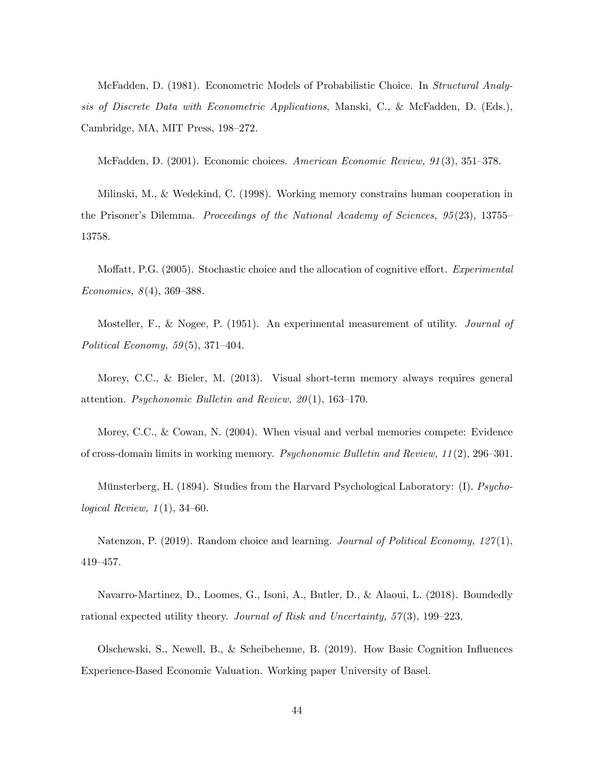McFadden, D. (1981). Econometric Models of Probabilistic Choice. In *Structural Analysis of Discrete Data with Econometric Applications*, Manski, C., & McFadden, D. (Eds.), Cambridge, MA, MIT Press, 198–272.

McFadden, D. (2001). Economic choices. *American Economic Review, 91*(3), 351–378.

Milinski, M., & Wedekind, C. (1998). Working memory constrains human cooperation in the Prisoner's Dilemma. *Proceedings of the National Academy of Sciences, 95*(23), 13755–13758.

Moffatt, P.G. (2005). Stochastic choice and the allocation of cognitive effort. *Experimental Economics, 8*(4), 369–388.

Mosteller, F., & Nogee, P. (1951). An experimental measurement of utility. *Journal of Political Economy, 59*(5), 371–404.

Morey, C.C., & Bieler, M. (2013). Visual short-term memory always requires general attention. *Psychonomic Bulletin and Review, 20*(1), 163–170.

Morey, C.C., & Cowan, N. (2004). When visual and verbal memories compete: Evidence of cross-domain limits in working memory. *Psychonomic Bulletin and Review, 11*(2), 296–301.

Münsterberg, H. (1894). Studies from the Harvard Psychological Laboratory: (I). *Psychological Review, 1*(1), 34–60.

Natenzon, P. (2019). Random choice and learning. *Journal of Political Economy, 127*(1), 419–457.

Navarro-Martinez, D., Loomes, G., Isoni, A., Butler, D., & Alaoui, L. (2018). Boundedly rational expected utility theory. *Journal of Risk and Uncertainty, 57*(3), 199–223.

Olschewski, S., Newell, B., & Scheibehenne, B. (2019). How Basic Cognition Influences Experience-Based Economic Valuation. Working paper University of Basel.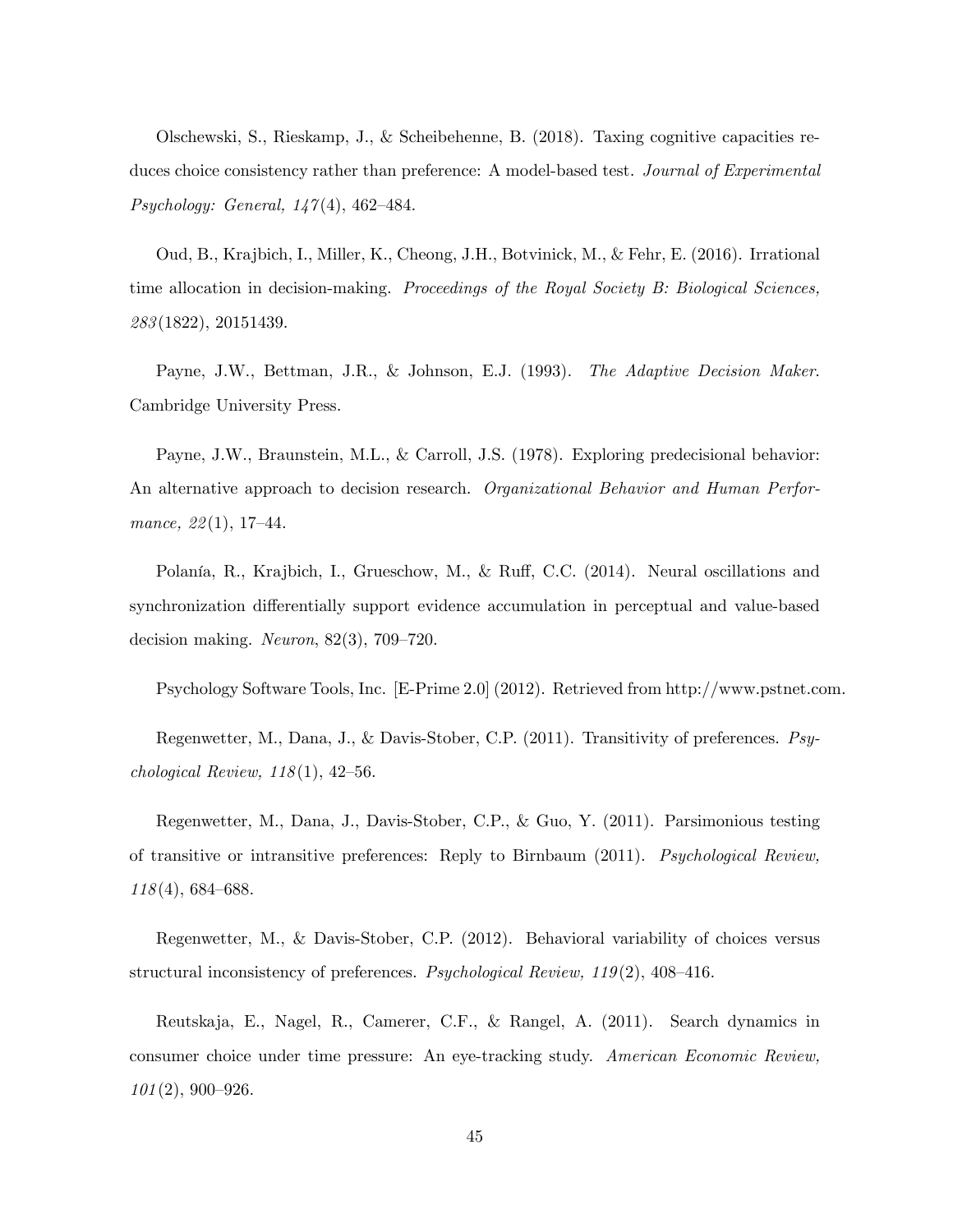Olschewski, S., Rieskamp, J., & Scheibehenne, B. (2018). Taxing cognitive capacities reduces choice consistency rather than preference: A model-based test. *Journal of Experimental Psychology: General, 147*(4), 462–484.

Oud, B., Krajbich, I., Miller, K., Cheong, J.H., Botvinick, M., & Fehr, E. (2016). Irrational time allocation in decision-making. *Proceedings of the Royal Society B: Biological Sciences, 283*(1822), 20151439.

Payne, J.W., Bettman, J.R., & Johnson, E.J. (1993). *The Adaptive Decision Maker*. Cambridge University Press.

Payne, J.W., Braunstein, M.L., & Carroll, J.S. (1978). Exploring predecisional behavior: An alternative approach to decision research. *Organizational Behavior and Human Performance, 22*(1), 17–44.

Polanía, R., Krajbich, I., Grueschow, M., & Ruff, C.C. (2014). Neural oscillations and synchronization differentially support evidence accumulation in perceptual and value-based decision making. *Neuron*, 82(3), 709–720.

Psychology Software Tools, Inc. [E-Prime 2.0] (2012). Retrieved from http://www.pstnet.com.

Regenwetter, M., Dana, J., & Davis-Stober, C.P. (2011). Transitivity of preferences. *Psychological Review, 118*(1), 42–56.

Regenwetter, M., Dana, J., Davis-Stober, C.P., & Guo, Y. (2011). Parsimonious testing of transitive or intransitive preferences: Reply to Birnbaum (2011). *Psychological Review, 118*(4), 684–688.

Regenwetter, M., & Davis-Stober, C.P. (2012). Behavioral variability of choices versus structural inconsistency of preferences. *Psychological Review, 119*(2), 408–416.

Reutskaja, E., Nagel, R., Camerer, C.F., & Rangel, A. (2011). Search dynamics in consumer choice under time pressure: An eye-tracking study. *American Economic Review, 101*(2), 900–926.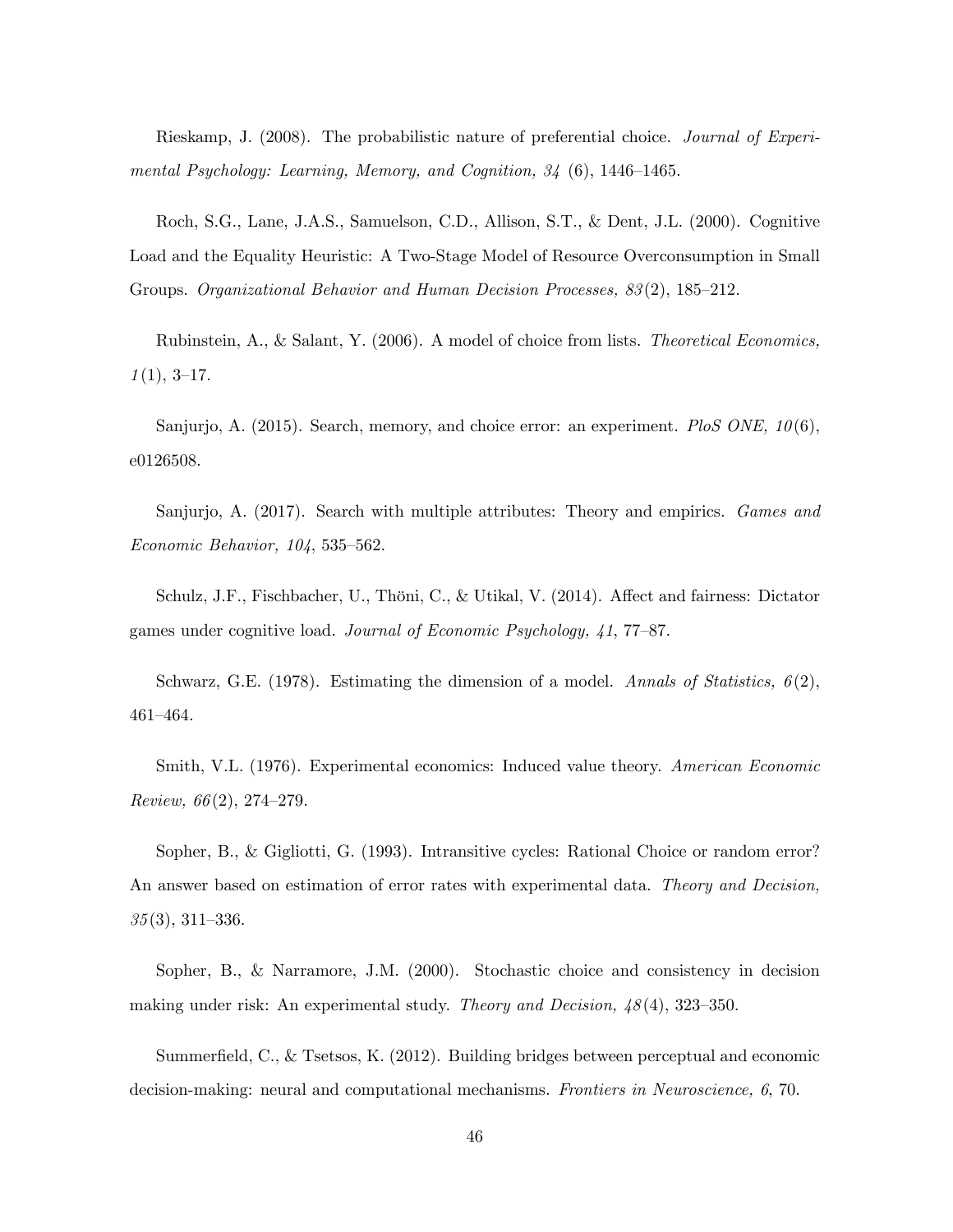Rieskamp, J. (2008). The probabilistic nature of preferential choice. *Journal of Experimental Psychology: Learning, Memory, and Cognition, 34* (6), 1446–1465.

Roch, S.G., Lane, J.A.S., Samuelson, C.D., Allison, S.T., & Dent, J.L. (2000). Cognitive Load and the Equality Heuristic: A Two-Stage Model of Resource Overconsumption in Small Groups. *Organizational Behavior and Human Decision Processes, 83*(2), 185–212.

Rubinstein, A., & Salant, Y. (2006). A model of choice from lists. *Theoretical Economics, 1*(1), 3–17.

Sanjurjo, A. (2015). Search, memory, and choice error: an experiment. *PloS ONE, 10*(6), e0126508.

Sanjurjo, A. (2017). Search with multiple attributes: Theory and empirics. *Games and Economic Behavior, 104*, 535–562.

Schulz, J.F., Fischbacher, U., Thöni, C., & Utikal, V. (2014). Affect and fairness: Dictator games under cognitive load. *Journal of Economic Psychology, 41*, 77–87.

Schwarz, G.E. (1978). Estimating the dimension of a model. *Annals of Statistics, 6*(2), 461–464.

Smith, V.L. (1976). Experimental economics: Induced value theory. *American Economic Review, 66*(2), 274–279.

Sopher, B., & Gigliotti, G. (1993). Intransitive cycles: Rational Choice or random error? An answer based on estimation of error rates with experimental data. *Theory and Decision, 35*(3), 311–336.

Sopher, B., & Narramore, J.M. (2000). Stochastic choice and consistency in decision making under risk: An experimental study. *Theory and Decision, 48*(4), 323–350.

Summerfield, C., & Tsetsos, K. (2012). Building bridges between perceptual and economic decision-making: neural and computational mechanisms. *Frontiers in Neuroscience, 6*, 70.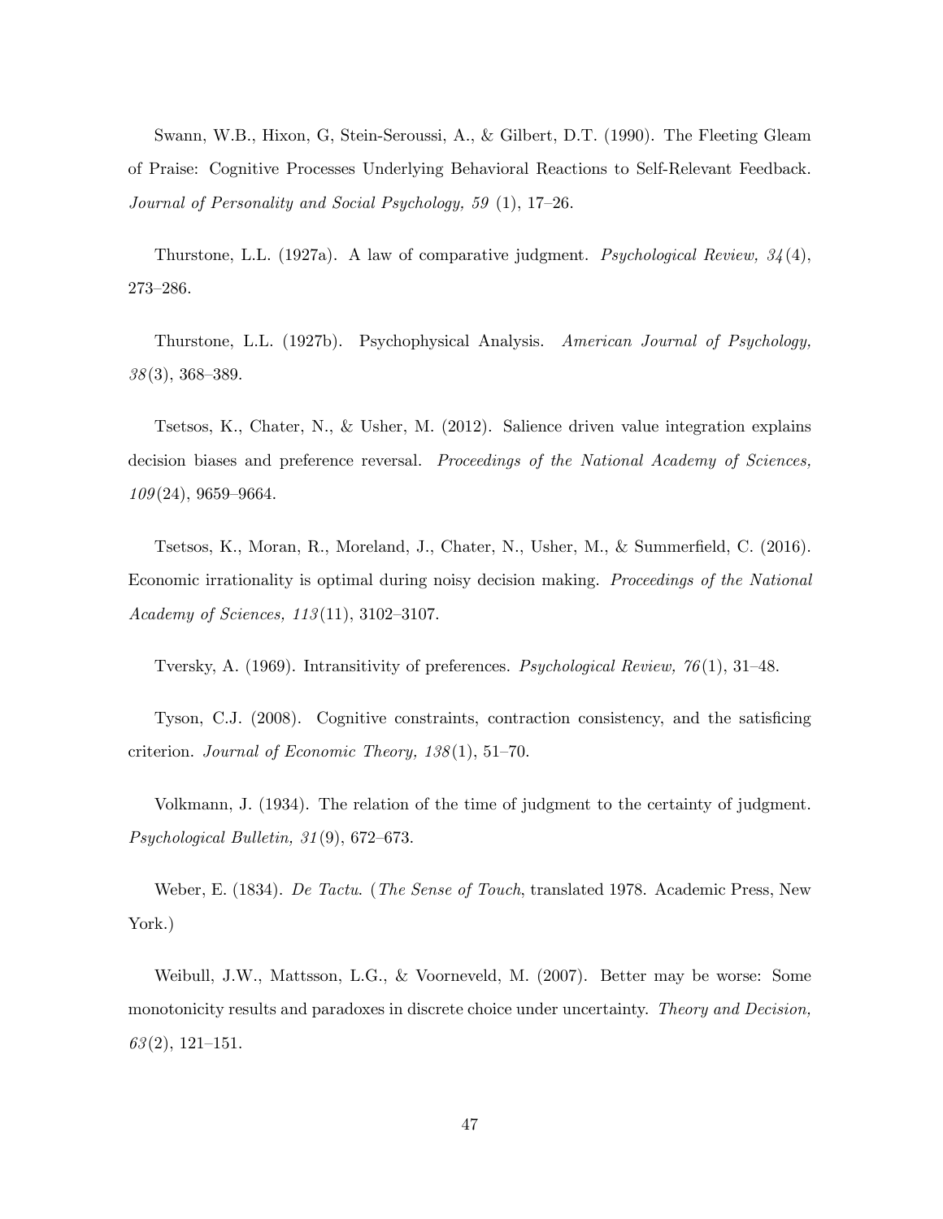Swann, W.B., Hixon, G, Stein-Seroussi, A., & Gilbert, D.T. (1990). The Fleeting Gleam of Praise: Cognitive Processes Underlying Behavioral Reactions to Self-Relevant Feedback. *Journal of Personality and Social Psychology, 59* (1), 17–26.

Thurstone, L.L. (1927a). A law of comparative judgment. *Psychological Review, 34*(4), 273–286.

Thurstone, L.L. (1927b). Psychophysical Analysis. *American Journal of Psychology, 38*(3), 368–389.

Tsetsos, K., Chater, N., & Usher, M. (2012). Salience driven value integration explains decision biases and preference reversal. *Proceedings of the National Academy of Sciences, 109*(24), 9659–9664.

Tsetsos, K., Moran, R., Moreland, J., Chater, N., Usher, M., & Summerfield, C. (2016). Economic irrationality is optimal during noisy decision making. *Proceedings of the National Academy of Sciences, 113*(11), 3102–3107.

Tversky, A. (1969). Intransitivity of preferences. *Psychological Review, 76*(1), 31–48.

Tyson, C.J. (2008). Cognitive constraints, contraction consistency, and the satisficing criterion. *Journal of Economic Theory, 138*(1), 51–70.

Volkmann, J. (1934). The relation of the time of judgment to the certainty of judgment. *Psychological Bulletin, 31*(9), 672–673.

Weber, E. (1834). *De Tactu.* (*The Sense of Touch*, translated 1978. Academic Press, New York.)

Weibull, J.W., Mattsson, L.G., & Voorneveld, M. (2007). Better may be worse: Some monotonicity results and paradoxes in discrete choice under uncertainty. *Theory and Decision, 63*(2), 121–151.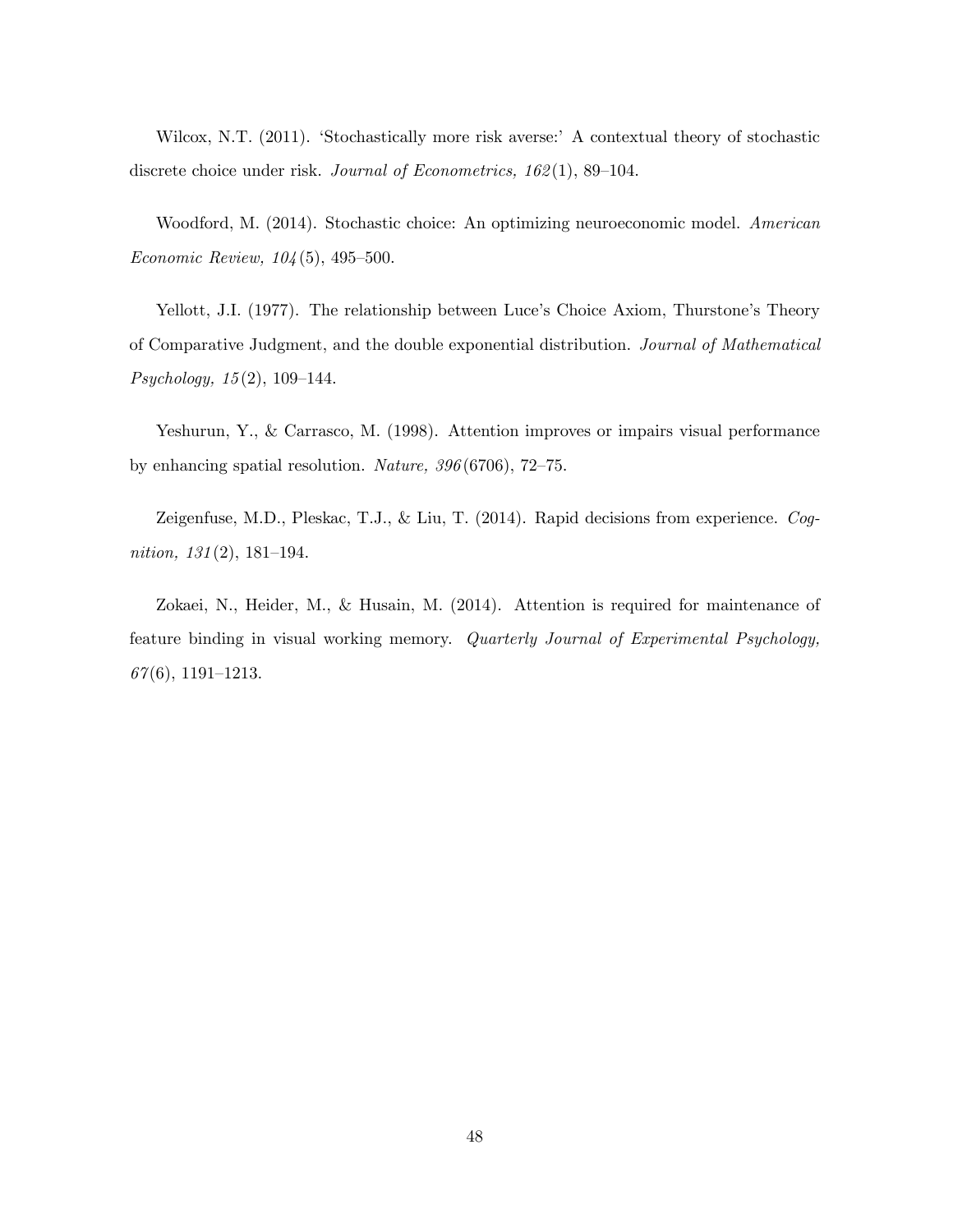Wilcox, N.T. (2011). 'Stochastically more risk averse:' A contextual theory of stochastic discrete choice under risk. *Journal of Econometrics, 162*(1), 89–104.

Woodford, M. (2014). Stochastic choice: An optimizing neuroeconomic model. *American Economic Review, 104*(5), 495–500.

Yellott, J.I. (1977). The relationship between Luce's Choice Axiom, Thurstone's Theory of Comparative Judgment, and the double exponential distribution. *Journal of Mathematical Psychology, 15*(2), 109–144.

Yeshurun, Y., & Carrasco, M. (1998). Attention improves or impairs visual performance by enhancing spatial resolution. *Nature, 396*(6706), 72–75.

Zeigenfuse, M.D., Pleskac, T.J., & Liu, T. (2014). Rapid decisions from experience. *Cognition, 131*(2), 181–194.

Zokaei, N., Heider, M., & Husain, M. (2014). Attention is required for maintenance of feature binding in visual working memory. *Quarterly Journal of Experimental Psychology, 67*(6), 1191–1213.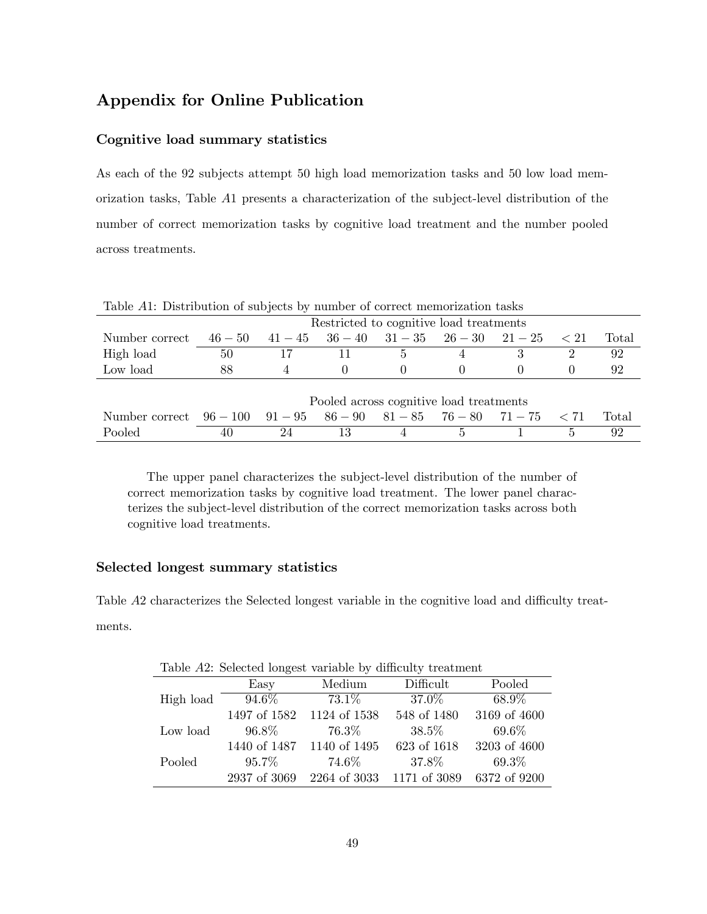## Appendix for Online Publication

### Cognitive load summary statistics

As each of the 92 subjects attempt 50 high load memorization tasks and 50 low load memorization tasks, Table $A1$ presents a characterization of the subject-level distribution of the number of correct memorization tasks by cognitive load treatment and the number pooled across treatments.

Table $A1$: Distribution of subjects by number of correct memorization tasks

| | Restricted to cognitive load treatments | | | | | | | |
|---|---|---|---|---|---|---|---|---|
| Number correct | $46-50$ | $41-45$ | $36-40$ | $31-35$ | $26-30$ | $21-25$ | $< 21$ | Total |
| High load | 50 | 17 | 11 | 5 | 4 | 3 | 2 | 92 |
| Low load | 88 | 4 | 0 | 0 | 0 | 0 | 0 | 92 |
| | Pooled across cognitive load treatments | | | | | | | |
| Number correct | $96-100$ | $91-95$ | $86-90$ | $81-85$ | $76-80$ | $71-75$ | $< 71$ | Total |
| Pooled | 40 | 24 | 13 | 4 | 5 | 1 | 5 | 92 |

The upper panel characterizes the subject-level distribution of the number of correct memorization tasks by cognitive load treatment. The lower panel characterizes the subject-level distribution of the correct memorization tasks across both cognitive load treatments.

### Selected longest summary statistics

Table $A2$ characterizes the Selected longest variable in the cognitive load and difficulty treatments.

Table $A2$: Selected longest variable by difficulty treatment

| | Easy | Medium | Difficult | Pooled |
|---|---|---|---|---|
| High load | 94.6% | 73.1% | 37.0% | 68.9% |
| | 1497 of 1582 | 1124 of 1538 | 548 of 1480 | 3169 of 4600 |
| Low load | 96.8% | 76.3% | 38.5% | 69.6% |
| | 1440 of 1487 | 1140 of 1495 | 623 of 1618 | 3203 of 4600 |
| Pooled | 95.7% | 74.6% | 37.8% | 69.3% |
| | 2937 of 3069 | 2264 of 3033 | 1171 of 3089 | 6372 of 9200 |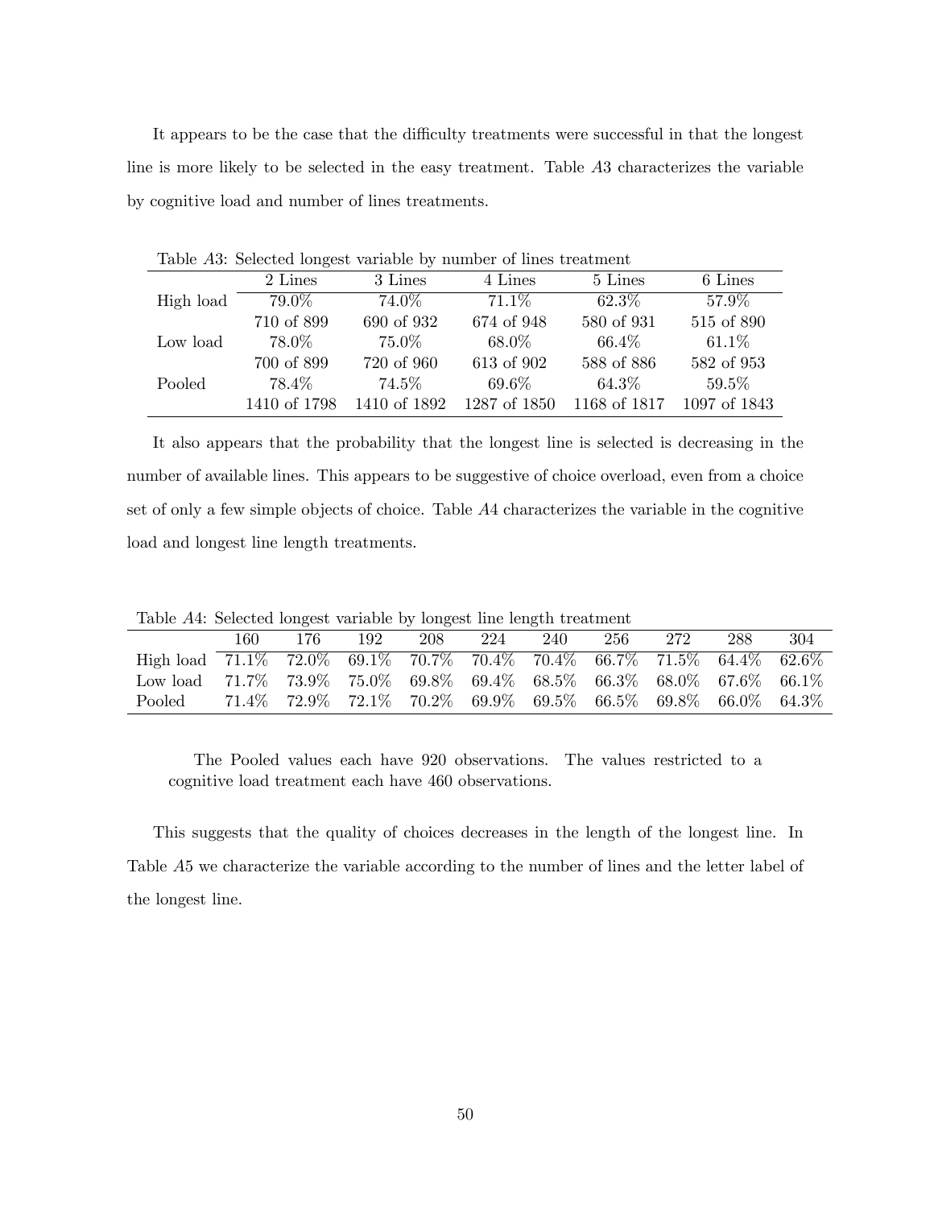It appears to be the case that the difficulty treatments were successful in that the longest line is more likely to be selected in the easy treatment. Table *A*3 characterizes the variable by cognitive load and number of lines treatments.

Table *A*3: Selected longest variable by number of lines treatment

| | 2 Lines | 3 Lines | 4 Lines | 5 Lines | 6 Lines |
|---|---|---|---|---|---|
| High load | 79.0% | 74.0% | 71.1% | 62.3% | 57.9% |
| | 710 of 899 | 690 of 932 | 674 of 948 | 580 of 931 | 515 of 890 |
| Low load | 78.0% | 75.0% | 68.0% | 66.4% | 61.1% |
| | 700 of 899 | 720 of 960 | 613 of 902 | 588 of 886 | 582 of 953 |
| Pooled | 78.4% | 74.5% | 69.6% | 64.3% | 59.5% |
| | 1410 of 1798 | 1410 of 1892 | 1287 of 1850 | 1168 of 1817 | 1097 of 1843 |

It also appears that the probability that the longest line is selected is decreasing in the number of available lines. This appears to be suggestive of choice overload, even from a choice set of only a few simple objects of choice. Table *A*4 characterizes the variable in the cognitive load and longest line length treatments.

Table *A*4: Selected longest variable by longest line length treatment

| | 160 | 176 | 192 | 208 | 224 | 240 | 256 | 272 | 288 | 304 |
|---|---|---|---|---|---|---|---|---|---|---|
| High load | 71.1% | 72.0% | 69.1% | 70.7% | 70.4% | 70.4% | 66.7% | 71.5% | 64.4% | 62.6% |
| Low load | 71.7% | 73.9% | 75.0% | 69.8% | 69.4% | 68.5% | 66.3% | 68.0% | 67.6% | 66.1% |
| Pooled | 71.4% | 72.9% | 72.1% | 70.2% | 69.9% | 69.5% | 66.5% | 69.8% | 66.0% | 64.3% |

The Pooled values each have 920 observations. The values restricted to a cognitive load treatment each have 460 observations.

This suggests that the quality of choices decreases in the length of the longest line. In Table *A*5 we characterize the variable according to the number of lines and the letter label of the longest line.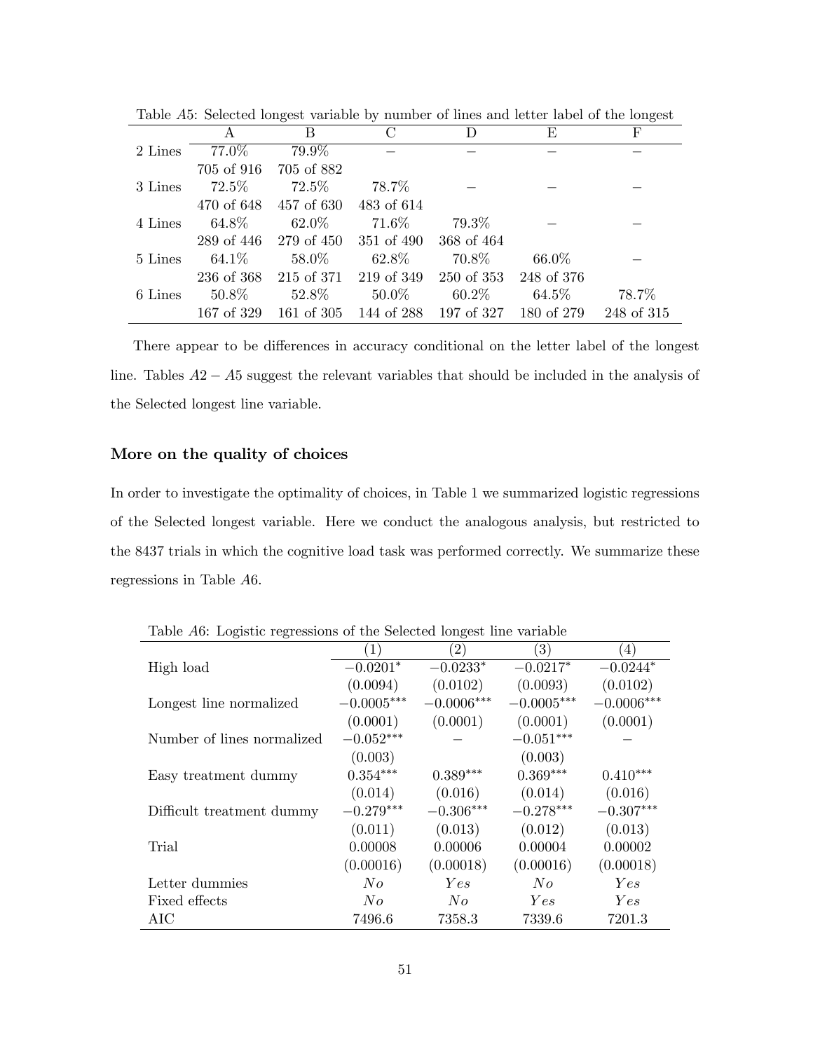Table $A5$: Selected longest variable by number of lines and letter label of the longest

| | A | B | C | D | E | F |
|---|---|---|---|---|---|---|
| 2 Lines | 77.0% | 79.9% | – | – | – | – |
| | 705 of 916 | 705 of 882 | | | | |
| 3 Lines | 72.5% | 72.5% | 78.7% | – | – | – |
| | 470 of 648 | 457 of 630 | 483 of 614 | | | |
| 4 Lines | 64.8% | 62.0% | 71.6% | 79.3% | – | – |
| | 289 of 446 | 279 of 450 | 351 of 490 | 368 of 464 | | |
| 5 Lines | 64.1% | 58.0% | 62.8% | 70.8% | 66.0% | – |
| | 236 of 368 | 215 of 371 | 219 of 349 | 250 of 353 | 248 of 376 | |
| 6 Lines | 50.8% | 52.8% | 50.0% | 60.2% | 64.5% | 78.7% |
| | 167 of 329 | 161 of 305 | 144 of 288 | 197 of 327 | 180 of 279 | 248 of 315 |

There appear to be differences in accuracy conditional on the letter label of the longest line. Tables $A2 - A5$ suggest the relevant variables that should be included in the analysis of the Selected longest line variable.

### More on the quality of choices

In order to investigate the optimality of choices, in Table 1 we summarized logistic regressions of the Selected longest variable. Here we conduct the analogous analysis, but restricted to the 8437 trials in which the cognitive load task was performed correctly. We summarize these regressions in Table $A6$.

Table $A6$: Logistic regressions of the Selected longest line variable

| | (1) | (2) | (3) | (4) |
|---|---|---|---|---|
| High load | $-0.0201^{*}$ | $-0.0233^{*}$ | $-0.0217^{*}$ | $-0.0244^{*}$ |
| | (0.0094) | (0.0102) | (0.0093) | (0.0102) |
| Longest line normalized | $-0.0005^{***}$ | $-0.0006^{***}$ | $-0.0005^{***}$ | $-0.0006^{***}$ |
| | (0.0001) | (0.0001) | (0.0001) | (0.0001) |
| Number of lines normalized | $-0.052^{***}$ | – | $-0.051^{***}$ | – |
| | (0.003) | | (0.003) | |
| Easy treatment dummy | $0.354^{***}$ | $0.389^{***}$ | $0.369^{***}$ | $0.410^{***}$ |
| | (0.014) | (0.016) | (0.014) | (0.016) |
| Difficult treatment dummy | $-0.279^{***}$ | $-0.306^{***}$ | $-0.278^{***}$ | $-0.307^{***}$ |
| | (0.011) | (0.013) | (0.012) | (0.013) |
| Trial | 0.00008 | 0.00006 | 0.00004 | 0.00002 |
| | (0.00016) | (0.00018) | (0.00016) | (0.00018) |
| Letter dummies | *No* | *Yes* | *No* | *Yes* |
| Fixed effects | *No* | *No* | *Yes* | *Yes* |
| AIC | 7496.6 | 7358.3 | 7339.6 | 7201.3 |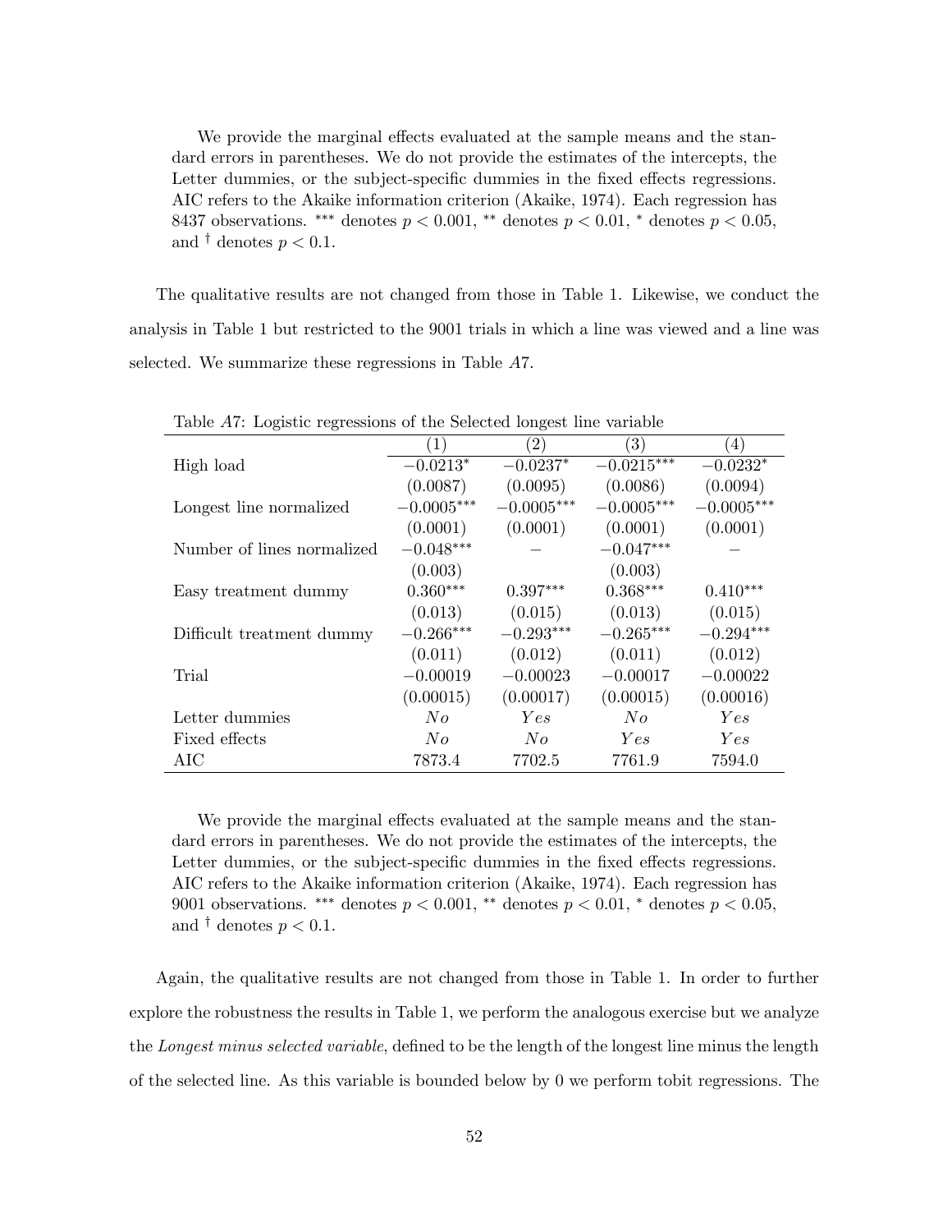We provide the marginal effects evaluated at the sample means and the standard errors in parentheses. We do not provide the estimates of the intercepts, the Letter dummies, or the subject-specific dummies in the fixed effects regressions. AIC refers to the Akaike information criterion (Akaike, 1974). Each regression has 8437 observations. $^{***}$ denotes $p < 0.001$, $^{**}$ denotes $p < 0.01$, $^{*}$ denotes $p < 0.05$, and $^{\dagger}$ denotes $p < 0.1$.

The qualitative results are not changed from those in Table 1. Likewise, we conduct the analysis in Table 1 but restricted to the 9001 trials in which a line was viewed and a line was selected. We summarize these regressions in Table *A*7.

Table *A*7: Logistic regressions of the Selected longest line variable

| | (1) | (2) | (3) | (4) |
|---|---|---|---|---|
| High load | $-0.0213^{*}$ | $-0.0237^{*}$ | $-0.0215^{***}$ | $-0.0232^{*}$ |
| | (0.0087) | (0.0095) | (0.0086) | (0.0094) |
| Longest line normalized | $-0.0005^{***}$ | $-0.0005^{***}$ | $-0.0005^{***}$ | $-0.0005^{***}$ |
| | (0.0001) | (0.0001) | (0.0001) | (0.0001) |
| Number of lines normalized | $-0.048^{***}$ | – | $-0.047^{***}$ | – |
| | (0.003) | | (0.003) | |
| Easy treatment dummy | $0.360^{***}$ | $0.397^{***}$ | $0.368^{***}$ | $0.410^{***}$ |
| | (0.013) | (0.015) | (0.013) | (0.015) |
| Difficult treatment dummy | $-0.266^{***}$ | $-0.293^{***}$ | $-0.265^{***}$ | $-0.294^{***}$ |
| | (0.011) | (0.012) | (0.011) | (0.012) |
| Trial | $-0.00019$ | $-0.00023$ | $-0.00017$ | $-0.00022$ |
| | (0.00015) | (0.00017) | (0.00015) | (0.00016) |
| Letter dummies | *No* | *Yes* | *No* | *Yes* |
| Fixed effects | *No* | *No* | *Yes* | *Yes* |
| AIC | 7873.4 | 7702.5 | 7761.9 | 7594.0 |

We provide the marginal effects evaluated at the sample means and the standard errors in parentheses. We do not provide the estimates of the intercepts, the Letter dummies, or the subject-specific dummies in the fixed effects regressions. AIC refers to the Akaike information criterion (Akaike, 1974). Each regression has 9001 observations. $^{***}$ denotes $p < 0.001$, $^{**}$ denotes $p < 0.01$, $^{*}$ denotes $p < 0.05$, and $^{\dagger}$ denotes $p < 0.1$.

Again, the qualitative results are not changed from those in Table 1. In order to further explore the robustness the results in Table 1, we perform the analogous exercise but we analyze the *Longest minus selected variable*, defined to be the length of the longest line minus the length of the selected line. As this variable is bounded below by 0 we perform tobit regressions. The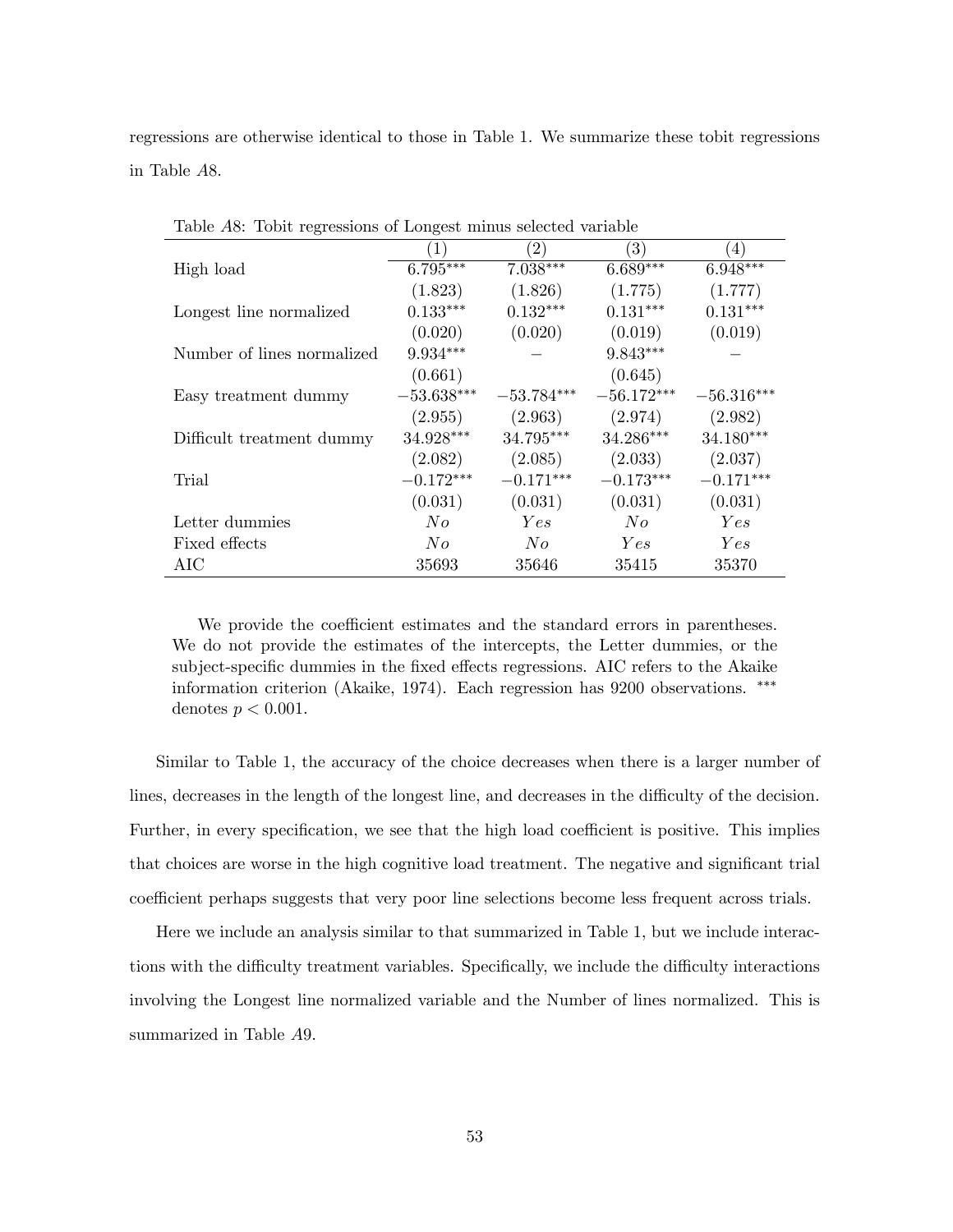regressions are otherwise identical to those in Table 1. We summarize these tobit regressions in Table *A*8.

Table *A*8: Tobit regressions of Longest minus selected variable

| | (1) | (2) | (3) | (4) |
|---|---|---|---|---|
| High load | $6.795^{***}$ | $7.038^{***}$ | $6.689^{***}$ | $6.948^{***}$ |
| | (1.823) | (1.826) | (1.775) | (1.777) |
| Longest line normalized | $0.133^{***}$ | $0.132^{***}$ | $0.131^{***}$ | $0.131^{***}$ |
| | (0.020) | (0.020) | (0.019) | (0.019) |
| Number of lines normalized | $9.934^{***}$ | − | $9.843^{***}$ | − |
| | (0.661) | | (0.645) | |
| Easy treatment dummy | $-53.638^{***}$ | $-53.784^{***}$ | $-56.172^{***}$ | $-56.316^{***}$ |
| | (2.955) | (2.963) | (2.974) | (2.982) |
| Difficult treatment dummy | $34.928^{***}$ | $34.795^{***}$ | $34.286^{***}$ | $34.180^{***}$ |
| | (2.082) | (2.085) | (2.033) | (2.037) |
| Trial | $-0.172^{***}$ | $-0.171^{***}$ | $-0.173^{***}$ | $-0.171^{***}$ |
| | (0.031) | (0.031) | (0.031) | (0.031) |
| Letter dummies | *No* | *Yes* | *No* | *Yes* |
| Fixed effects | *No* | *No* | *Yes* | *Yes* |
| AIC | 35693 | 35646 | 35415 | 35370 |

We provide the coefficient estimates and the standard errors in parentheses. We do not provide the estimates of the intercepts, the Letter dummies, or the subject-specific dummies in the fixed effects regressions. AIC refers to the Akaike information criterion (Akaike, 1974). Each regression has 9200 observations. $^{***}$ denotes $p < 0.001$.

Similar to Table 1, the accuracy of the choice decreases when there is a larger number of lines, decreases in the length of the longest line, and decreases in the difficulty of the decision. Further, in every specification, we see that the high load coefficient is positive. This implies that choices are worse in the high cognitive load treatment. The negative and significant trial coefficient perhaps suggests that very poor line selections become less frequent across trials.

Here we include an analysis similar to that summarized in Table 1, but we include interactions with the difficulty treatment variables. Specifically, we include the difficulty interactions involving the Longest line normalized variable and the Number of lines normalized. This is summarized in Table *A*9.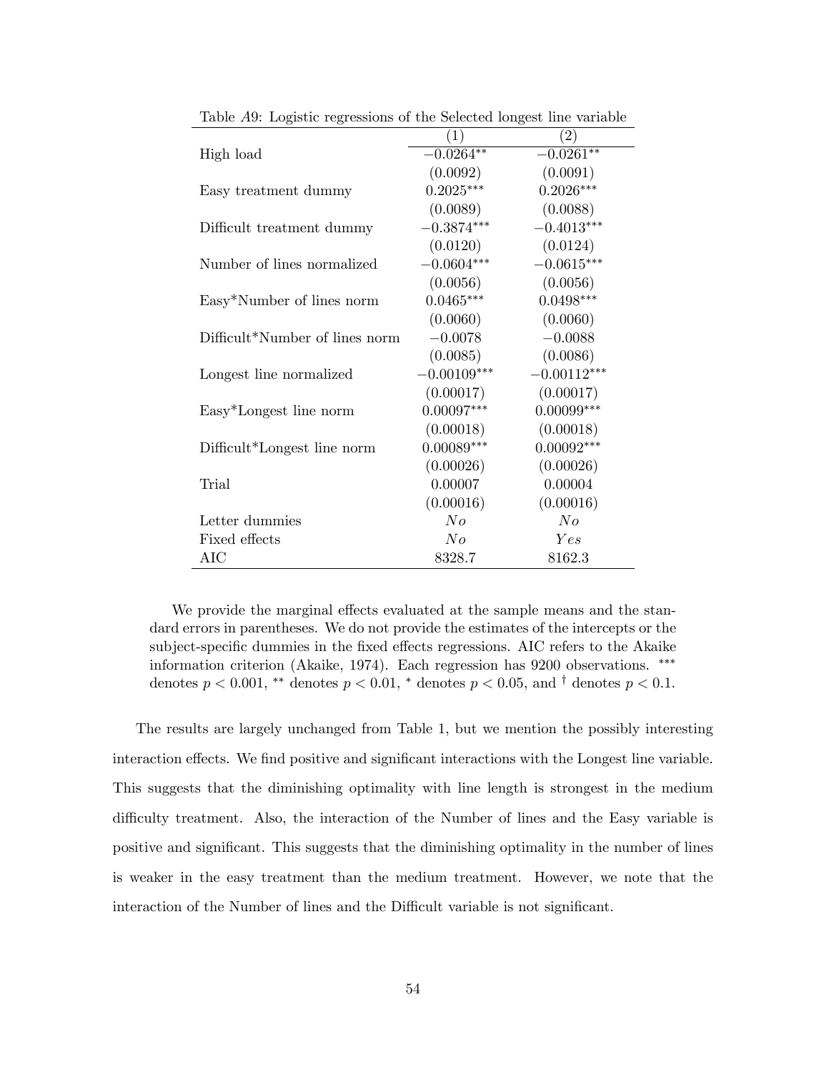Table A9: Logistic regressions of the Selected longest line variable

| | (1) | (2) |
|---|---|---|
| High load | $-0.0264^{**}$ | $-0.0261^{**}$ |
| | (0.0092) | (0.0091) |
| Easy treatment dummy | $0.2025^{***}$ | $0.2026^{***}$ |
| | (0.0089) | (0.0088) |
| Difficult treatment dummy | $-0.3874^{***}$ | $-0.4013^{***}$ |
| | (0.0120) | (0.0124) |
| Number of lines normalized | $-0.0604^{***}$ | $-0.0615^{***}$ |
| | (0.0056) | (0.0056) |
| Easy*Number of lines norm | $0.0465^{***}$ | $0.0498^{***}$ |
| | (0.0060) | (0.0060) |
| Difficult*Number of lines norm | $-0.0078$ | $-0.0088$ |
| | (0.0085) | (0.0086) |
| Longest line normalized | $-0.00109^{***}$ | $-0.00112^{***}$ |
| | (0.00017) | (0.00017) |
| Easy*Longest line norm | $0.00097^{***}$ | $0.00099^{***}$ |
| | (0.00018) | (0.00018) |
| Difficult*Longest line norm | $0.00089^{***}$ | $0.00092^{***}$ |
| | (0.00026) | (0.00026) |
| Trial | 0.00007 | 0.00004 |
| | (0.00016) | (0.00016) |
| Letter dummies | *No* | *No* |
| Fixed effects | *No* | *Yes* |
| AIC | 8328.7 | 8162.3 |

We provide the marginal effects evaluated at the sample means and the standard errors in parentheses. We do not provide the estimates of the intercepts or the subject-specific dummies in the fixed effects regressions. AIC refers to the Akaike information criterion (Akaike, 1974). Each regression has 9200 observations. $^{***}$ denotes $p < 0.001$, $^{**}$ denotes $p < 0.01$, $^{*}$ denotes $p < 0.05$, and $^{\dagger}$ denotes $p < 0.1$.

The results are largely unchanged from Table 1, but we mention the possibly interesting interaction effects. We find positive and significant interactions with the Longest line variable. This suggests that the diminishing optimality with line length is strongest in the medium difficulty treatment. Also, the interaction of the Number of lines and the Easy variable is positive and significant. This suggests that the diminishing optimality in the number of lines is weaker in the easy treatment than the medium treatment. However, we note that the interaction of the Number of lines and the Difficult variable is not significant.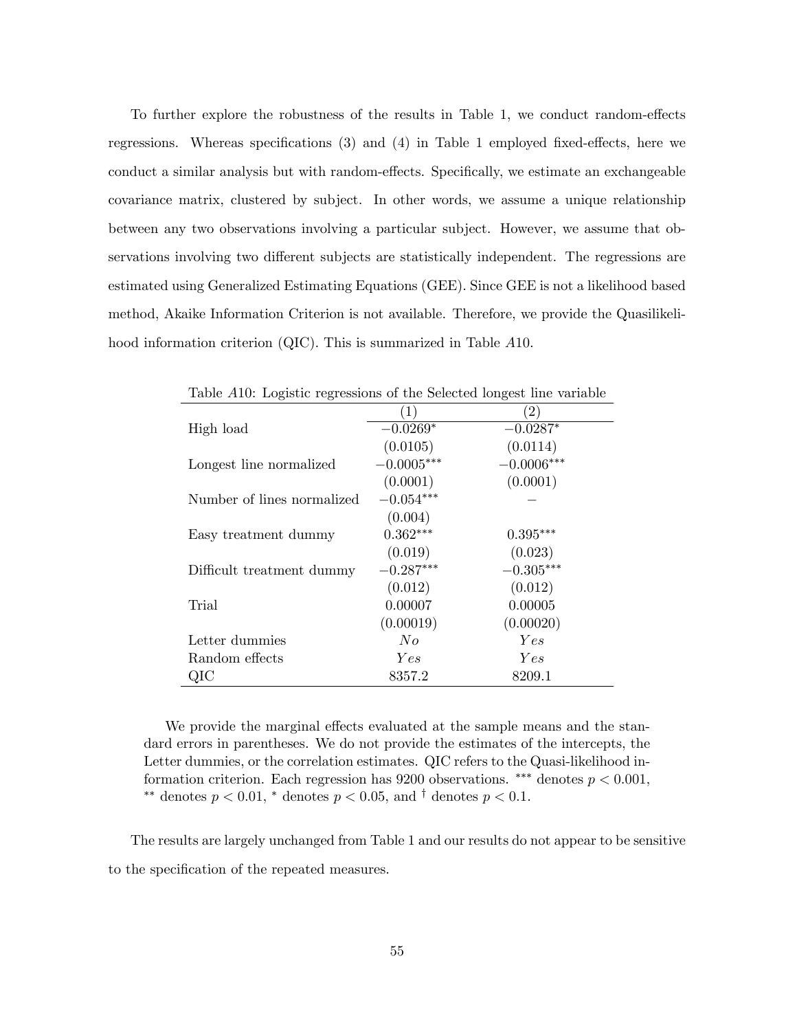To further explore the robustness of the results in Table 1, we conduct random-effects regressions. Whereas specifications (3) and (4) in Table 1 employed fixed-effects, here we conduct a similar analysis but with random-effects. Specifically, we estimate an exchangeable covariance matrix, clustered by subject. In other words, we assume a unique relationship between any two observations involving a particular subject. However, we assume that observations involving two different subjects are statistically independent. The regressions are estimated using Generalized Estimating Equations (GEE). Since GEE is not a likelihood based method, Akaike Information Criterion is not available. Therefore, we provide the Quasilikelihood information criterion (QIC). This is summarized in Table *A*10.

Table *A*10: Logistic regressions of the Selected longest line variable

| | (1) | (2) |
|---|---|---|
| High load | $-0.0269^{*}$ | $-0.0287^{*}$ |
| | (0.0105) | (0.0114) |
| Longest line normalized | $-0.0005^{***}$ | $-0.0006^{***}$ |
| | (0.0001) | (0.0001) |
| Number of lines normalized | $-0.054^{***}$ | – |
| | (0.004) | |
| Easy treatment dummy | $0.362^{***}$ | $0.395^{***}$ |
| | (0.019) | (0.023) |
| Difficult treatment dummy | $-0.287^{***}$ | $-0.305^{***}$ |
| | (0.012) | (0.012) |
| Trial | 0.00007 | 0.00005 |
| | (0.00019) | (0.00020) |
| Letter dummies | *No* | *Yes* |
| Random effects | *Yes* | *Yes* |
| QIC | 8357.2 | 8209.1 |

We provide the marginal effects evaluated at the sample means and the standard errors in parentheses. We do not provide the estimates of the intercepts, the Letter dummies, or the correlation estimates. QIC refers to the Quasi-likelihood information criterion. Each regression has 9200 observations. $^{***}$ denotes $p < 0.001$, $^{**}$ denotes $p < 0.01$, $^{*}$ denotes $p < 0.05$, and $^{\dagger}$ denotes $p < 0.1$.

The results are largely unchanged from Table 1 and our results do not appear to be sensitive to the specification of the repeated measures.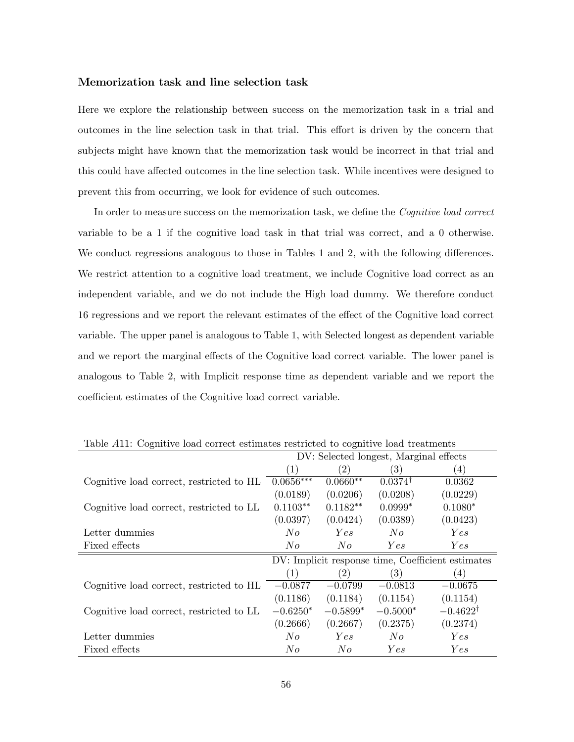### Memorization task and line selection task

Here we explore the relationship between success on the memorization task in a trial and outcomes in the line selection task in that trial. This effort is driven by the concern that subjects might have known that the memorization task would be incorrect in that trial and this could have affected outcomes in the line selection task. While incentives were designed to prevent this from occurring, we look for evidence of such outcomes.

In order to measure success on the memorization task, we define the *Cognitive load correct* variable to be a 1 if the cognitive load task in that trial was correct, and a 0 otherwise. We conduct regressions analogous to those in Tables 1 and 2, with the following differences. We restrict attention to a cognitive load treatment, we include Cognitive load correct as an independent variable, and we do not include the High load dummy. We therefore conduct 16 regressions and we report the relevant estimates of the effect of the Cognitive load correct variable. The upper panel is analogous to Table 1, with Selected longest as dependent variable and we report the marginal effects of the Cognitive load correct variable. The lower panel is analogous to Table 2, with Implicit response time as dependent variable and we report the coefficient estimates of the Cognitive load correct variable.

Table *A*11: Cognitive load correct estimates restricted to cognitive load treatments

| | DV: Selected longest, Marginal effects | | | |
|---|---|---|---|---|
| | (1) | (2) | (3) | (4) |
| Cognitive load correct, restricted to HL | $0.0656^{***}$ | $0.0660^{**}$ | $0.0374^{\dagger}$ | 0.0362 |
| | (0.0189) | (0.0206) | (0.0208) | (0.0229) |
| Cognitive load correct, restricted to LL | $0.1103^{**}$ | $0.1182^{**}$ | $0.0999^{*}$ | $0.1080^{*}$ |
| | (0.0397) | (0.0424) | (0.0389) | (0.0423) |
| Letter dummies | *No* | *Yes* | *No* | *Yes* |
| Fixed effects | *No* | *No* | *Yes* | *Yes* |

| | DV: Implicit response time, Coefficient estimates | | | |
|---|---|---|---|---|
| | (1) | (2) | (3) | (4) |
| Cognitive load correct, restricted to HL | −0.0877 | −0.0799 | −0.0813 | −0.0675 |
| | (0.1186) | (0.1184) | (0.1154) | (0.1154) |
| Cognitive load correct, restricted to LL | $-0.6250^{*}$ | $-0.5899^{*}$ | $-0.5000^{*}$ | $-0.4622^{\dagger}$ |
| | (0.2666) | (0.2667) | (0.2375) | (0.2374) |
| Letter dummies | *No* | *Yes* | *No* | *Yes* |
| Fixed effects | *No* | *No* | *Yes* | *Yes* |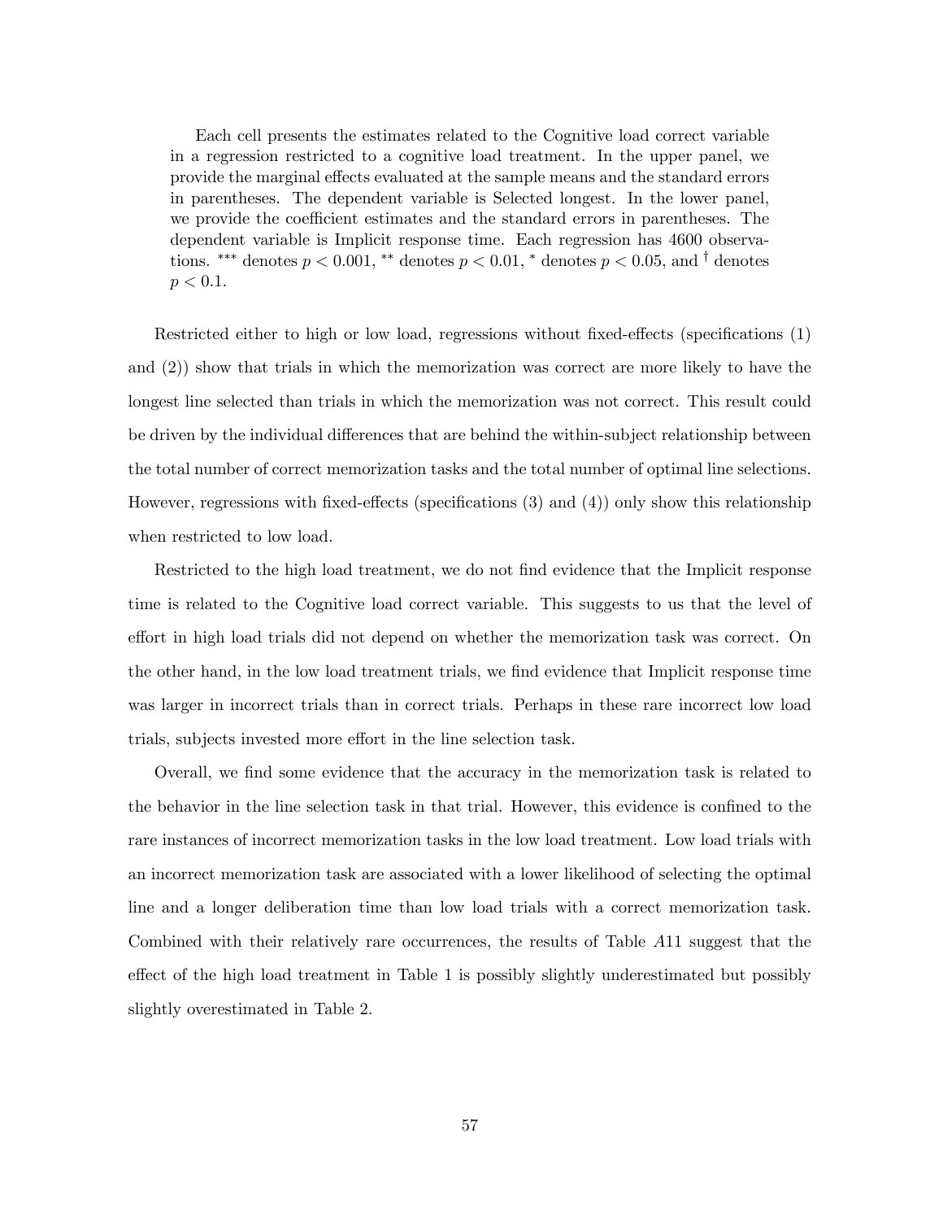Each cell presents the estimates related to the Cognitive load correct variable in a regression restricted to a cognitive load treatment. In the upper panel, we provide the marginal effects evaluated at the sample means and the standard errors in parentheses. The dependent variable is Selected longest. In the lower panel, we provide the coefficient estimates and the standard errors in parentheses. The dependent variable is Implicit response time. Each regression has 4600 observations. *** denotes $p < 0.001$, ** denotes $p < 0.01$, * denotes $p < 0.05$, and † denotes $p < 0.1$.

Restricted either to high or low load, regressions without fixed-effects (specifications (1) and (2)) show that trials in which the memorization was correct are more likely to have the longest line selected than trials in which the memorization was not correct. This result could be driven by the individual differences that are behind the within-subject relationship between the total number of correct memorization tasks and the total number of optimal line selections. However, regressions with fixed-effects (specifications (3) and (4)) only show this relationship when restricted to low load.

Restricted to the high load treatment, we do not find evidence that the Implicit response time is related to the Cognitive load correct variable. This suggests to us that the level of effort in high load trials did not depend on whether the memorization task was correct. On the other hand, in the low load treatment trials, we find evidence that Implicit response time was larger in incorrect trials than in correct trials. Perhaps in these rare incorrect low load trials, subjects invested more effort in the line selection task.

Overall, we find some evidence that the accuracy in the memorization task is related to the behavior in the line selection task in that trial. However, this evidence is confined to the rare instances of incorrect memorization tasks in the low load treatment. Low load trials with an incorrect memorization task are associated with a lower likelihood of selecting the optimal line and a longer deliberation time than low load trials with a correct memorization task. Combined with their relatively rare occurrences, the results of Table *A*11 suggest that the effect of the high load treatment in Table 1 is possibly slightly underestimated but possibly slightly overestimated in Table 2.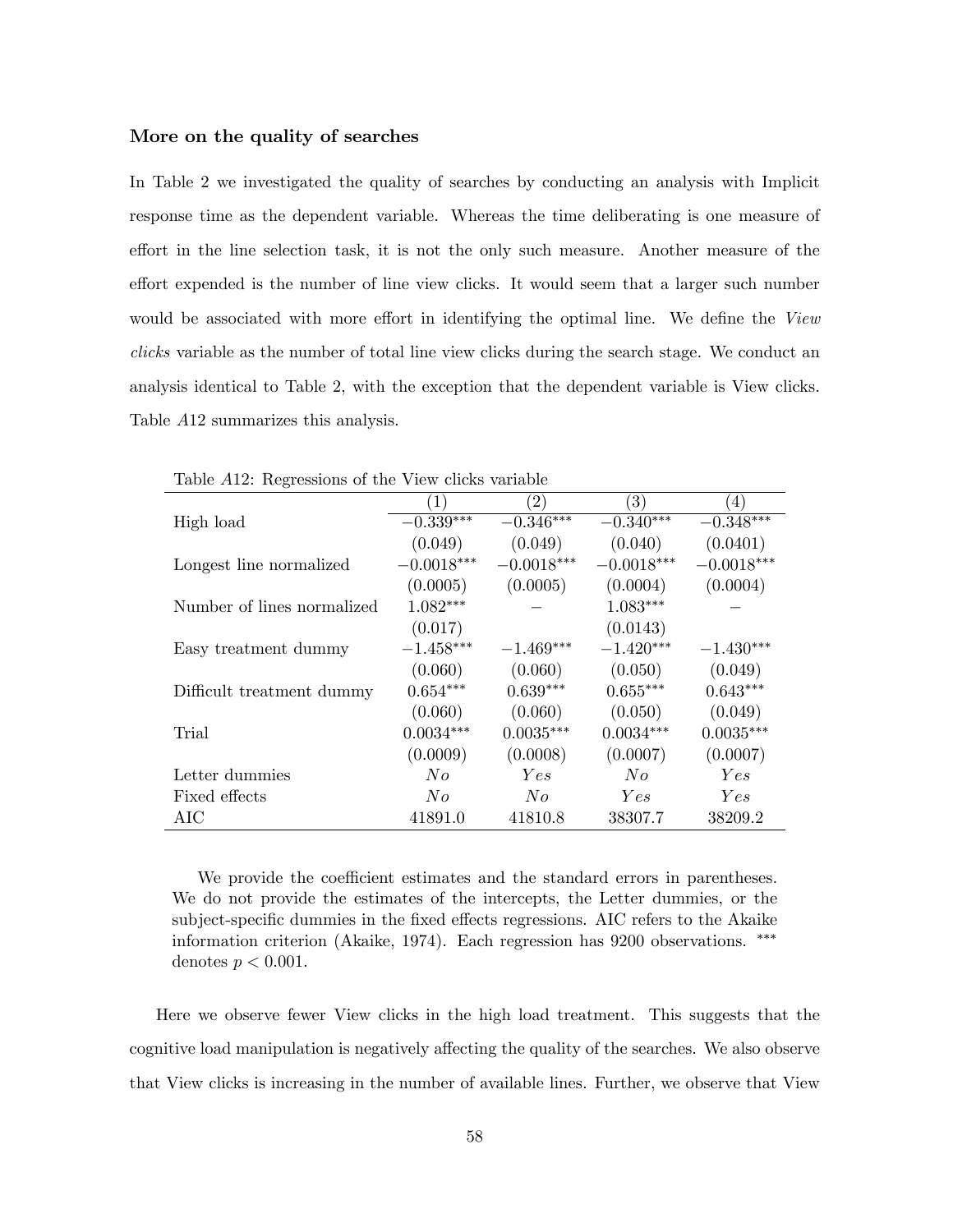### More on the quality of searches

In Table 2 we investigated the quality of searches by conducting an analysis with Implicit response time as the dependent variable. Whereas the time deliberating is one measure of effort in the line selection task, it is not the only such measure. Another measure of the effort expended is the number of line view clicks. It would seem that a larger such number would be associated with more effort in identifying the optimal line. We define the *View clicks* variable as the number of total line view clicks during the search stage. We conduct an analysis identical to Table 2, with the exception that the dependent variable is View clicks. Table *A*12 summarizes this analysis.

Table *A*12: Regressions of the View clicks variable

| | (1) | (2) | (3) | (4) |
|---|---|---|---|---|
| High load | $-0.339^{***}$ | $-0.346^{***}$ | $-0.340^{***}$ | $-0.348^{***}$ |
| | (0.049) | (0.049) | (0.040) | (0.0401) |
| Longest line normalized | $-0.0018^{***}$ | $-0.0018^{***}$ | $-0.0018^{***}$ | $-0.0018^{***}$ |
| | (0.0005) | (0.0005) | (0.0004) | (0.0004) |
| Number of lines normalized | $1.082^{***}$ | − | $1.083^{***}$ | − |
| | (0.017) | | (0.0143) | |
| Easy treatment dummy | $-1.458^{***}$ | $-1.469^{***}$ | $-1.420^{***}$ | $-1.430^{***}$ |
| | (0.060) | (0.060) | (0.050) | (0.049) |
| Difficult treatment dummy | $0.654^{***}$ | $0.639^{***}$ | $0.655^{***}$ | $0.643^{***}$ |
| | (0.060) | (0.060) | (0.050) | (0.049) |
| Trial | $0.0034^{***}$ | $0.0035^{***}$ | $0.0034^{***}$ | $0.0035^{***}$ |
| | (0.0009) | (0.0008) | (0.0007) | (0.0007) |
| Letter dummies | *No* | *Yes* | *No* | *Yes* |
| Fixed effects | *No* | *No* | *Yes* | *Yes* |
| AIC | 41891.0 | 41810.8 | 38307.7 | 38209.2 |

We provide the coefficient estimates and the standard errors in parentheses. We do not provide the estimates of the intercepts, the Letter dummies, or the subject-specific dummies in the fixed effects regressions. AIC refers to the Akaike information criterion (Akaike, 1974). Each regression has 9200 observations. $^{***}$ denotes $p < 0.001$.

Here we observe fewer View clicks in the high load treatment. This suggests that the cognitive load manipulation is negatively affecting the quality of the searches. We also observe that View clicks is increasing in the number of available lines. Further, we observe that View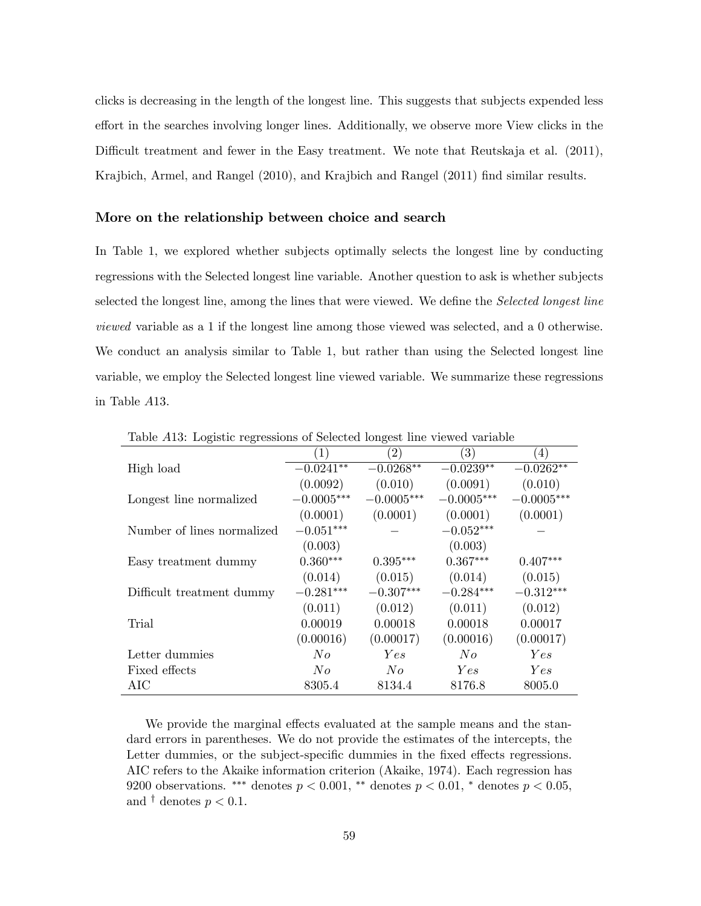clicks is decreasing in the length of the longest line. This suggests that subjects expended less effort in the searches involving longer lines. Additionally, we observe more View clicks in the Difficult treatment and fewer in the Easy treatment. We note that Reutskaja et al. (2011), Krajbich, Armel, and Rangel (2010), and Krajbich and Rangel (2011) find similar results.

### More on the relationship between choice and search

In Table 1, we explored whether subjects optimally selects the longest line by conducting regressions with the Selected longest line variable. Another question to ask is whether subjects selected the longest line, among the lines that were viewed. We define the *Selected longest line viewed* variable as a 1 if the longest line among those viewed was selected, and a 0 otherwise. We conduct an analysis similar to Table 1, but rather than using the Selected longest line variable, we employ the Selected longest line viewed variable. We summarize these regressions in Table *A*13.

Table *A*13: Logistic regressions of Selected longest line viewed variable

| | (1) | (2) | (3) | (4) |
|---|---|---|---|---|
| High load | $-0.0241^{**}$ | $-0.0268^{**}$ | $-0.0239^{**}$ | $-0.0262^{**}$ |
| | (0.0092) | (0.010) | (0.0091) | (0.010) |
| Longest line normalized | $-0.0005^{***}$ | $-0.0005^{***}$ | $-0.0005^{***}$ | $-0.0005^{***}$ |
| | (0.0001) | (0.0001) | (0.0001) | (0.0001) |
| Number of lines normalized | $-0.051^{***}$ | – | $-0.052^{***}$ | – |
| | (0.003) | | (0.003) | |
| Easy treatment dummy | $0.360^{***}$ | $0.395^{***}$ | $0.367^{***}$ | $0.407^{***}$ |
| | (0.014) | (0.015) | (0.014) | (0.015) |
| Difficult treatment dummy | $-0.281^{***}$ | $-0.307^{***}$ | $-0.284^{***}$ | $-0.312^{***}$ |
| | (0.011) | (0.012) | (0.011) | (0.012) |
| Trial | 0.00019 | 0.00018 | 0.00018 | 0.00017 |
| | (0.00016) | (0.00017) | (0.00016) | (0.00017) |
| Letter dummies | *No* | *Yes* | *No* | *Yes* |
| Fixed effects | *No* | *No* | *Yes* | *Yes* |
| AIC | 8305.4 | 8134.4 | 8176.8 | 8005.0 |

We provide the marginal effects evaluated at the sample means and the standard errors in parentheses. We do not provide the estimates of the intercepts, the Letter dummies, or the subject-specific dummies in the fixed effects regressions. AIC refers to the Akaike information criterion (Akaike, 1974). Each regression has 9200 observations. $^{***}$ denotes $p < 0.001$, $^{**}$ denotes $p < 0.01$, $^{*}$ denotes $p < 0.05$, and $^{\dagger}$ denotes $p < 0.1$.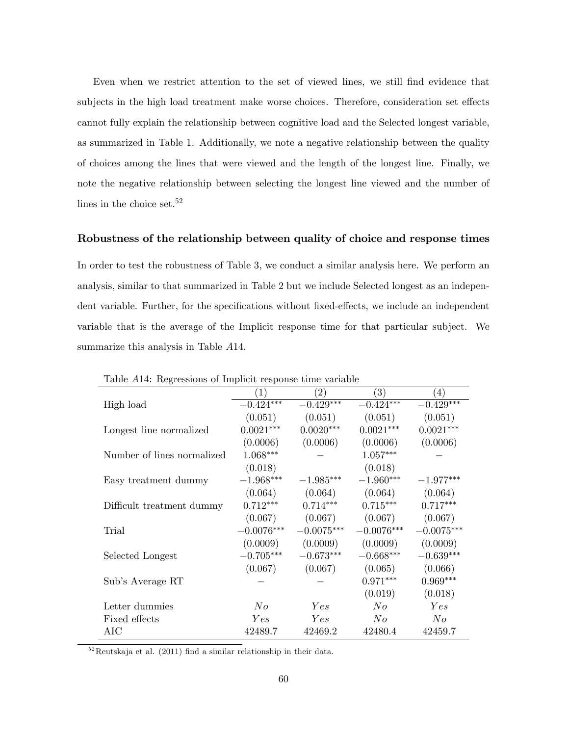Even when we restrict attention to the set of viewed lines, we still find evidence that subjects in the high load treatment make worse choices. Therefore, consideration set effects cannot fully explain the relationship between cognitive load and the Selected longest variable, as summarized in Table 1. Additionally, we note a negative relationship between the quality of choices among the lines that were viewed and the length of the longest line. Finally, we note the negative relationship between selecting the longest line viewed and the number of lines in the choice set.[52]

### Robustness of the relationship between quality of choice and response times

In order to test the robustness of Table 3, we conduct a similar analysis here. We perform an analysis, similar to that summarized in Table 2 but we include Selected longest as an independent variable. Further, for the specifications without fixed-effects, we include an independent variable that is the average of the Implicit response time for that particular subject. We summarize this analysis in Table *A*14.

Table *A*14: Regressions of Implicit response time variable

| | (1) | (2) | (3) | (4) |
|---|---|---|---|---|
| High load | $-0.424^{***}$ | $-0.429^{***}$ | $-0.424^{***}$ | $-0.429^{***}$ |
| | (0.051) | (0.051) | (0.051) | (0.051) |
| Longest line normalized | $0.0021^{***}$ | $0.0020^{***}$ | $0.0021^{***}$ | $0.0021^{***}$ |
| | (0.0006) | (0.0006) | (0.0006) | (0.0006) |
| Number of lines normalized | $1.068^{***}$ | $-$ | $1.057^{***}$ | $-$ |
| | (0.018) | | (0.018) | |
| Easy treatment dummy | $-1.968^{***}$ | $-1.985^{***}$ | $-1.960^{***}$ | $-1.977^{***}$ |
| | (0.064) | (0.064) | (0.064) | (0.064) |
| Difficult treatment dummy | $0.712^{***}$ | $0.714^{***}$ | $0.715^{***}$ | $0.717^{***}$ |
| | (0.067) | (0.067) | (0.067) | (0.067) |
| Trial | $-0.0076^{***}$ | $-0.0075^{***}$ | $-0.0076^{***}$ | $-0.0075^{***}$ |
| | (0.0009) | (0.0009) | (0.0009) | (0.0009) |
| Selected Longest | $-0.705^{***}$ | $-0.673^{***}$ | $-0.668^{***}$ | $-0.639^{***}$ |
| | (0.067) | (0.067) | (0.065) | (0.066) |
| Sub's Average RT | $-$ | $-$ | $0.971^{***}$ | $0.969^{***}$ |
| | | | (0.019) | (0.018) |
| Letter dummies | *No* | *Yes* | *No* | *Yes* |
| Fixed effects | *Yes* | *Yes* | *No* | *No* |
| AIC | 42489.7 | 42469.2 | 42480.4 | 42459.7 |

[52] Reutskaja et al. (2011) find a similar relationship in their data.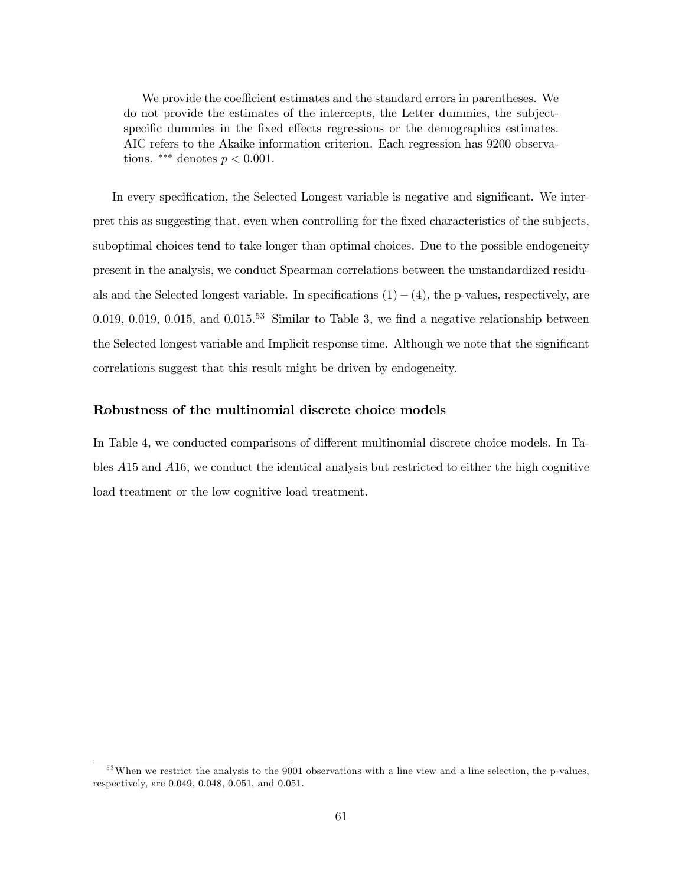We provide the coefficient estimates and the standard errors in parentheses. We do not provide the estimates of the intercepts, the Letter dummies, the subject-specific dummies in the fixed effects regressions or the demographics estimates. AIC refers to the Akaike information criterion. Each regression has 9200 observations. *** denotes $p < 0.001$.

In every specification, the Selected Longest variable is negative and significant. We interpret this as suggesting that, even when controlling for the fixed characteristics of the subjects, suboptimal choices tend to take longer than optimal choices. Due to the possible endogeneity present in the analysis, we conduct Spearman correlations between the unstandardized residuals and the Selected longest variable. In specifications $(1) - (4)$, the p-values, respectively, are 0.019, 0.019, 0.015, and 0.015.[53] Similar to Table 3, we find a negative relationship between the Selected longest variable and Implicit response time. Although we note that the significant correlations suggest that this result might be driven by endogeneity.

### Robustness of the multinomial discrete choice models

In Table 4, we conducted comparisons of different multinomial discrete choice models. In Tables *A*15 and *A*16, we conduct the identical analysis but restricted to either the high cognitive load treatment or the low cognitive load treatment.

---

[53] When we restrict the analysis to the 9001 observations with a line view and a line selection, the p-values, respectively, are 0.049, 0.048, 0.051, and 0.051.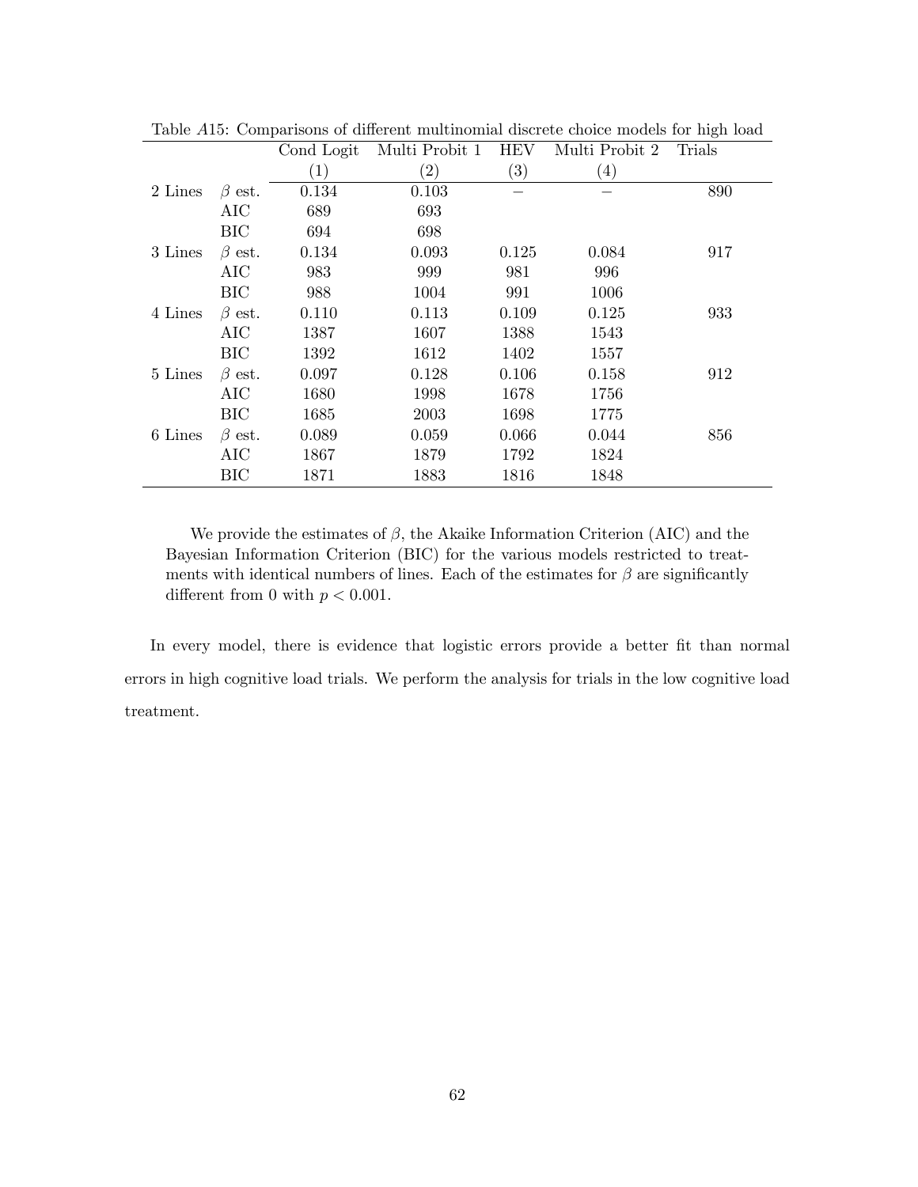Table $A15$: Comparisons of different multinomial discrete choice models for high load

| | | Cond Logit | Multi Probit 1 | HEV | Multi Probit 2 | Trials |
|---|---|---|---|---|---|---|
| | | (1) | (2) | (3) | (4) | |
| 2 Lines | $\beta$ est. | 0.134 | 0.103 | – | – | 890 |
| | AIC | 689 | 693 | | | |
| | BIC | 694 | 698 | | | |
| 3 Lines | $\beta$ est. | 0.134 | 0.093 | 0.125 | 0.084 | 917 |
| | AIC | 983 | 999 | 981 | 996 | |
| | BIC | 988 | 1004 | 991 | 1006 | |
| 4 Lines | $\beta$ est. | 0.110 | 0.113 | 0.109 | 0.125 | 933 |
| | AIC | 1387 | 1607 | 1388 | 1543 | |
| | BIC | 1392 | 1612 | 1402 | 1557 | |
| 5 Lines | $\beta$ est. | 0.097 | 0.128 | 0.106 | 0.158 | 912 |
| | AIC | 1680 | 1998 | 1678 | 1756 | |
| | BIC | 1685 | 2003 | 1698 | 1775 | |
| 6 Lines | $\beta$ est. | 0.089 | 0.059 | 0.066 | 0.044 | 856 |
| | AIC | 1867 | 1879 | 1792 | 1824 | |
| | BIC | 1871 | 1883 | 1816 | 1848 | |

We provide the estimates of $\beta$, the Akaike Information Criterion (AIC) and the Bayesian Information Criterion (BIC) for the various models restricted to treatments with identical numbers of lines. Each of the estimates for $\beta$ are significantly different from 0 with $p < 0.001$.

In every model, there is evidence that logistic errors provide a better fit than normal errors in high cognitive load trials. We perform the analysis for trials in the low cognitive load treatment.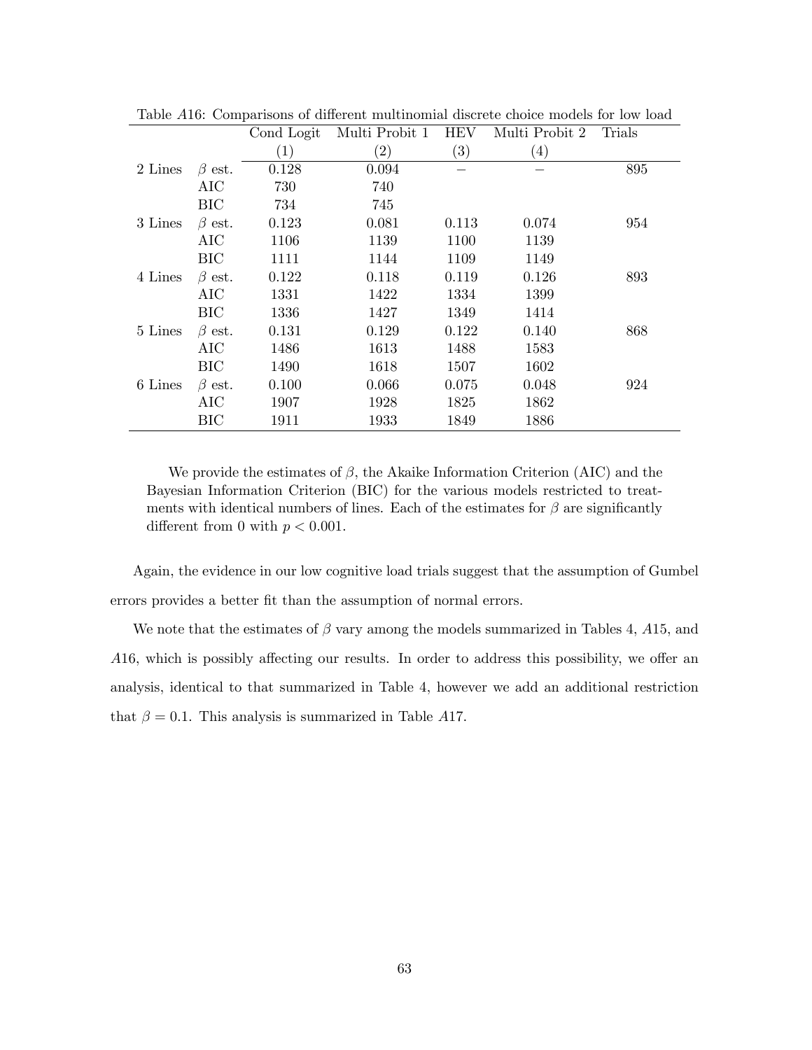Table $A16$: Comparisons of different multinomial discrete choice models for low load

| | | Cond Logit | Multi Probit 1 | HEV | Multi Probit 2 | Trials |
|---|---|---|---|---|---|---|
| | | (1) | (2) | (3) | (4) | |
| 2 Lines | $\beta$ est. | 0.128 | 0.094 | – | – | 895 |
| | AIC | 730 | 740 | | | |
| | BIC | 734 | 745 | | | |
| 3 Lines | $\beta$ est. | 0.123 | 0.081 | 0.113 | 0.074 | 954 |
| | AIC | 1106 | 1139 | 1100 | 1139 | |
| | BIC | 1111 | 1144 | 1109 | 1149 | |
| 4 Lines | $\beta$ est. | 0.122 | 0.118 | 0.119 | 0.126 | 893 |
| | AIC | 1331 | 1422 | 1334 | 1399 | |
| | BIC | 1336 | 1427 | 1349 | 1414 | |
| 5 Lines | $\beta$ est. | 0.131 | 0.129 | 0.122 | 0.140 | 868 |
| | AIC | 1486 | 1613 | 1488 | 1583 | |
| | BIC | 1490 | 1618 | 1507 | 1602 | |
| 6 Lines | $\beta$ est. | 0.100 | 0.066 | 0.075 | 0.048 | 924 |
| | AIC | 1907 | 1928 | 1825 | 1862 | |
| | BIC | 1911 | 1933 | 1849 | 1886 | |

We provide the estimates of $\beta$, the Akaike Information Criterion (AIC) and the Bayesian Information Criterion (BIC) for the various models restricted to treatments with identical numbers of lines. Each of the estimates for $\beta$ are significantly different from 0 with $p < 0.001$.

Again, the evidence in our low cognitive load trials suggest that the assumption of Gumbel errors provides a better fit than the assumption of normal errors.

We note that the estimates of $\beta$ vary among the models summarized in Tables 4, $A15$, and $A16$, which is possibly affecting our results. In order to address this possibility, we offer an analysis, identical to that summarized in Table 4, however we add an additional restriction that $\beta = 0.1$. This analysis is summarized in Table $A17$.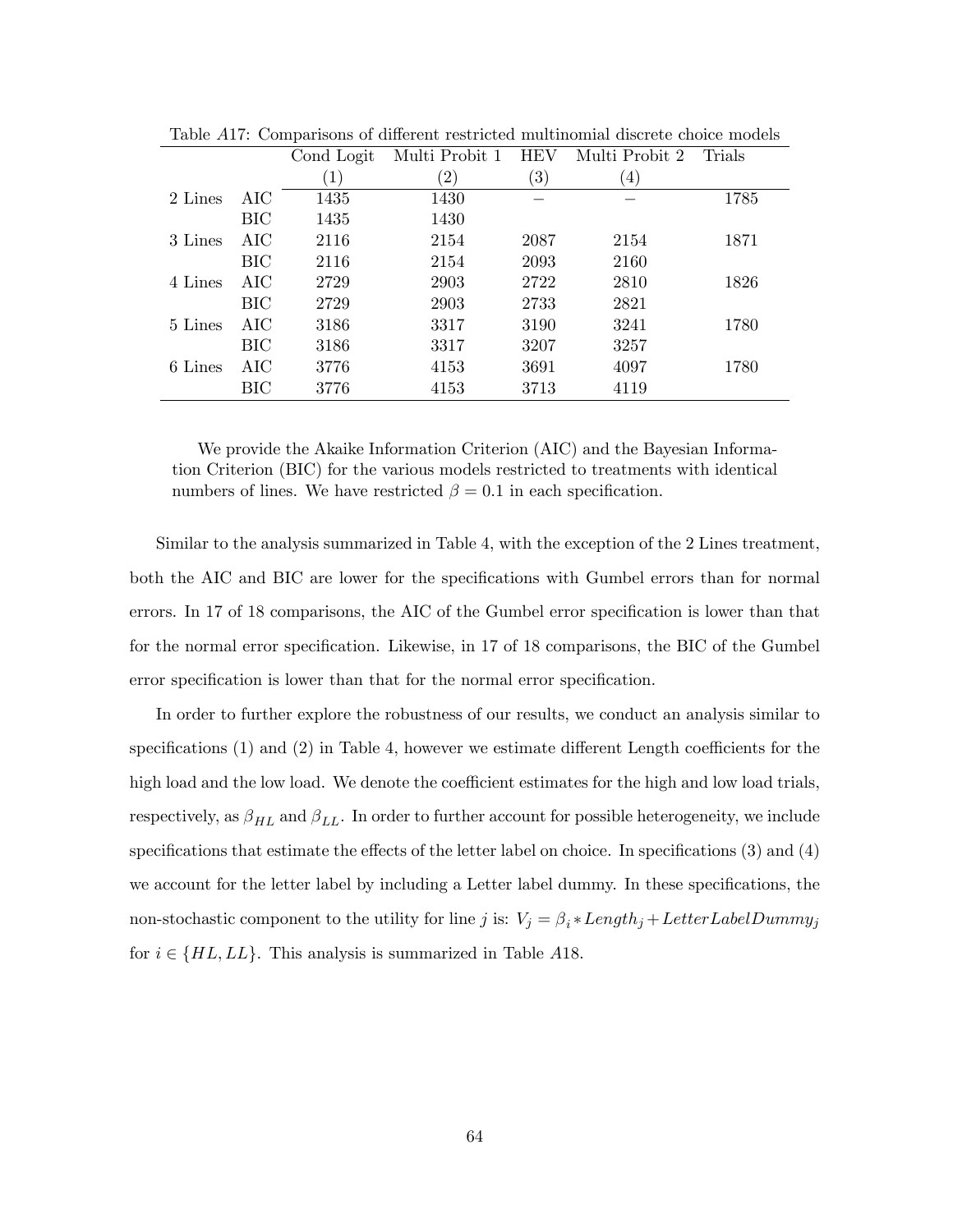Table $A17$: Comparisons of different restricted multinomial discrete choice models

| | | Cond Logit | Multi Probit 1 | HEV | Multi Probit 2 | Trials |
|---|---|---|---|---|---|---|
| | | (1) | (2) | (3) | (4) | |
| 2 Lines | AIC | 1435 | 1430 | − | − | 1785 |
| | BIC | 1435 | 1430 | | | |
| 3 Lines | AIC | 2116 | 2154 | 2087 | 2154 | 1871 |
| | BIC | 2116 | 2154 | 2093 | 2160 | |
| 4 Lines | AIC | 2729 | 2903 | 2722 | 2810 | 1826 |
| | BIC | 2729 | 2903 | 2733 | 2821 | |
| 5 Lines | AIC | 3186 | 3317 | 3190 | 3241 | 1780 |
| | BIC | 3186 | 3317 | 3207 | 3257 | |
| 6 Lines | AIC | 3776 | 4153 | 3691 | 4097 | 1780 |
| | BIC | 3776 | 4153 | 3713 | 4119 | |

We provide the Akaike Information Criterion (AIC) and the Bayesian Information Criterion (BIC) for the various models restricted to treatments with identical numbers of lines. We have restricted $\beta = 0.1$ in each specification.

Similar to the analysis summarized in Table 4, with the exception of the 2 Lines treatment, both the AIC and BIC are lower for the specifications with Gumbel errors than for normal errors. In 17 of 18 comparisons, the AIC of the Gumbel error specification is lower than that for the normal error specification. Likewise, in 17 of 18 comparisons, the BIC of the Gumbel error specification is lower than that for the normal error specification.

In order to further explore the robustness of our results, we conduct an analysis similar to specifications (1) and (2) in Table 4, however we estimate different Length coefficients for the high load and the low load. We denote the coefficient estimates for the high and low load trials, respectively, as $\beta_{HL}$ and $\beta_{LL}$. In order to further account for possible heterogeneity, we include specifications that estimate the effects of the letter label on choice. In specifications (3) and (4) we account for the letter label by including a Letter label dummy. In these specifications, the non-stochastic component to the utility for line $j$ is: $V_j = \beta_i * Length_j + LetterLabelDummy_j$ for $i \in \{HL, LL\}$. This analysis is summarized in Table $A18$.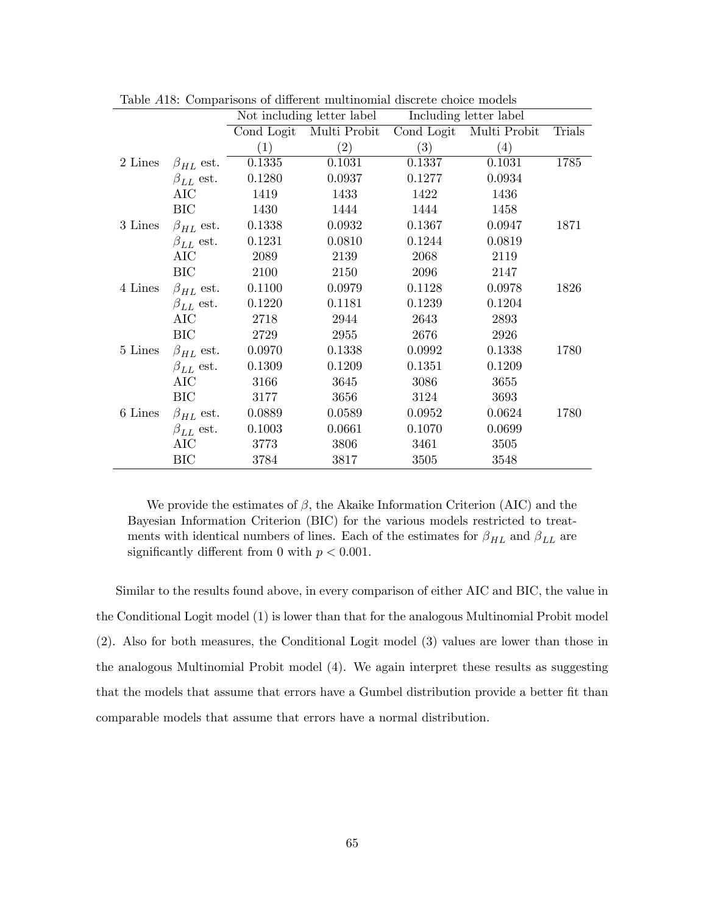Table A18: Comparisons of different multinomial discrete choice models

| | | Not including letter label | | Including letter label | | |
|---|---|---|---|---|---|---|
| | | Cond Logit | Multi Probit | Cond Logit | Multi Probit | Trials |
| | | (1) | (2) | (3) | (4) | |
| 2 Lines | $\beta_{HL}$ est. | 0.1335 | 0.1031 | 0.1337 | 0.1031 | 1785 |
| | $\beta_{LL}$ est. | 0.1280 | 0.0937 | 0.1277 | 0.0934 | |
| | AIC | 1419 | 1433 | 1422 | 1436 | |
| | BIC | 1430 | 1444 | 1444 | 1458 | |
| 3 Lines | $\beta_{HL}$ est. | 0.1338 | 0.0932 | 0.1367 | 0.0947 | 1871 |
| | $\beta_{LL}$ est. | 0.1231 | 0.0810 | 0.1244 | 0.0819 | |
| | AIC | 2089 | 2139 | 2068 | 2119 | |
| | BIC | 2100 | 2150 | 2096 | 2147 | |
| 4 Lines | $\beta_{HL}$ est. | 0.1100 | 0.0979 | 0.1128 | 0.0978 | 1826 |
| | $\beta_{LL}$ est. | 0.1220 | 0.1181 | 0.1239 | 0.1204 | |
| | AIC | 2718 | 2944 | 2643 | 2893 | |
| | BIC | 2729 | 2955 | 2676 | 2926 | |
| 5 Lines | $\beta_{HL}$ est. | 0.0970 | 0.1338 | 0.0992 | 0.1338 | 1780 |
| | $\beta_{LL}$ est. | 0.1309 | 0.1209 | 0.1351 | 0.1209 | |
| | AIC | 3166 | 3645 | 3086 | 3655 | |
| | BIC | 3177 | 3656 | 3124 | 3693 | |
| 6 Lines | $\beta_{HL}$ est. | 0.0889 | 0.0589 | 0.0952 | 0.0624 | 1780 |
| | $\beta_{LL}$ est. | 0.1003 | 0.0661 | 0.1070 | 0.0699 | |
| | AIC | 3773 | 3806 | 3461 | 3505 | |
| | BIC | 3784 | 3817 | 3505 | 3548 | |

We provide the estimates of $\beta$, the Akaike Information Criterion (AIC) and the Bayesian Information Criterion (BIC) for the various models restricted to treatments with identical numbers of lines. Each of the estimates for $\beta_{HL}$ and $\beta_{LL}$ are significantly different from 0 with $p < 0.001$.

Similar to the results found above, in every comparison of either AIC and BIC, the value in the Conditional Logit model (1) is lower than that for the analogous Multinomial Probit model (2). Also for both measures, the Conditional Logit model (3) values are lower than those in the analogous Multinomial Probit model (4). We again interpret these results as suggesting that the models that assume that errors have a Gumbel distribution provide a better fit than comparable models that assume that errors have a normal distribution.